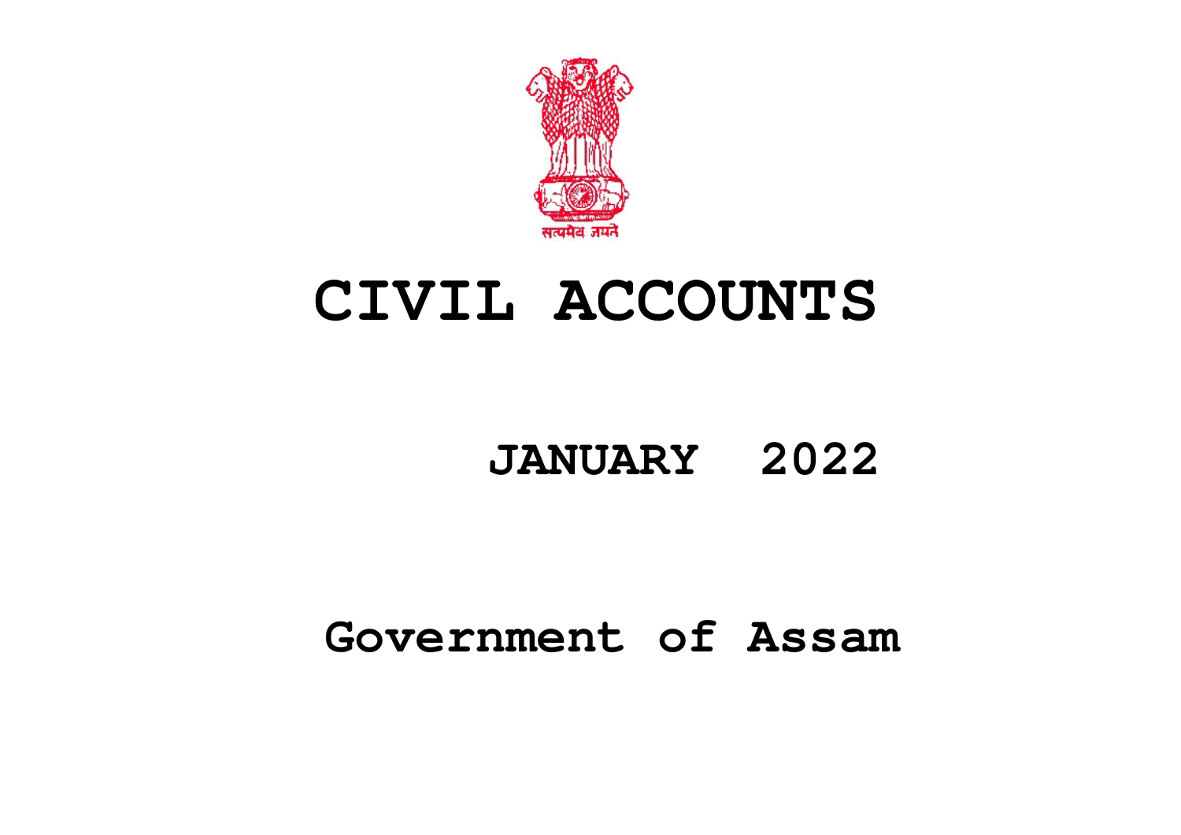# CIVIL ACCOUNTS

## JANUARY 2022

## Government of Assam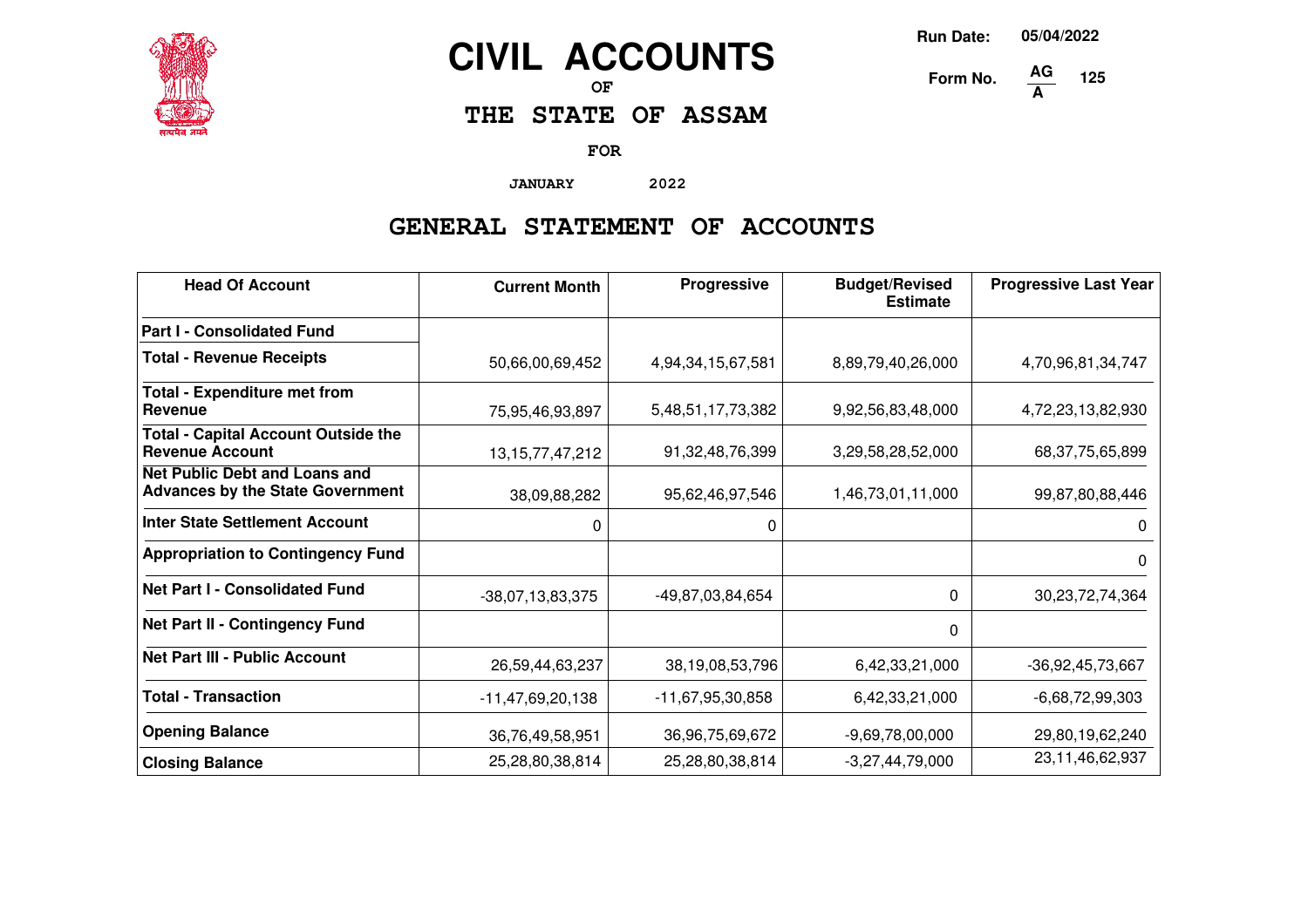# CIVIL ACCOUNTS

OF

## THE STATE OF ASSAM

FOR

JANUARY 2022

Run Date: 05/04/2022

Form No. AG/A 125

## GENERAL STATEMENT OF ACCOUNTS

| Head Of Account | Current Month | Progressive | Budget/Revised Estimate | Progressive Last Year |
|---|---|---|---|---|
| **Part I - Consolidated Fund** | | | | |
| **Total - Revenue Receipts** | 50,66,00,69,452 | 4,94,34,15,67,581 | 8,89,79,40,26,000 | 4,70,96,81,34,747 |
| **Total - Expenditure met from Revenue** | 75,95,46,93,897 | 5,48,51,17,73,382 | 9,92,56,83,48,000 | 4,72,23,13,82,930 |
| **Total - Capital Account Outside the Revenue Account** | 13,15,77,47,212 | 91,32,48,76,399 | 3,29,58,28,52,000 | 68,37,75,65,899 |
| **Net Public Debt and Loans and Advances by the State Government** | 38,09,88,282 | 95,62,46,97,546 | 1,46,73,01,11,000 | 99,87,80,88,446 |
| **Inter State Settlement Account** | 0 | 0 | | 0 |
| **Appropriation to Contingency Fund** | | | | 0 |
| **Net Part I - Consolidated Fund** | -38,07,13,83,375 | -49,87,03,84,654 | 0 | 30,23,72,74,364 |
| **Net Part II - Contingency Fund** | | | 0 | |
| **Net Part III - Public Account** | 26,59,44,63,237 | 38,19,08,53,796 | 6,42,33,21,000 | -36,92,45,73,667 |
| **Total - Transaction** | -11,47,69,20,138 | -11,67,95,30,858 | 6,42,33,21,000 | -6,68,72,99,303 |
| **Opening Balance** | 36,76,49,58,951 | 36,96,75,69,672 | -9,69,78,00,000 | 29,80,19,62,240 |
| **Closing Balance** | 25,28,80,38,814 | 25,28,80,38,814 | -3,27,44,79,000 | 23,11,46,62,937 |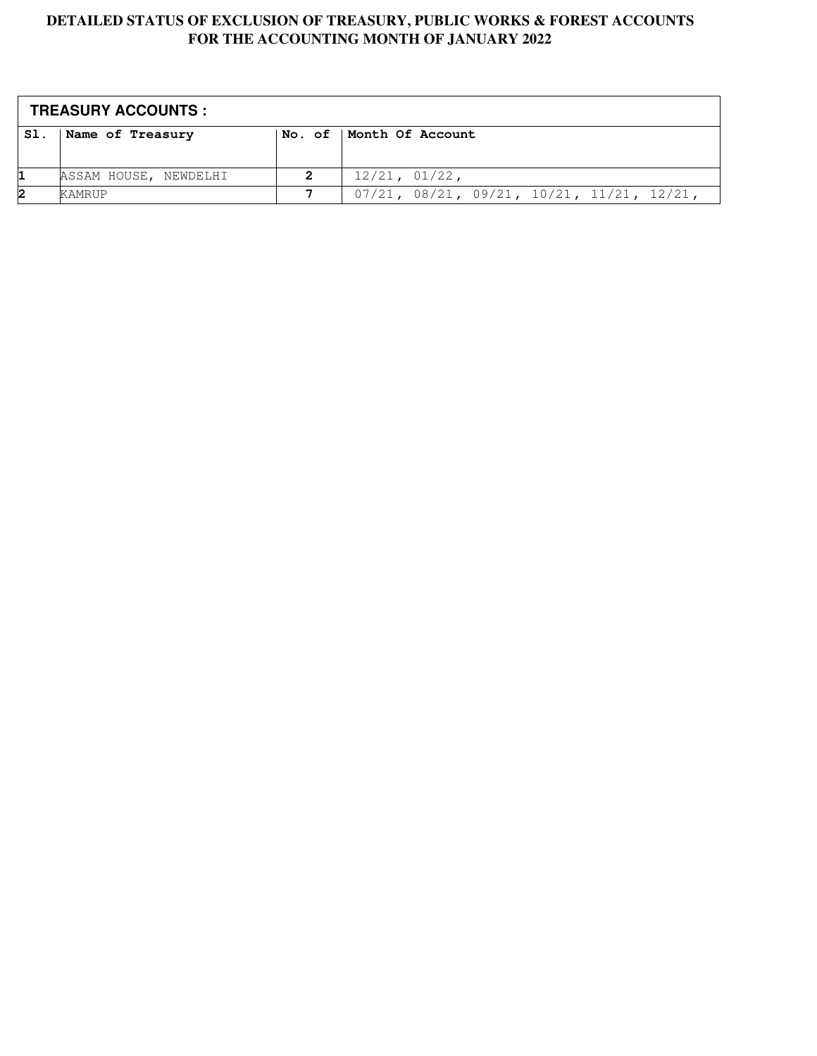**DETAILED STATUS OF EXCLUSION OF TREASURY, PUBLIC WORKS & FOREST ACCOUNTS FOR THE ACCOUNTING MONTH OF JANUARY 2022**

**TREASURY ACCOUNTS :**

| Sl. | Name of Treasury | No. of | Month Of Account |
|---|---|---|---|
| 1 | ASSAM HOUSE, NEWDELHI | 2 | 12/21, 01/22, |
| 2 | KAMRUP | 7 | 07/21, 08/21, 09/21, 10/21, 11/21, 12/21, |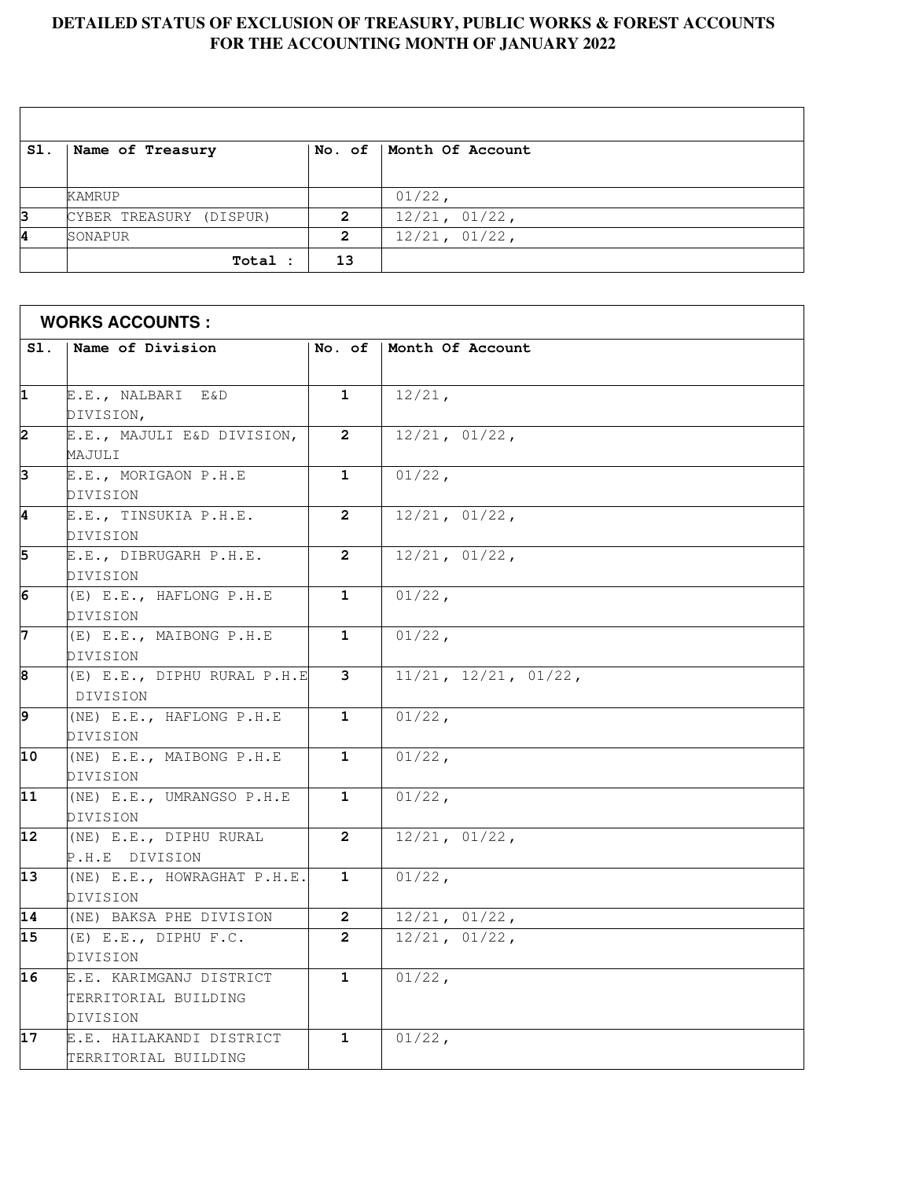**DETAILED STATUS OF EXCLUSION OF TREASURY, PUBLIC WORKS & FOREST ACCOUNTS FOR THE ACCOUNTING MONTH OF JANUARY 2022**

| Sl. | Name of Treasury | No. of | Month Of Account |
|---|---|---|---|
| | KAMRUP | | 01/22, |
| 3 | CYBER TREASURY (DISPUR) | 2 | 12/21, 01/22, |
| 4 | SONAPUR | 2 | 12/21, 01/22, |
| | **Total :** | **13** | |

**WORKS ACCOUNTS :**

| Sl. | Name of Division | No. of | Month Of Account |
|---|---|---|---|
| 1 | E.E., NALBARI E&D DIVISION, | 1 | 12/21, |
| 2 | E.E., MAJULI E&D DIVISION, MAJULI | 2 | 12/21, 01/22, |
| 3 | E.E., MORIGAON P.H.E DIVISION | 1 | 01/22, |
| 4 | E.E., TINSUKIA P.H.E. DIVISION | 2 | 12/21, 01/22, |
| 5 | E.E., DIBRUGARH P.H.E. DIVISION | 2 | 12/21, 01/22, |
| 6 | (E) E.E., HAFLONG P.H.E DIVISION | 1 | 01/22, |
| 7 | (E) E.E., MAIBONG P.H.E DIVISION | 1 | 01/22, |
| 8 | (E) E.E., DIPHU RURAL P.H.E DIVISION | 3 | 11/21, 12/21, 01/22, |
| 9 | (NE) E.E., HAFLONG P.H.E DIVISION | 1 | 01/22, |
| 10 | (NE) E.E., MAIBONG P.H.E DIVISION | 1 | 01/22, |
| 11 | (NE) E.E., UMRANGSO P.H.E DIVISION | 1 | 01/22, |
| 12 | (NE) E.E., DIPHU RURAL P.H.E DIVISION | 2 | 12/21, 01/22, |
| 13 | (NE) E.E., HOWRAGHAT P.H.E. DIVISION | 1 | 01/22, |
| 14 | (NE) BAKSA PHE DIVISION | 2 | 12/21, 01/22, |
| 15 | (E) E.E., DIPHU F.C. DIVISION | 2 | 12/21, 01/22, |
| 16 | E.E. KARIMGANJ DISTRICT TERRITORIAL BUILDING DIVISION | 1 | 01/22, |
| 17 | E.E. HAILAKANDI DISTRICT TERRITORIAL BUILDING | 1 | 01/22, |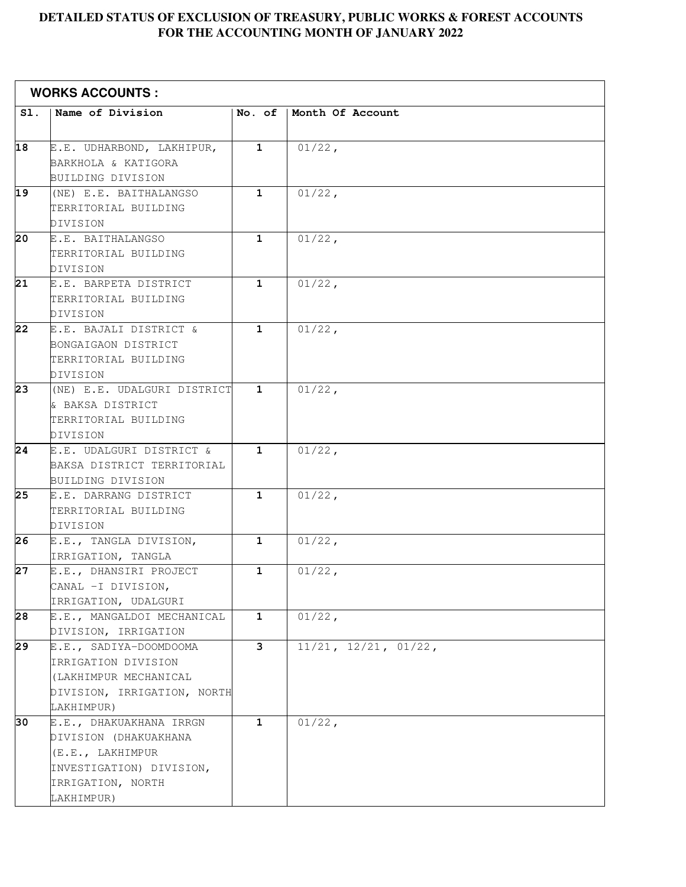# DETAILED STATUS OF EXCLUSION OF TREASURY, PUBLIC WORKS & FOREST ACCOUNTS FOR THE ACCOUNTING MONTH OF JANUARY 2022

**WORKS ACCOUNTS :**

| Sl. | Name of Division | No. of | Month Of Account |
|---|---|---|---|
| 18 | E.E. UDHARBOND, LAKHIPUR, BARKHOLA & KATIGORA BUILDING DIVISION | 1 | 01/22, |
| 19 | (NE) E.E. BAITHALANGSO TERRITORIAL BUILDING DIVISION | 1 | 01/22, |
| 20 | E.E. BAITHALANGSO TERRITORIAL BUILDING DIVISION | 1 | 01/22, |
| 21 | E.E. BARPETA DISTRICT TERRITORIAL BUILDING DIVISION | 1 | 01/22, |
| 22 | E.E. BAJALI DISTRICT & BONGAIGAON DISTRICT TERRITORIAL BUILDING DIVISION | 1 | 01/22, |
| 23 | (NE) E.E. UDALGURI DISTRICT & BAKSA DISTRICT TERRITORIAL BUILDING DIVISION | 1 | 01/22, |
| 24 | E.E. UDALGURI DISTRICT & BAKSA DISTRICT TERRITORIAL BUILDING DIVISION | 1 | 01/22, |
| 25 | E.E. DARRANG DISTRICT TERRITORIAL BUILDING DIVISION | 1 | 01/22, |
| 26 | E.E., TANGLA DIVISION, IRRIGATION, TANGLA | 1 | 01/22, |
| 27 | E.E., DHANSIRI PROJECT CANAL -I DIVISION, IRRIGATION, UDALGURI | 1 | 01/22, |
| 28 | E.E., MANGALDOI MECHANICAL DIVISION, IRRIGATION | 1 | 01/22, |
| 29 | E.E., SADIYA-DOOMDOOMA IRRIGATION DIVISION (LAKHIMPUR MECHANICAL DIVISION, IRRIGATION, NORTH LAKHIMPUR) | 3 | 11/21, 12/21, 01/22, |
| 30 | E.E., DHAKUAKHANA IRRGN DIVISION (DHAKUAKHANA (E.E., LAKHIMPUR INVESTIGATION) DIVISION, IRRIGATION, NORTH LAKHIMPUR) | 1 | 01/22, |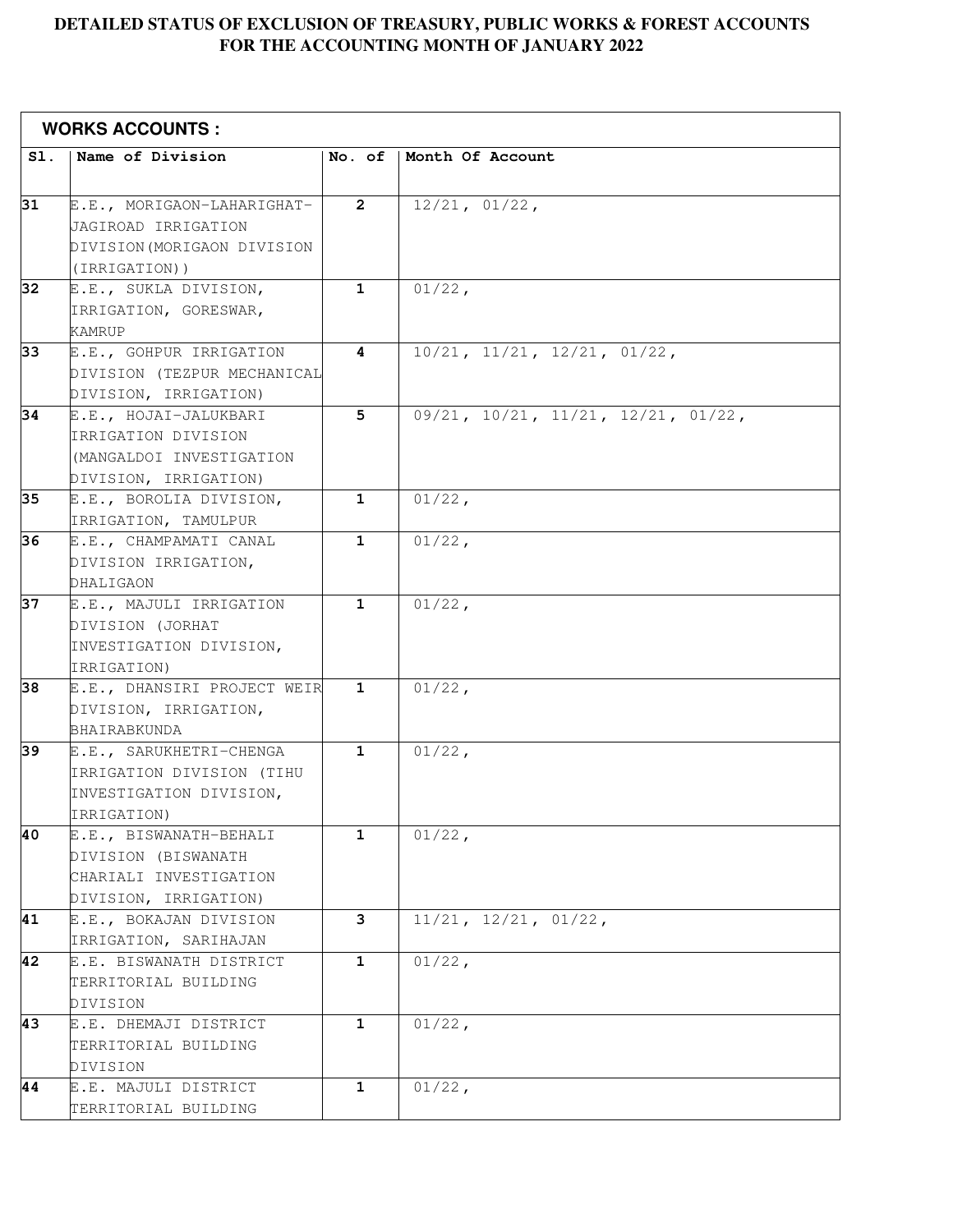# DETAILED STATUS OF EXCLUSION OF TREASURY, PUBLIC WORKS & FOREST ACCOUNTS FOR THE ACCOUNTING MONTH OF JANUARY 2022

**WORKS ACCOUNTS :**

| Sl. | Name of Division | No. of | Month Of Account |
|---|---|---|---|
| 31 | E.E., MORIGAON-LAHARIGHAT-JAGIROAD IRRIGATION DIVISION(MORIGAON DIVISION (IRRIGATION)) | 2 | 12/21, 01/22, |
| 32 | E.E., SUKLA DIVISION, IRRIGATION, GORESWAR, KAMRUP | 1 | 01/22, |
| 33 | E.E., GOHPUR IRRIGATION DIVISION (TEZPUR MECHANICAL DIVISION, IRRIGATION) | 4 | 10/21, 11/21, 12/21, 01/22, |
| 34 | E.E., HOJAI-JALUKBARI IRRIGATION DIVISION (MANGALDOI INVESTIGATION DIVISION, IRRIGATION) | 5 | 09/21, 10/21, 11/21, 12/21, 01/22, |
| 35 | E.E., BOROLIA DIVISION, IRRIGATION, TAMULPUR | 1 | 01/22, |
| 36 | E.E., CHAMPAMATI CANAL DIVISION IRRIGATION, DHALIGAON | 1 | 01/22, |
| 37 | E.E., MAJULI IRRIGATION DIVISION (JORHAT INVESTIGATION DIVISION, IRRIGATION) | 1 | 01/22, |
| 38 | E.E., DHANSIRI PROJECT WEIR DIVISION, IRRIGATION, BHAIRABKUNDA | 1 | 01/22, |
| 39 | E.E., SARUKHETRI-CHENGA IRRIGATION DIVISION (TIHU INVESTIGATION DIVISION, IRRIGATION) | 1 | 01/22, |
| 40 | E.E., BISWANATH-BEHALI DIVISION (BISWANATH CHARIALI INVESTIGATION DIVISION, IRRIGATION) | 1 | 01/22, |
| 41 | E.E., BOKAJAN DIVISION IRRIGATION, SARIHAJAN | 3 | 11/21, 12/21, 01/22, |
| 42 | E.E. BISWANATH DISTRICT TERRITORIAL BUILDING DIVISION | 1 | 01/22, |
| 43 | E.E. DHEMAJI DISTRICT TERRITORIAL BUILDING DIVISION | 1 | 01/22, |
| 44 | E.E. MAJULI DISTRICT TERRITORIAL BUILDING | 1 | 01/22, |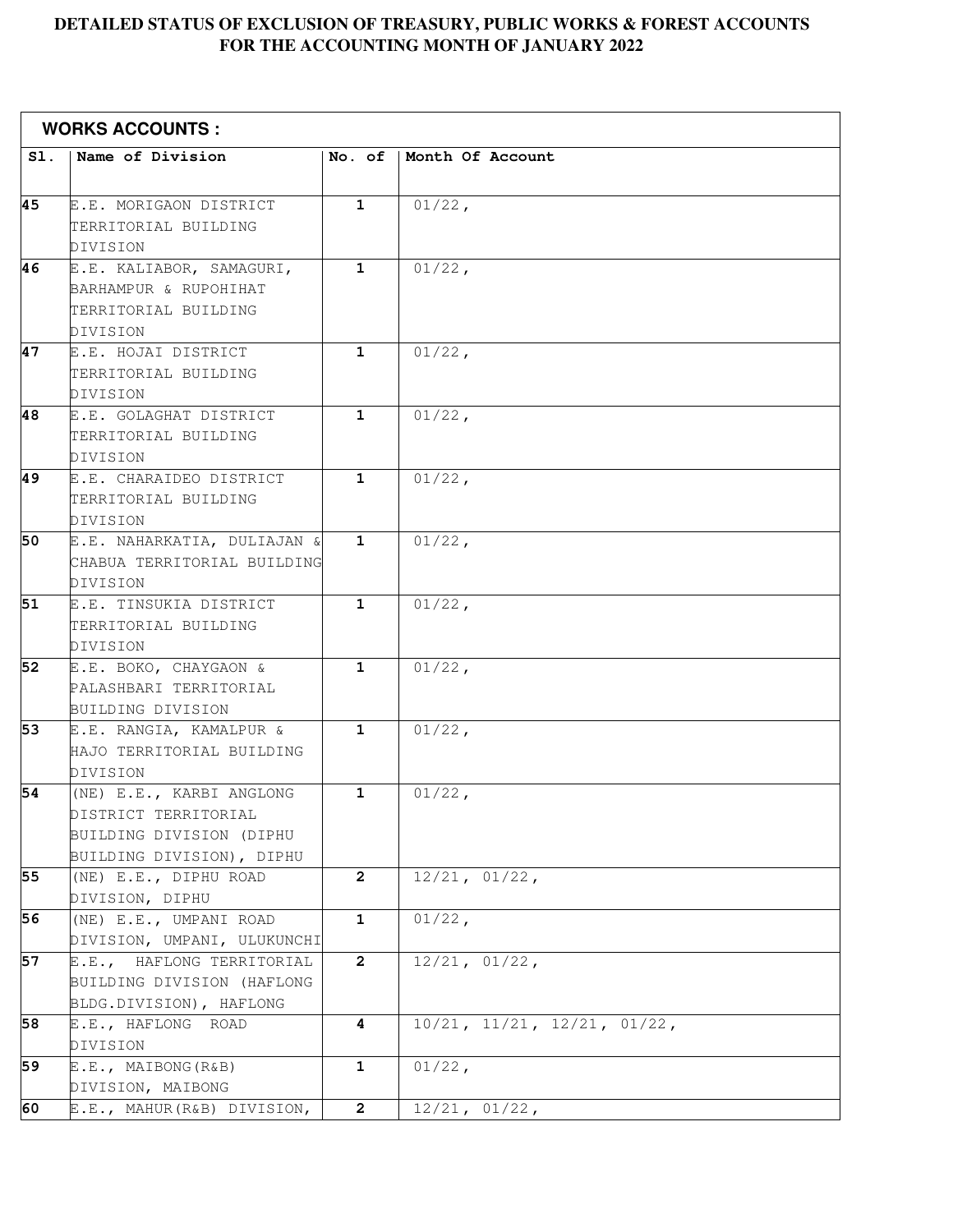**DETAILED STATUS OF EXCLUSION OF TREASURY, PUBLIC WORKS & FOREST ACCOUNTS FOR THE ACCOUNTING MONTH OF JANUARY 2022**

**WORKS ACCOUNTS :**

| Sl. | Name of Division | No. of | Month Of Account |
|---|---|---|---|
| 45 | E.E. MORIGAON DISTRICT TERRITORIAL BUILDING DIVISION | 1 | 01/22, |
| 46 | E.E. KALIABOR, SAMAGURI, BARHAMPUR & RUPOHIHAT TERRITORIAL BUILDING DIVISION | 1 | 01/22, |
| 47 | E.E. HOJAI DISTRICT TERRITORIAL BUILDING DIVISION | 1 | 01/22, |
| 48 | E.E. GOLAGHAT DISTRICT TERRITORIAL BUILDING DIVISION | 1 | 01/22, |
| 49 | E.E. CHARAIDEO DISTRICT TERRITORIAL BUILDING DIVISION | 1 | 01/22, |
| 50 | E.E. NAHARKATIA, DULIAJAN & CHABUA TERRITORIAL BUILDING DIVISION | 1 | 01/22, |
| 51 | E.E. TINSUKIA DISTRICT TERRITORIAL BUILDING DIVISION | 1 | 01/22, |
| 52 | E.E. BOKO, CHAYGAON & PALASHBARI TERRITORIAL BUILDING DIVISION | 1 | 01/22, |
| 53 | E.E. RANGIA, KAMALPUR & HAJO TERRITORIAL BUILDING DIVISION | 1 | 01/22, |
| 54 | (NE) E.E., KARBI ANGLONG DISTRICT TERRITORIAL BUILDING DIVISION (DIPHU BUILDING DIVISION), DIPHU | 1 | 01/22, |
| 55 | (NE) E.E., DIPHU ROAD DIVISION, DIPHU | 2 | 12/21, 01/22, |
| 56 | (NE) E.E., UMPANI ROAD DIVISION, UMPANI, ULUKUNCHI | 1 | 01/22, |
| 57 | E.E., HAFLONG TERRITORIAL BUILDING DIVISION (HAFLONG BLDG.DIVISION), HAFLONG | 2 | 12/21, 01/22, |
| 58 | E.E., HAFLONG ROAD DIVISION | 4 | 10/21, 11/21, 12/21, 01/22, |
| 59 | E.E., MAIBONG(R&B) DIVISION, MAIBONG | 1 | 01/22, |
| 60 | E.E., MAHUR(R&B) DIVISION, | 2 | 12/21, 01/22, |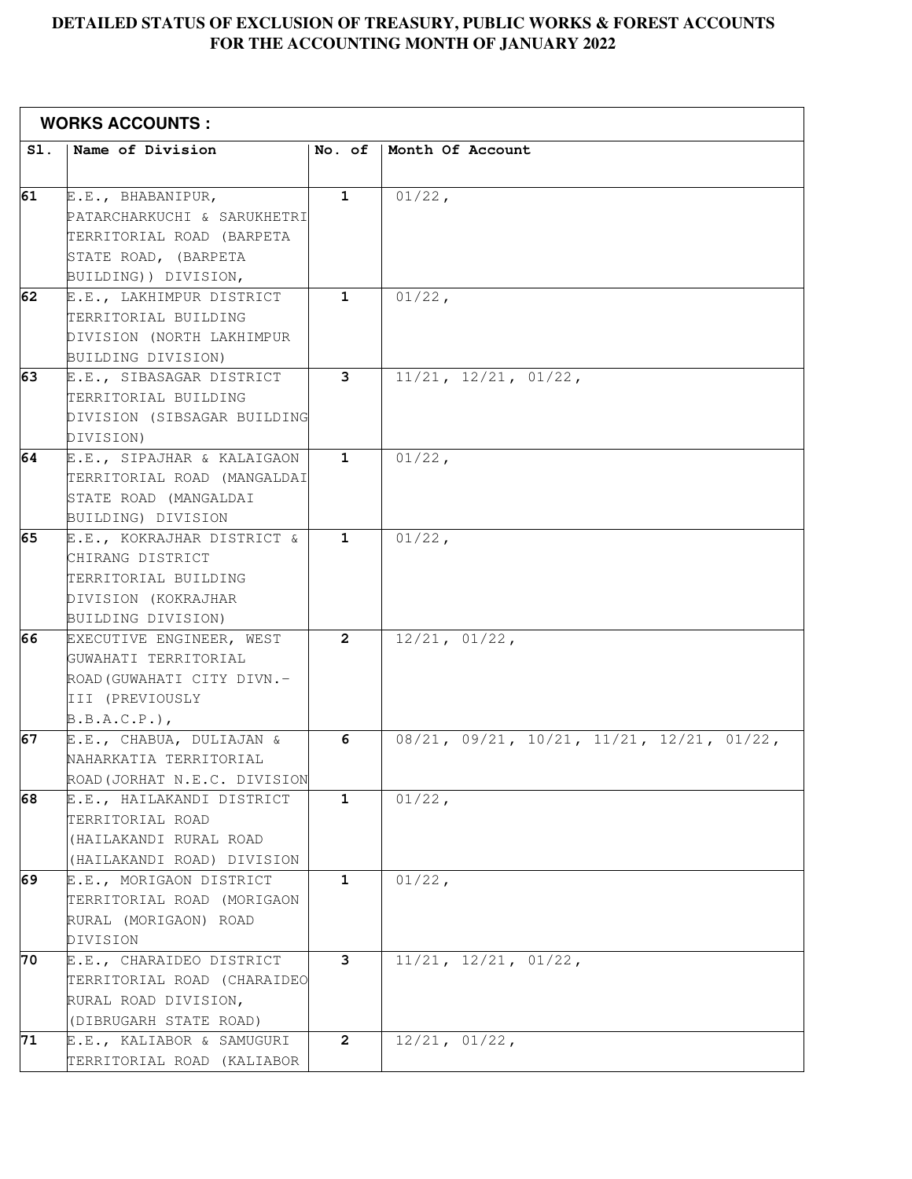**DETAILED STATUS OF EXCLUSION OF TREASURY, PUBLIC WORKS & FOREST ACCOUNTS FOR THE ACCOUNTING MONTH OF JANUARY 2022**

**WORKS ACCOUNTS :**

| Sl. | Name of Division | No. of | Month Of Account |
|---|---|---|---|
| 61 | E.E., BHABANIPUR, PATARCHARKUCHI & SARUKHETRI TERRITORIAL ROAD (BARPETA STATE ROAD, (BARPETA BUILDING)) DIVISION, | 1 | 01/22, |
| 62 | E.E., LAKHIMPUR DISTRICT TERRITORIAL BUILDING DIVISION (NORTH LAKHIMPUR BUILDING DIVISION) | 1 | 01/22, |
| 63 | E.E., SIBASAGAR DISTRICT TERRITORIAL BUILDING DIVISION (SIBSAGAR BUILDING DIVISION) | 3 | 11/21, 12/21, 01/22, |
| 64 | E.E., SIPAJHAR & KALAIGAON TERRITORIAL ROAD (MANGALDAI STATE ROAD (MANGALDAI BUILDING) DIVISION | 1 | 01/22, |
| 65 | E.E., KOKRAJHAR DISTRICT & CHIRANG DISTRICT TERRITORIAL BUILDING DIVISION (KOKRAJHAR BUILDING DIVISION) | 1 | 01/22, |
| 66 | EXECUTIVE ENGINEER, WEST GUWAHATI TERRITORIAL ROAD(GUWAHATI CITY DIVN.-III (PREVIOUSLY B.B.A.C.P.), | 2 | 12/21, 01/22, |
| 67 | E.E., CHABUA, DULIAJAN & NAHARKATIA TERRITORIAL ROAD(JORHAT N.E.C. DIVISION | 6 | 08/21, 09/21, 10/21, 11/21, 12/21, 01/22, |
| 68 | E.E., HAILAKANDI DISTRICT TERRITORIAL ROAD (HAILAKANDI RURAL ROAD (HAILAKANDI ROAD) DIVISION | 1 | 01/22, |
| 69 | E.E., MORIGAON DISTRICT TERRITORIAL ROAD (MORIGAON RURAL (MORIGAON) ROAD DIVISION | 1 | 01/22, |
| 70 | E.E., CHARAIDEO DISTRICT TERRITORIAL ROAD (CHARAIDEO RURAL ROAD DIVISION, (DIBRUGARH STATE ROAD) | 3 | 11/21, 12/21, 01/22, |
| 71 | E.E., KALIABOR & SAMUGURI TERRITORIAL ROAD (KALIABOR | 2 | 12/21, 01/22, |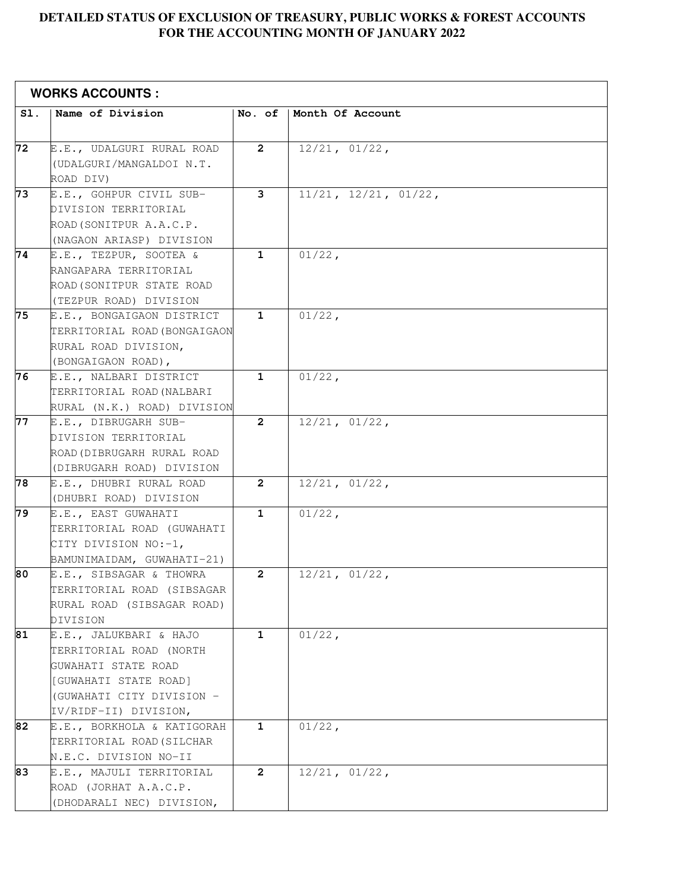**DETAILED STATUS OF EXCLUSION OF TREASURY, PUBLIC WORKS & FOREST ACCOUNTS FOR THE ACCOUNTING MONTH OF JANUARY 2022**

**WORKS ACCOUNTS :**

| Sl. | Name of Division | No. of | Month Of Account |
|---|---|---|---|
| 72 | E.E., UDALGURI RURAL ROAD (UDALGURI/MANGALDOI N.T. ROAD DIV) | 2 | 12/21, 01/22, |
| 73 | E.E., GOHPUR CIVIL SUB-DIVISION TERRITORIAL ROAD(SONITPUR A.A.C.P. (NAGAON ARIASP) DIVISION | 3 | 11/21, 12/21, 01/22, |
| 74 | E.E., TEZPUR, SOOTEA & RANGAPARA TERRITORIAL ROAD(SONITPUR STATE ROAD (TEZPUR ROAD) DIVISION | 1 | 01/22, |
| 75 | E.E., BONGAIGAON DISTRICT TERRITORIAL ROAD(BONGAIGAON RURAL ROAD DIVISION, (BONGAIGAON ROAD), | 1 | 01/22, |
| 76 | E.E., NALBARI DISTRICT TERRITORIAL ROAD(NALBARI RURAL (N.K.) ROAD) DIVISION | 1 | 01/22, |
| 77 | E.E., DIBRUGARH SUB-DIVISION TERRITORIAL ROAD(DIBRUGARH RURAL ROAD (DIBRUGARH ROAD) DIVISION | 2 | 12/21, 01/22, |
| 78 | E.E., DHUBRI RURAL ROAD (DHUBRI ROAD) DIVISION | 2 | 12/21, 01/22, |
| 79 | E.E., EAST GUWAHATI TERRITORIAL ROAD (GUWAHATI CITY DIVISION NO:-1, BAMUNIMAIDAM, GUWAHATI-21) | 1 | 01/22, |
| 80 | E.E., SIBSAGAR & THOWRA TERRITORIAL ROAD (SIBSAGAR RURAL ROAD (SIBSAGAR ROAD) DIVISION | 2 | 12/21, 01/22, |
| 81 | E.E., JALUKBARI & HAJO TERRITORIAL ROAD (NORTH GUWAHATI STATE ROAD [GUWAHATI STATE ROAD] (GUWAHATI CITY DIVISION - IV/RIDF-II) DIVISION, | 1 | 01/22, |
| 82 | E.E., BORKHOLA & KATIGORAH TERRITORIAL ROAD(SILCHAR N.E.C. DIVISION NO-II | 1 | 01/22, |
| 83 | E.E., MAJULI TERRITORIAL ROAD (JORHAT A.A.C.P. (DHODARALI NEC) DIVISION, | 2 | 12/21, 01/22, |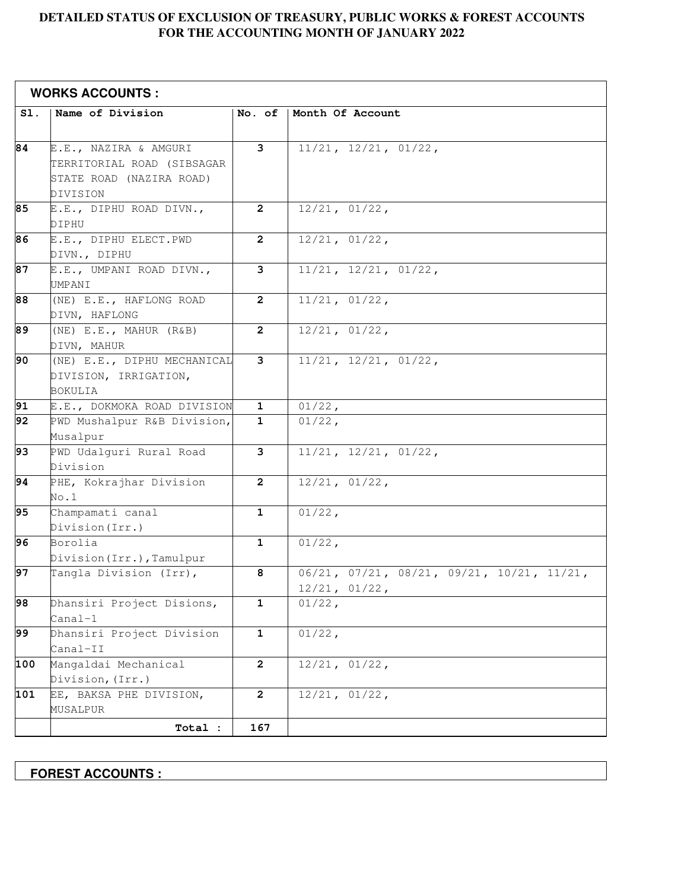**DETAILED STATUS OF EXCLUSION OF TREASURY, PUBLIC WORKS & FOREST ACCOUNTS FOR THE ACCOUNTING MONTH OF JANUARY 2022**

**WORKS ACCOUNTS :**

| Sl. | Name of Division | No. of | Month Of Account |
|---|---|---|---|
| 84 | E.E., NAZIRA & AMGURI TERRITORIAL ROAD (SIBSAGAR STATE ROAD (NAZIRA ROAD) DIVISION | 3 | 11/21, 12/21, 01/22, |
| 85 | E.E., DIPHU ROAD DIVN., DIPHU | 2 | 12/21, 01/22, |
| 86 | E.E., DIPHU ELECT.PWD DIVN., DIPHU | 2 | 12/21, 01/22, |
| 87 | E.E., UMPANI ROAD DIVN., UMPANI | 3 | 11/21, 12/21, 01/22, |
| 88 | (NE) E.E., HAFLONG ROAD DIVN, HAFLONG | 2 | 11/21, 01/22, |
| 89 | (NE) E.E., MAHUR (R&B) DIVN, MAHUR | 2 | 12/21, 01/22, |
| 90 | (NE) E.E., DIPHU MECHANICAL DIVISION, IRRIGATION, BOKULIA | 3 | 11/21, 12/21, 01/22, |
| 91 | E.E., DOKMOKA ROAD DIVISION | 1 | 01/22, |
| 92 | PWD Mushalpur R&B Division, Musalpur | 1 | 01/22, |
| 93 | PWD Udalguri Rural Road Division | 3 | 11/21, 12/21, 01/22, |
| 94 | PHE, Kokrajhar Division No.1 | 2 | 12/21, 01/22, |
| 95 | Champamati canal Division(Irr.) | 1 | 01/22, |
| 96 | Borolia Division(Irr.),Tamulpur | 1 | 01/22, |
| 97 | Tangla Division (Irr), | 8 | 06/21, 07/21, 08/21, 09/21, 10/21, 11/21, 12/21, 01/22, |
| 98 | Dhansiri Project Disions, Canal-1 | 1 | 01/22, |
| 99 | Dhansiri Project Division Canal-II | 1 | 01/22, |
| 100 | Mangaldai Mechanical Division,(Irr.) | 2 | 12/21, 01/22, |
| 101 | EE, BAKSA PHE DIVISION, MUSALPUR | 2 | 12/21, 01/22, |
| | **Total :** | **167** | |

**FOREST ACCOUNTS :**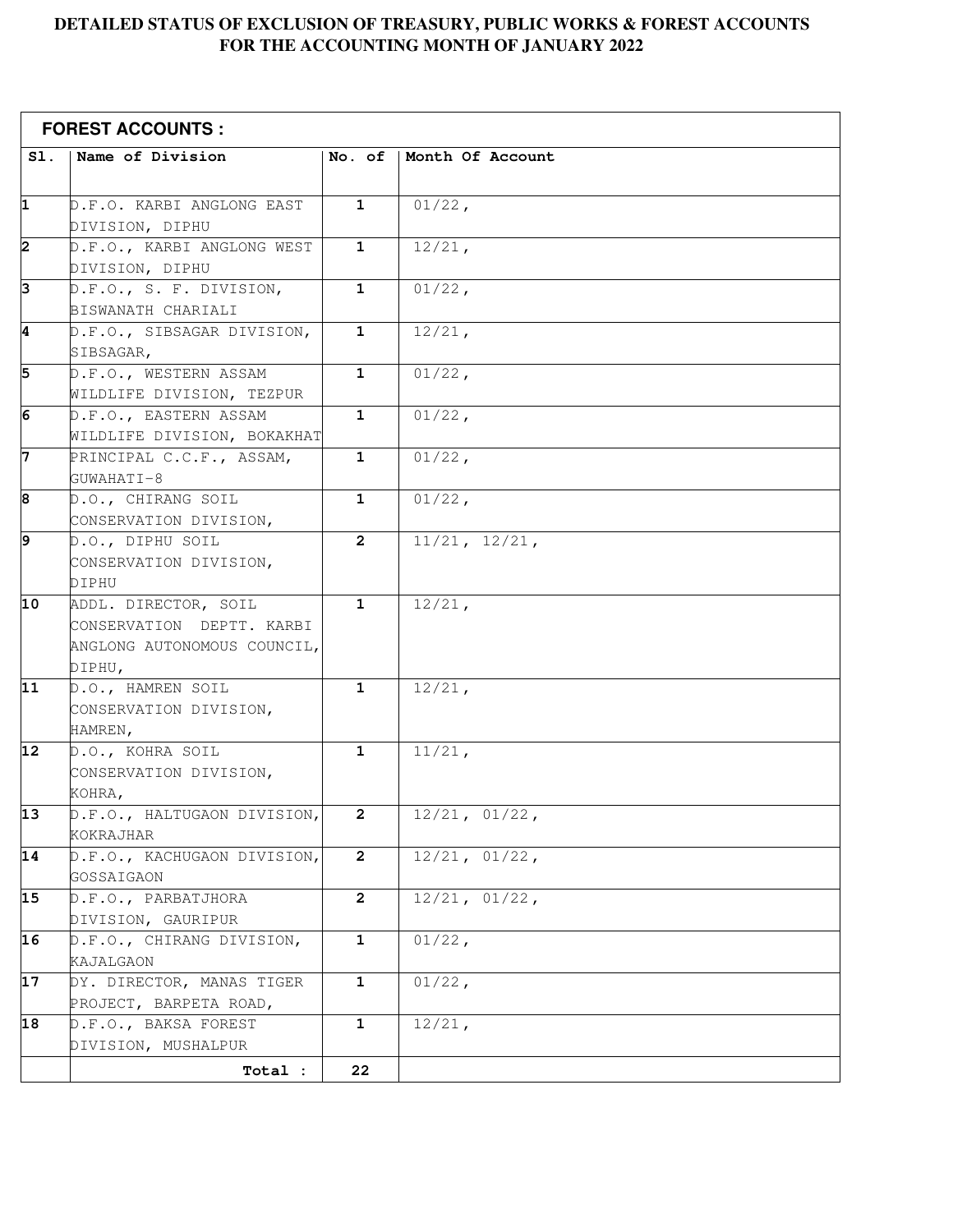# DETAILED STATUS OF EXCLUSION OF TREASURY, PUBLIC WORKS & FOREST ACCOUNTS FOR THE ACCOUNTING MONTH OF JANUARY 2022

**FOREST ACCOUNTS :**

| Sl. | Name of Division | No. of | Month Of Account |
|---|---|---|---|
| 1 | D.F.O. KARBI ANGLONG EAST DIVISION, DIPHU | 1 | 01/22, |
| 2 | D.F.O., KARBI ANGLONG WEST DIVISION, DIPHU | 1 | 12/21, |
| 3 | D.F.O., S. F. DIVISION, BISWANATH CHARIALI | 1 | 01/22, |
| 4 | D.F.O., SIBSAGAR DIVISION, SIBSAGAR, | 1 | 12/21, |
| 5 | D.F.O., WESTERN ASSAM WILDLIFE DIVISION, TEZPUR | 1 | 01/22, |
| 6 | D.F.O., EASTERN ASSAM WILDLIFE DIVISION, BOKAKHAT | 1 | 01/22, |
| 7 | PRINCIPAL C.C.F., ASSAM, GUWAHATI-8 | 1 | 01/22, |
| 8 | D.O., CHIRANG SOIL CONSERVATION DIVISION, | 1 | 01/22, |
| 9 | D.O., DIPHU SOIL CONSERVATION DIVISION, DIPHU | 2 | 11/21, 12/21, |
| 10 | ADDL. DIRECTOR, SOIL CONSERVATION DEPTT. KARBI ANGLONG AUTONOMOUS COUNCIL, DIPHU, | 1 | 12/21, |
| 11 | D.O., HAMREN SOIL CONSERVATION DIVISION, HAMREN, | 1 | 12/21, |
| 12 | D.O., KOHRA SOIL CONSERVATION DIVISION, KOHRA, | 1 | 11/21, |
| 13 | D.F.O., HALTUGAON DIVISION, KOKRAJHAR | 2 | 12/21, 01/22, |
| 14 | D.F.O., KACHUGAON DIVISION, GOSSAIGAON | 2 | 12/21, 01/22, |
| 15 | D.F.O., PARBATJHORA DIVISION, GAURIPUR | 2 | 12/21, 01/22, |
| 16 | D.F.O., CHIRANG DIVISION, KAJALGAON | 1 | 01/22, |
| 17 | DY. DIRECTOR, MANAS TIGER PROJECT, BARPETA ROAD, | 1 | 01/22, |
| 18 | D.F.O., BAKSA FOREST DIVISION, MUSHALPUR | 1 | 12/21, |
| | **Total :** | **22** | |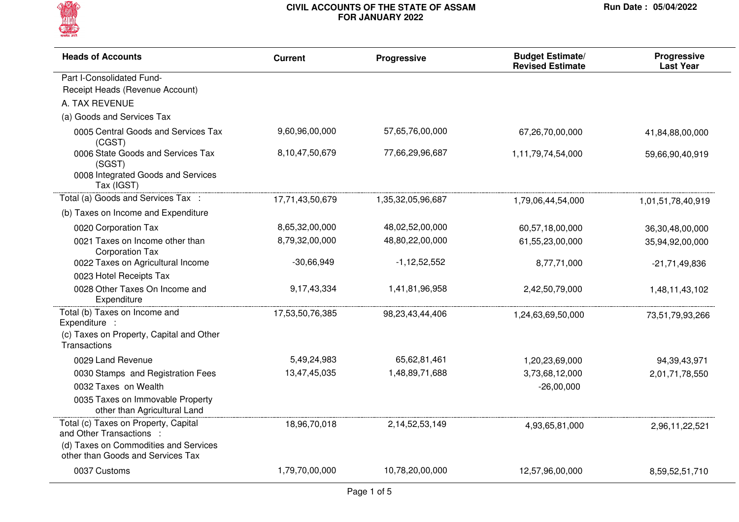# CIVIL ACCOUNTS OF THE STATE OF ASSAM
## FOR JANUARY 2022

Run Date : 05/04/2022

| Heads of Accounts | Current | Progressive | Budget Estimate/ Revised Estimate | Progressive Last Year |
|---|---|---|---|---|
| Part I-Consolidated Fund- | | | | |
| Receipt Heads (Revenue Account) | | | | |
| A. TAX REVENUE | | | | |
| (a) Goods and Services Tax | | | | |
| 0005 Central Goods and Services Tax (CGST) | 9,60,96,00,000 | 57,65,76,00,000 | 67,26,70,00,000 | 41,84,88,00,000 |
| 0006 State Goods and Services Tax (SGST) | 8,10,47,50,679 | 77,66,29,96,687 | 1,11,79,74,54,000 | 59,66,90,40,919 |
| 0008 Integrated Goods and Services Tax (IGST) | | | | |
| Total (a) Goods and Services Tax : | 17,71,43,50,679 | 1,35,32,05,96,687 | 1,79,06,44,54,000 | 1,01,51,78,40,919 |
| (b) Taxes on Income and Expenditure | | | | |
| 0020 Corporation Tax | 8,65,32,00,000 | 48,02,52,00,000 | 60,57,18,00,000 | 36,30,48,00,000 |
| 0021 Taxes on Income other than Corporation Tax | 8,79,32,00,000 | 48,80,22,00,000 | 61,55,23,00,000 | 35,94,92,00,000 |
| 0022 Taxes on Agricultural Income | -30,66,949 | -1,12,52,552 | 8,77,71,000 | -21,71,49,836 |
| 0023 Hotel Receipts Tax | | | | |
| 0028 Other Taxes On Income and Expenditure | 9,17,43,334 | 1,41,81,96,958 | 2,42,50,79,000 | 1,48,11,43,102 |
| Total (b) Taxes on Income and Expenditure : | 17,53,50,76,385 | 98,23,43,44,406 | 1,24,63,69,50,000 | 73,51,79,93,266 |
| (c) Taxes on Property, Capital and Other Transactions | | | | |
| 0029 Land Revenue | 5,49,24,983 | 65,62,81,461 | 1,20,23,69,000 | 94,39,43,971 |
| 0030 Stamps and Registration Fees | 13,47,45,035 | 1,48,89,71,688 | 3,73,68,12,000 | 2,01,71,78,550 |
| 0032 Taxes on Wealth | | | -26,00,000 | |
| 0035 Taxes on Immovable Property other than Agricultural Land | | | | |
| Total (c) Taxes on Property, Capital and Other Transactions : | 18,96,70,018 | 2,14,52,53,149 | 4,93,65,81,000 | 2,96,11,22,521 |
| (d) Taxes on Commodities and Services other than Goods and Services Tax | | | | |
| 0037 Customs | 1,79,70,00,000 | 10,78,20,00,000 | 12,57,96,00,000 | 8,59,52,51,710 |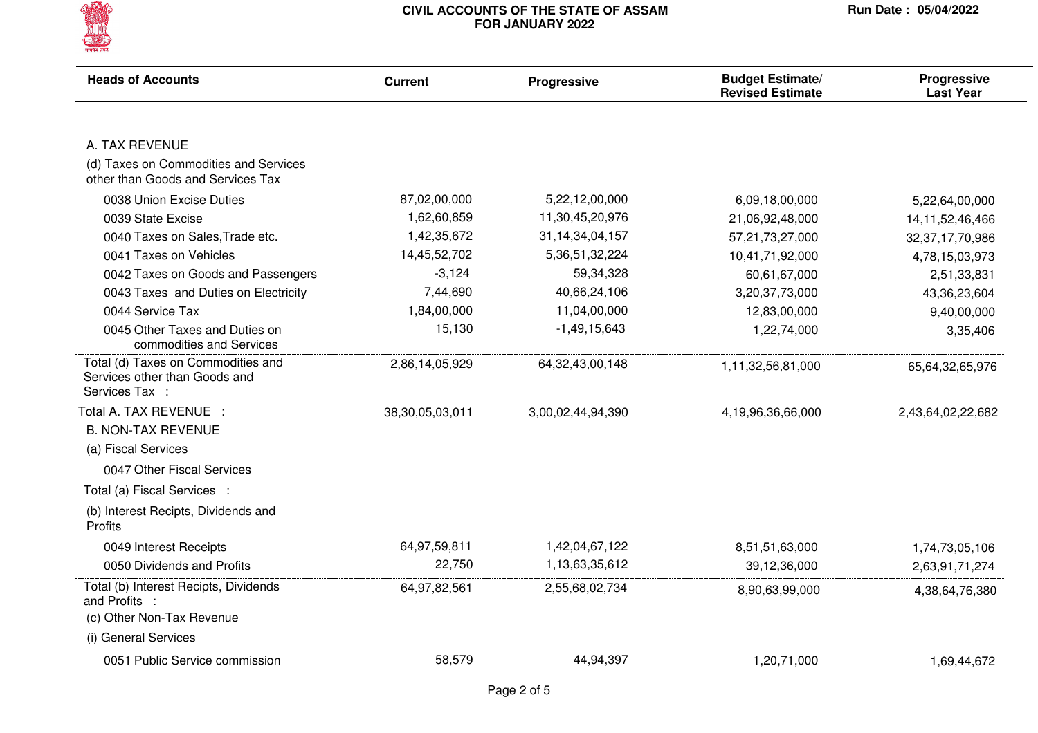# CIVIL ACCOUNTS OF THE STATE OF ASSAM FOR JANUARY 2022

Run Date : 05/04/2022

| Heads of Accounts | Current | Progressive | Budget Estimate/ Revised Estimate | Progressive Last Year |
|---|---|---|---|---|
| A. TAX REVENUE | | | | |
| (d) Taxes on Commodities and Services other than Goods and Services Tax | | | | |
| 0038 Union Excise Duties | 87,02,00,000 | 5,22,12,00,000 | 6,09,18,00,000 | 5,22,64,00,000 |
| 0039 State Excise | 1,62,60,859 | 11,30,45,20,976 | 21,06,92,48,000 | 14,11,52,46,466 |
| 0040 Taxes on Sales,Trade etc. | 1,42,35,672 | 31,14,34,04,157 | 57,21,73,27,000 | 32,37,17,70,986 |
| 0041 Taxes on Vehicles | 14,45,52,702 | 5,36,51,32,224 | 10,41,71,92,000 | 4,78,15,03,973 |
| 0042 Taxes on Goods and Passengers | -3,124 | 59,34,328 | 60,61,67,000 | 2,51,33,831 |
| 0043 Taxes and Duties on Electricity | 7,44,690 | 40,66,24,106 | 3,20,37,73,000 | 43,36,23,604 |
| 0044 Service Tax | 1,84,00,000 | 11,04,00,000 | 12,83,00,000 | 9,40,00,000 |
| 0045 Other Taxes and Duties on commodities and Services | 15,130 | -1,49,15,643 | 1,22,74,000 | 3,35,406 |
| Total (d) Taxes on Commodities and Services other than Goods and Services Tax : | 2,86,14,05,929 | 64,32,43,00,148 | 1,11,32,56,81,000 | 65,64,32,65,976 |
| Total A. TAX REVENUE : | 38,30,05,03,011 | 3,00,02,44,94,390 | 4,19,96,36,66,000 | 2,43,64,02,22,682 |
| B. NON-TAX REVENUE | | | | |
| (a) Fiscal Services | | | | |
| 0047 Other Fiscal Services | | | | |
| Total (a) Fiscal Services : | | | | |
| (b) Interest Recipts, Dividends and Profits | | | | |
| 0049 Interest Receipts | 64,97,59,811 | 1,42,04,67,122 | 8,51,51,63,000 | 1,74,73,05,106 |
| 0050 Dividends and Profits | 22,750 | 1,13,63,35,612 | 39,12,36,000 | 2,63,91,71,274 |
| Total (b) Interest Recipts, Dividends and Profits : | 64,97,82,561 | 2,55,68,02,734 | 8,90,63,99,000 | 4,38,64,76,380 |
| (c) Other Non-Tax Revenue | | | | |
| (i) General Services | | | | |
| 0051 Public Service commission | 58,579 | 44,94,397 | 1,20,71,000 | 1,69,44,672 |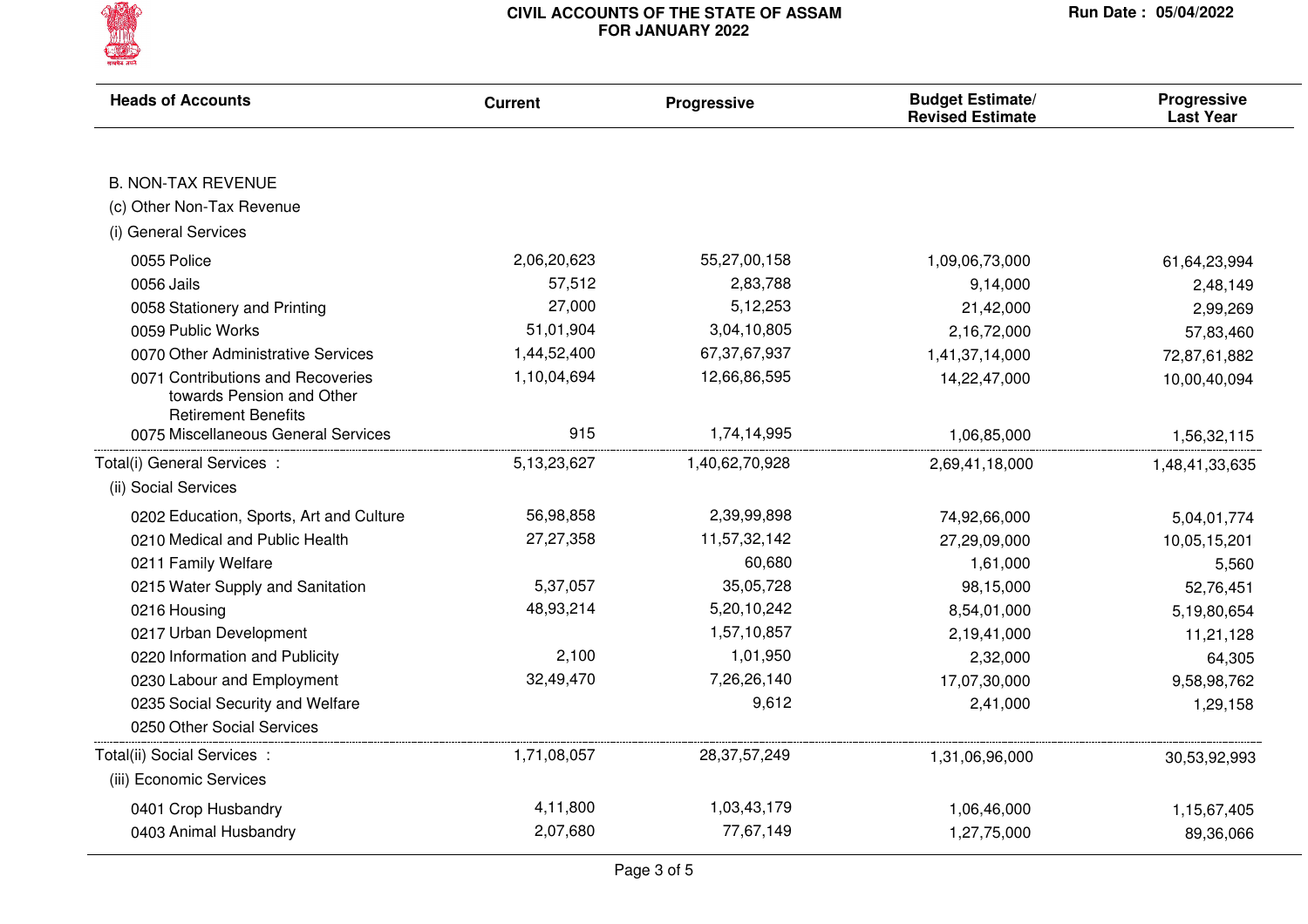# CIVIL ACCOUNTS OF THE STATE OF ASSAM FOR JANUARY 2022

Run Date : 05/04/2022

| Heads of Accounts | Current | Progressive | Budget Estimate/ Revised Estimate | Progressive Last Year |
|---|---|---|---|---|
| B. NON-TAX REVENUE | | | | |
| (c) Other Non-Tax Revenue | | | | |
| (i) General Services | | | | |
| 0055 Police | 2,06,20,623 | 55,27,00,158 | 1,09,06,73,000 | 61,64,23,994 |
| 0056 Jails | 57,512 | 2,83,788 | 9,14,000 | 2,48,149 |
| 0058 Stationery and Printing | 27,000 | 5,12,253 | 21,42,000 | 2,99,269 |
| 0059 Public Works | 51,01,904 | 3,04,10,805 | 2,16,72,000 | 57,83,460 |
| 0070 Other Administrative Services | 1,44,52,400 | 67,37,67,937 | 1,41,37,14,000 | 72,87,61,882 |
| 0071 Contributions and Recoveries towards Pension and Other Retirement Benefits | 1,10,04,694 | 12,66,86,595 | 14,22,47,000 | 10,00,40,094 |
| 0075 Miscellaneous General Services | 915 | 1,74,14,995 | 1,06,85,000 | 1,56,32,115 |
| Total(i) General Services : | 5,13,23,627 | 1,40,62,70,928 | 2,69,41,18,000 | 1,48,41,33,635 |
| (ii) Social Services | | | | |
| 0202 Education, Sports, Art and Culture | 56,98,858 | 2,39,99,898 | 74,92,66,000 | 5,04,01,774 |
| 0210 Medical and Public Health | 27,27,358 | 11,57,32,142 | 27,29,09,000 | 10,05,15,201 |
| 0211 Family Welfare | | 60,680 | 1,61,000 | 5,560 |
| 0215 Water Supply and Sanitation | 5,37,057 | 35,05,728 | 98,15,000 | 52,76,451 |
| 0216 Housing | 48,93,214 | 5,20,10,242 | 8,54,01,000 | 5,19,80,654 |
| 0217 Urban Development | | 1,57,10,857 | 2,19,41,000 | 11,21,128 |
| 0220 Information and Publicity | 2,100 | 1,01,950 | 2,32,000 | 64,305 |
| 0230 Labour and Employment | 32,49,470 | 7,26,26,140 | 17,07,30,000 | 9,58,98,762 |
| 0235 Social Security and Welfare | | 9,612 | 2,41,000 | 1,29,158 |
| 0250 Other Social Services | | | | |
| Total(ii) Social Services : | 1,71,08,057 | 28,37,57,249 | 1,31,06,96,000 | 30,53,92,993 |
| (iii) Economic Services | | | | |
| 0401 Crop Husbandry | 4,11,800 | 1,03,43,179 | 1,06,46,000 | 1,15,67,405 |
| 0403 Animal Husbandry | 2,07,680 | 77,67,149 | 1,27,75,000 | 89,36,066 |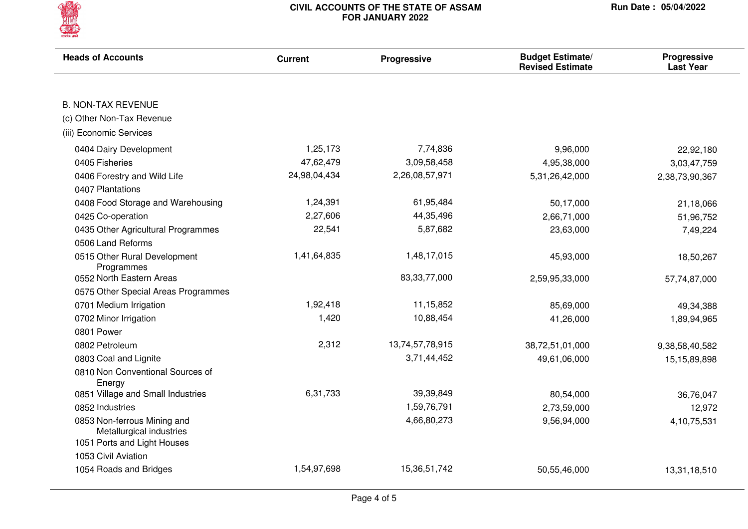# CIVIL ACCOUNTS OF THE STATE OF ASSAM FOR JANUARY 2022

Run Date : 05/04/2022

| Heads of Accounts | Current | Progressive | Budget Estimate/ Revised Estimate | Progressive Last Year |
|---|---|---|---|---|
| B. NON-TAX REVENUE | | | | |
| (c) Other Non-Tax Revenue | | | | |
| (iii) Economic Services | | | | |
| 0404 Dairy Development | 1,25,173 | 7,74,836 | 9,96,000 | 22,92,180 |
| 0405 Fisheries | 47,62,479 | 3,09,58,458 | 4,95,38,000 | 3,03,47,759 |
| 0406 Forestry and Wild Life | 24,98,04,434 | 2,26,08,57,971 | 5,31,26,42,000 | 2,38,73,90,367 |
| 0407 Plantations | | | | |
| 0408 Food Storage and Warehousing | 1,24,391 | 61,95,484 | 50,17,000 | 21,18,066 |
| 0425 Co-operation | 2,27,606 | 44,35,496 | 2,66,71,000 | 51,96,752 |
| 0435 Other Agricultural Programmes | 22,541 | 5,87,682 | 23,63,000 | 7,49,224 |
| 0506 Land Reforms | | | | |
| 0515 Other Rural Development Programmes | 1,41,64,835 | 1,48,17,015 | 45,93,000 | 18,50,267 |
| 0552 North Eastern Areas | | 83,33,77,000 | 2,59,95,33,000 | 57,74,87,000 |
| 0575 Other Special Areas Programmes | | | | |
| 0701 Medium Irrigation | 1,92,418 | 11,15,852 | 85,69,000 | 49,34,388 |
| 0702 Minor Irrigation | 1,420 | 10,88,454 | 41,26,000 | 1,89,94,965 |
| 0801 Power | | | | |
| 0802 Petroleum | 2,312 | 13,74,57,78,915 | 38,72,51,01,000 | 9,38,58,40,582 |
| 0803 Coal and Lignite | | 3,71,44,452 | 49,61,06,000 | 15,15,89,898 |
| 0810 Non Conventional Sources of Energy | | | | |
| 0851 Village and Small Industries | 6,31,733 | 39,39,849 | 80,54,000 | 36,76,047 |
| 0852 Industries | | 1,59,76,791 | 2,73,59,000 | 12,972 |
| 0853 Non-ferrous Mining and Metallurgical industries | | 4,66,80,273 | 9,56,94,000 | 4,10,75,531 |
| 1051 Ports and Light Houses | | | | |
| 1053 Civil Aviation | | | | |
| 1054 Roads and Bridges | 1,54,97,698 | 15,36,51,742 | 50,55,46,000 | 13,31,18,510 |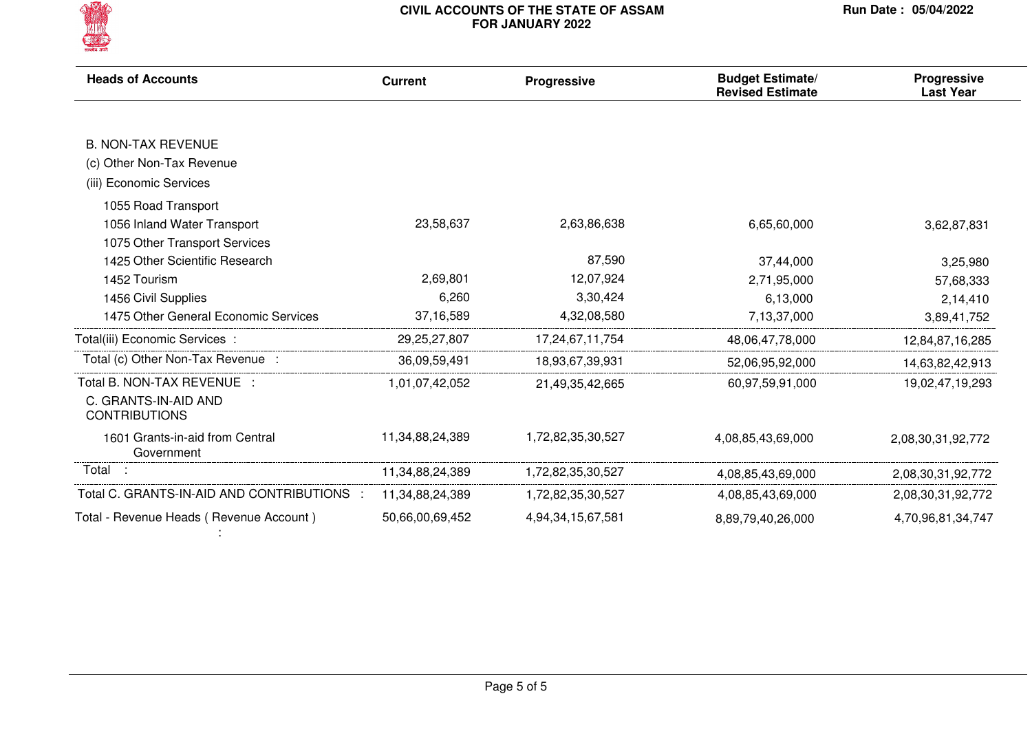| Heads of Accounts | Current | Progressive | Budget Estimate/ Revised Estimate | Progressive Last Year |
|---|---|---|---|---|
| B. NON-TAX REVENUE | | | | |
| (c) Other Non-Tax Revenue | | | | |
| (iii) Economic Services | | | | |
| 1055 Road Transport | | | | |
| 1056 Inland Water Transport | 23,58,637 | 2,63,86,638 | 6,65,60,000 | 3,62,87,831 |
| 1075 Other Transport Services | | | | |
| 1425 Other Scientific Research | | 87,590 | 37,44,000 | 3,25,980 |
| 1452 Tourism | 2,69,801 | 12,07,924 | 2,71,95,000 | 57,68,333 |
| 1456 Civil Supplies | 6,260 | 3,30,424 | 6,13,000 | 2,14,410 |
| 1475 Other General Economic Services | 37,16,589 | 4,32,08,580 | 7,13,37,000 | 3,89,41,752 |
| Total(iii) Economic Services : | 29,25,27,807 | 17,24,67,11,754 | 48,06,47,78,000 | 12,84,87,16,285 |
| Total (c) Other Non-Tax Revenue : | 36,09,59,491 | 18,93,67,39,931 | 52,06,95,92,000 | 14,63,82,42,913 |
| Total B. NON-TAX REVENUE : | 1,01,07,42,052 | 21,49,35,42,665 | 60,97,59,91,000 | 19,02,47,19,293 |
| C. GRANTS-IN-AID AND CONTRIBUTIONS | | | | |
| 1601 Grants-in-aid from Central Government | 11,34,88,24,389 | 1,72,82,35,30,527 | 4,08,85,43,69,000 | 2,08,30,31,92,772 |
| Total : | 11,34,88,24,389 | 1,72,82,35,30,527 | 4,08,85,43,69,000 | 2,08,30,31,92,772 |
| Total C. GRANTS-IN-AID AND CONTRIBUTIONS : | 11,34,88,24,389 | 1,72,82,35,30,527 | 4,08,85,43,69,000 | 2,08,30,31,92,772 |
| Total - Revenue Heads ( Revenue Account ) : | 50,66,00,69,452 | 4,94,34,15,67,581 | 8,89,79,40,26,000 | 4,70,96,81,34,747 |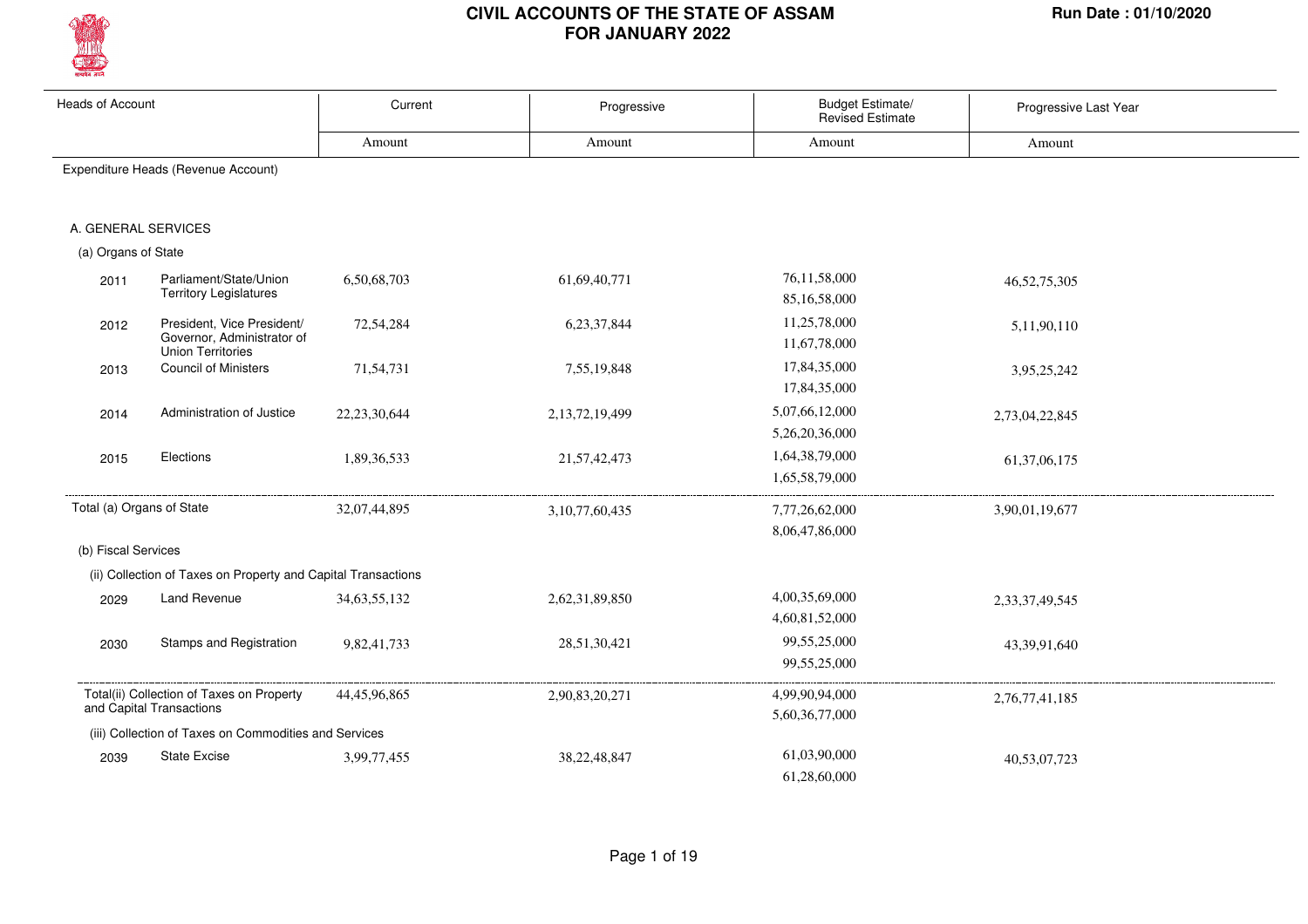# CIVIL ACCOUNTS OF THE STATE OF ASSAM
# FOR JANUARY 2022

Run Date : 01/10/2020

| Heads of Account | | Current | Progressive | Budget Estimate/ Revised Estimate | Progressive Last Year |
|---|---|---|---|---|---|
| | | Amount | Amount | Amount | Amount |
| **Expenditure Heads (Revenue Account)** | | | | | |
| **A. GENERAL SERVICES** | | | | | |
| **(a) Organs of State** | | | | | |
| 2011 | Parliament/State/Union Territory Legislatures | 6,50,68,703 | 61,69,40,771 | 76,11,58,000<br>85,16,58,000 | 46,52,75,305 |
| 2012 | President, Vice President/ Governor, Administrator of Union Territories | 72,54,284 | 6,23,37,844 | 11,25,78,000<br>11,67,78,000 | 5,11,90,110 |
| 2013 | Council of Ministers | 71,54,731 | 7,55,19,848 | 17,84,35,000<br>17,84,35,000 | 3,95,25,242 |
| 2014 | Administration of Justice | 22,23,30,644 | 2,13,72,19,499 | 5,07,66,12,000<br>5,26,20,36,000 | 2,73,04,22,845 |
| 2015 | Elections | 1,89,36,533 | 21,57,42,473 | 1,64,38,79,000<br>1,65,58,79,000 | 61,37,06,175 |
| Total (a) Organs of State | | 32,07,44,895 | 3,10,77,60,435 | 7,77,26,62,000<br>8,06,47,86,000 | 3,90,01,19,677 |
| **(b) Fiscal Services** | | | | | |
| (ii) Collection of Taxes on Property and Capital Transactions | | | | | |
| 2029 | Land Revenue | 34,63,55,132 | 2,62,31,89,850 | 4,00,35,69,000<br>4,60,81,52,000 | 2,33,37,49,545 |
| 2030 | Stamps and Registration | 9,82,41,733 | 28,51,30,421 | 99,55,25,000<br>99,55,25,000 | 43,39,91,640 |
| Total(ii) Collection of Taxes on Property and Capital Transactions | | 44,45,96,865 | 2,90,83,20,271 | 4,99,90,94,000<br>5,60,36,77,000 | 2,76,77,41,185 |
| (iii) Collection of Taxes on Commodities and Services | | | | | |
| 2039 | State Excise | 3,99,77,455 | 38,22,48,847 | 61,03,90,000<br>61,28,60,000 | 40,53,07,723 |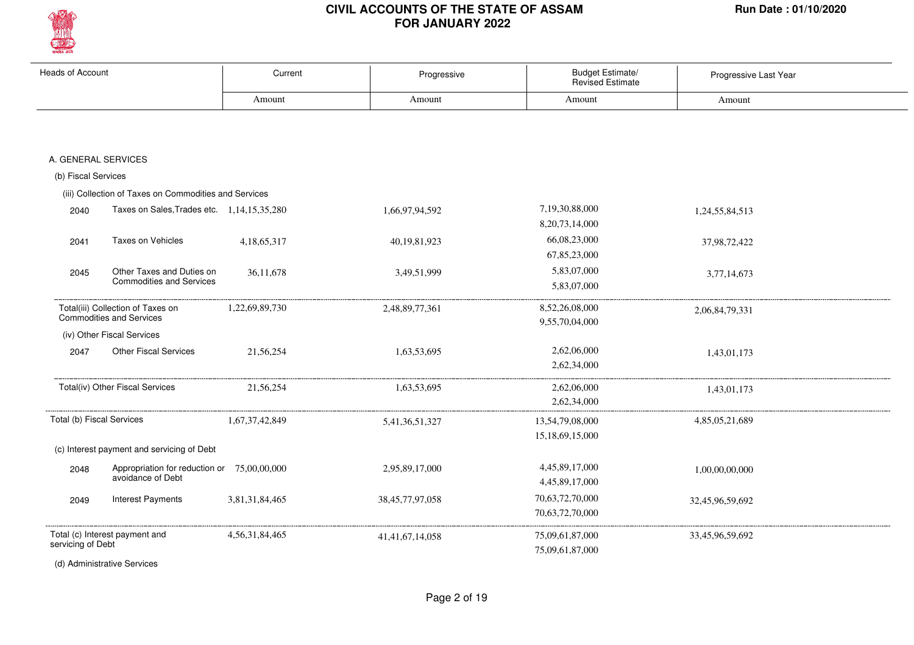# CIVIL ACCOUNTS OF THE STATE OF ASSAM
## FOR JANUARY 2022

Run Date : 01/10/2020

| Heads of Account | | Current | Progressive | Budget Estimate/ Revised Estimate | Progressive Last Year |
|---|---|---|---|---|---|
| | | Amount | Amount | Amount | Amount |
| **A. GENERAL SERVICES** | | | | | |
| (b) Fiscal Services | | | | | |
| (iii) Collection of Taxes on Commodities and Services | | | | | |
| 2040 | Taxes on Sales,Trades etc. | 1,14,15,35,280 | 1,66,97,94,592 | 7,19,30,88,000<br>8,20,73,14,000 | 1,24,55,84,513 |
| 2041 | Taxes on Vehicles | 4,18,65,317 | 40,19,81,923 | 66,08,23,000<br>67,85,23,000 | 37,98,72,422 |
| 2045 | Other Taxes and Duties on Commodities and Services | 36,11,678 | 3,49,51,999 | 5,83,07,000<br>5,83,07,000 | 3,77,14,673 |
| Total(iii) Collection of Taxes on Commodities and Services | | 1,22,69,89,730 | 2,48,89,77,361 | 8,52,26,08,000<br>9,55,70,04,000 | 2,06,84,79,331 |
| (iv) Other Fiscal Services | | | | | |
| 2047 | Other Fiscal Services | 21,56,254 | 1,63,53,695 | 2,62,06,000<br>2,62,34,000 | 1,43,01,173 |
| Total(iv) Other Fiscal Services | | 21,56,254 | 1,63,53,695 | 2,62,06,000<br>2,62,34,000 | 1,43,01,173 |
| Total (b) Fiscal Services | | 1,67,37,42,849 | 5,41,36,51,327 | 13,54,79,08,000<br>15,18,69,15,000 | 4,85,05,21,689 |
| (c) Interest payment and servicing of Debt | | | | | |
| 2048 | Appropriation for reduction or avoidance of Debt | 75,00,00,000 | 2,95,89,17,000 | 4,45,89,17,000<br>4,45,89,17,000 | 1,00,00,00,000 |
| 2049 | Interest Payments | 3,81,31,84,465 | 38,45,77,97,058 | 70,63,72,70,000<br>70,63,72,70,000 | 32,45,96,59,692 |
| Total (c) Interest payment and servicing of Debt | | 4,56,31,84,465 | 41,41,67,14,058 | 75,09,61,87,000<br>75,09,61,87,000 | 33,45,96,59,692 |
| (d) Administrative Services | | | | | |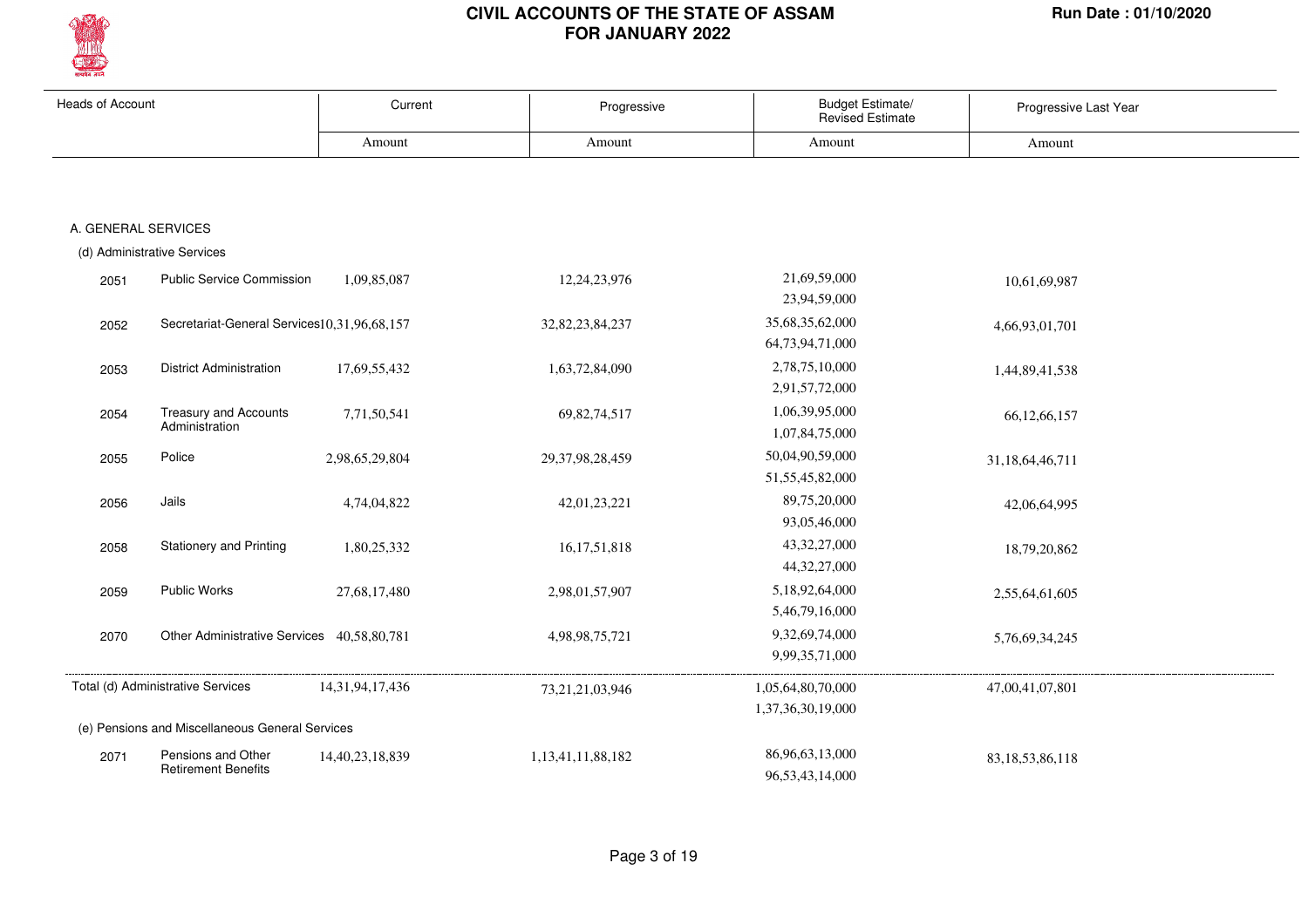# CIVIL ACCOUNTS OF THE STATE OF ASSAM FOR JANUARY 2022

Run Date : 01/10/2020

| Heads of Account | | Current | Progressive | Budget Estimate/ Revised Estimate | Progressive Last Year |
|---|---|---|---|---|---|
| | | Amount | Amount | Amount | Amount |
| **A. GENERAL SERVICES** | | | | | |
| (d) Administrative Services | | | | | |
| 2051 | Public Service Commission | 1,09,85,087 | 12,24,23,976 | 21,69,59,000<br>23,94,59,000 | 10,61,69,987 |
| 2052 | Secretariat-General Services | 10,31,96,68,157 | 32,82,23,84,237 | 35,68,35,62,000<br>64,73,94,71,000 | 4,66,93,01,701 |
| 2053 | District Administration | 17,69,55,432 | 1,63,72,84,090 | 2,78,75,10,000<br>2,91,57,72,000 | 1,44,89,41,538 |
| 2054 | Treasury and Accounts Administration | 7,71,50,541 | 69,82,74,517 | 1,06,39,95,000<br>1,07,84,75,000 | 66,12,66,157 |
| 2055 | Police | 2,98,65,29,804 | 29,37,98,28,459 | 50,04,90,59,000<br>51,55,45,82,000 | 31,18,64,46,711 |
| 2056 | Jails | 4,74,04,822 | 42,01,23,221 | 89,75,20,000<br>93,05,46,000 | 42,06,64,995 |
| 2058 | Stationery and Printing | 1,80,25,332 | 16,17,51,818 | 43,32,27,000<br>44,32,27,000 | 18,79,20,862 |
| 2059 | Public Works | 27,68,17,480 | 2,98,01,57,907 | 5,18,92,64,000<br>5,46,79,16,000 | 2,55,64,61,605 |
| 2070 | Other Administrative Services | 40,58,80,781 | 4,98,98,75,721 | 9,32,69,74,000<br>9,99,35,71,000 | 5,76,69,34,245 |
| Total (d) Administrative Services | | 14,31,94,17,436 | 73,21,21,03,946 | 1,05,64,80,70,000<br>1,37,36,30,19,000 | 47,00,41,07,801 |
| (e) Pensions and Miscellaneous General Services | | | | | |
| 2071 | Pensions and Other Retirement Benefits | 14,40,23,18,839 | 1,13,41,11,88,182 | 86,96,63,13,000<br>96,53,43,14,000 | 83,18,53,86,118 |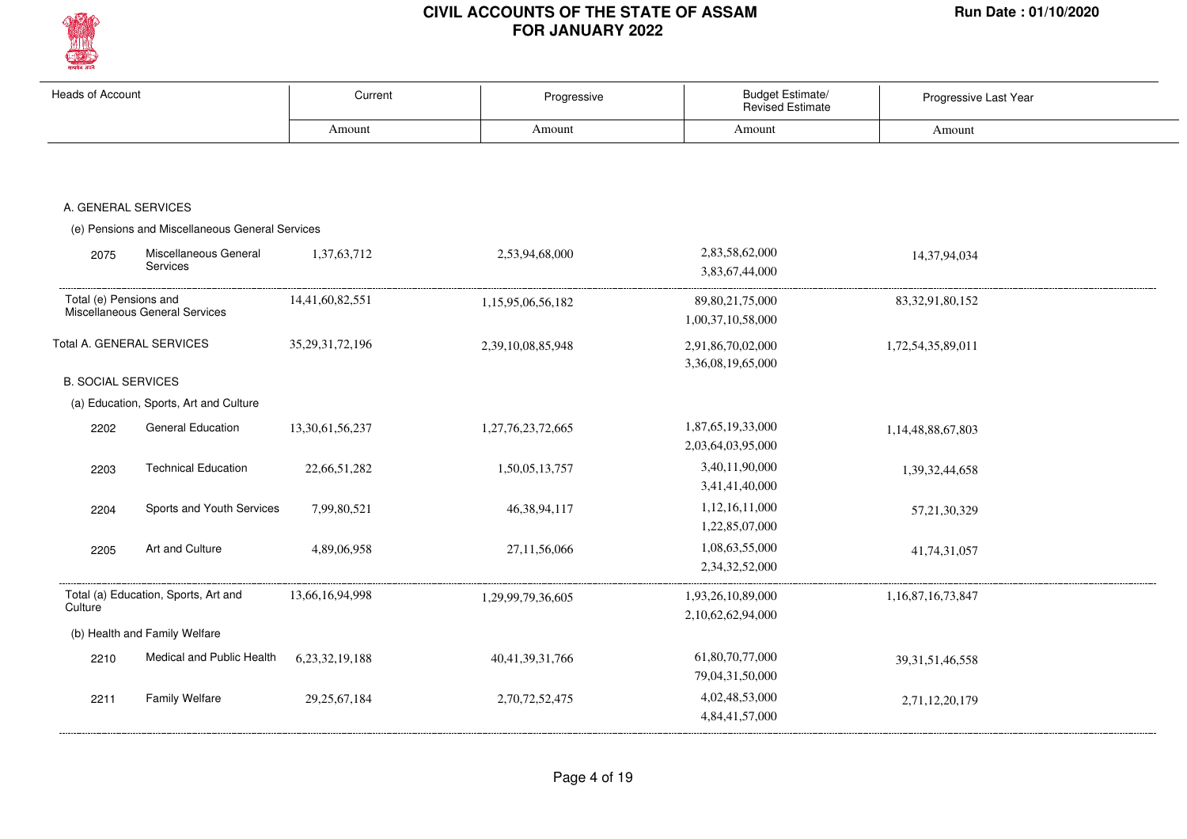# CIVIL ACCOUNTS OF THE STATE OF ASSAM FOR JANUARY 2022

Run Date : 01/10/2020

| Heads of Account | | Current | Progressive | Budget Estimate/ Revised Estimate | Progressive Last Year |
|---|---|---|---|---|---|
| | | Amount | Amount | Amount | Amount |
| **A. GENERAL SERVICES** | | | | | |
| (e) Pensions and Miscellaneous General Services | | | | | |
| 2075 | Miscellaneous General Services | 1,37,63,712 | 2,53,94,68,000 | 2,83,58,62,000<br>3,83,67,44,000 | 14,37,94,034 |
| Total (e) Pensions and Miscellaneous General Services | | 14,41,60,82,551 | 1,15,95,06,56,182 | 89,80,21,75,000<br>1,00,37,10,58,000 | 83,32,91,80,152 |
| Total A. GENERAL SERVICES | | 35,29,31,72,196 | 2,39,10,08,85,948 | 2,91,86,70,02,000<br>3,36,08,19,65,000 | 1,72,54,35,89,011 |
| **B. SOCIAL SERVICES** | | | | | |
| (a) Education, Sports, Art and Culture | | | | | |
| 2202 | General Education | 13,30,61,56,237 | 1,27,76,23,72,665 | 1,87,65,19,33,000<br>2,03,64,03,95,000 | 1,14,48,88,67,803 |
| 2203 | Technical Education | 22,66,51,282 | 1,50,05,13,757 | 3,40,11,90,000<br>3,41,41,40,000 | 1,39,32,44,658 |
| 2204 | Sports and Youth Services | 7,99,80,521 | 46,38,94,117 | 1,12,16,11,000<br>1,22,85,07,000 | 57,21,30,329 |
| 2205 | Art and Culture | 4,89,06,958 | 27,11,56,066 | 1,08,63,55,000<br>2,34,32,52,000 | 41,74,31,057 |
| Total (a) Education, Sports, Art and Culture | | 13,66,16,94,998 | 1,29,99,79,36,605 | 1,93,26,10,89,000<br>2,10,62,62,94,000 | 1,16,87,16,73,847 |
| (b) Health and Family Welfare | | | | | |
| 2210 | Medical and Public Health | 6,23,32,19,188 | 40,41,39,31,766 | 61,80,70,77,000<br>79,04,31,50,000 | 39,31,51,46,558 |
| 2211 | Family Welfare | 29,25,67,184 | 2,70,72,52,475 | 4,02,48,53,000<br>4,84,41,57,000 | 2,71,12,20,179 |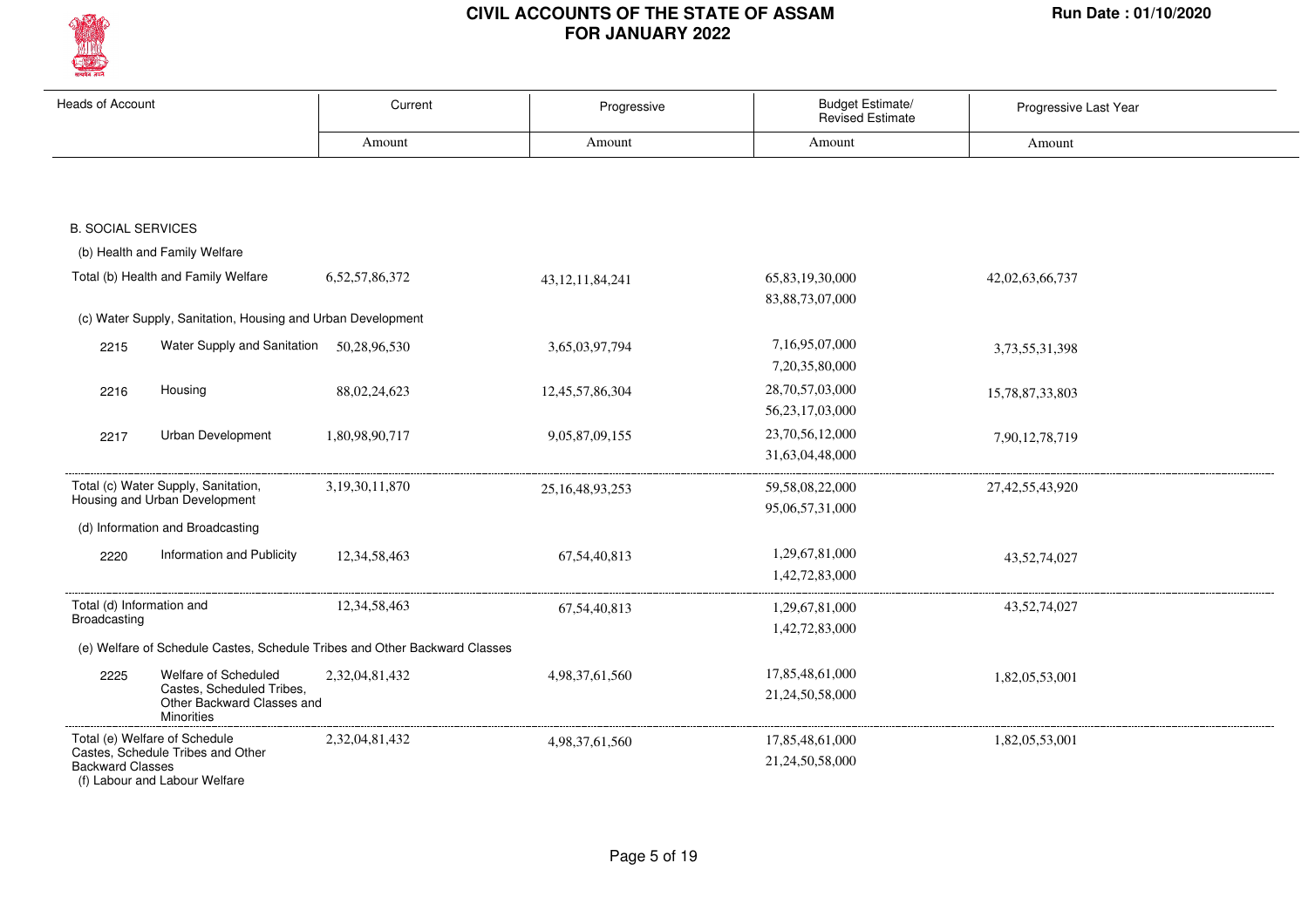# CIVIL ACCOUNTS OF THE STATE OF ASSAM
# FOR JANUARY 2022

| Heads of Account | | Current | Progressive | Budget Estimate/ Revised Estimate | Progressive Last Year |
|---|---|---|---|---|---|
| | | Amount | Amount | Amount | Amount |
| **B. SOCIAL SERVICES** | | | | | |
| (b) Health and Family Welfare | | | | | |
| Total (b) Health and Family Welfare | | 6,52,57,86,372 | 43,12,11,84,241 | 65,83,19,30,000<br>83,88,73,07,000 | 42,02,63,66,737 |
| (c) Water Supply, Sanitation, Housing and Urban Development | | | | | |
| 2215 | Water Supply and Sanitation | 50,28,96,530 | 3,65,03,97,794 | 7,16,95,07,000<br>7,20,35,80,000 | 3,73,55,31,398 |
| 2216 | Housing | 88,02,24,623 | 12,45,57,86,304 | 28,70,57,03,000<br>56,23,17,03,000 | 15,78,87,33,803 |
| 2217 | Urban Development | 1,80,98,90,717 | 9,05,87,09,155 | 23,70,56,12,000<br>31,63,04,48,000 | 7,90,12,78,719 |
| Total (c) Water Supply, Sanitation, Housing and Urban Development | | 3,19,30,11,870 | 25,16,48,93,253 | 59,58,08,22,000<br>95,06,57,31,000 | 27,42,55,43,920 |
| (d) Information and Broadcasting | | | | | |
| 2220 | Information and Publicity | 12,34,58,463 | 67,54,40,813 | 1,29,67,81,000<br>1,42,72,83,000 | 43,52,74,027 |
| Total (d) Information and Broadcasting | | 12,34,58,463 | 67,54,40,813 | 1,29,67,81,000<br>1,42,72,83,000 | 43,52,74,027 |
| (e) Welfare of Schedule Castes, Schedule Tribes and Other Backward Classes | | | | | |
| 2225 | Welfare of Scheduled Castes, Scheduled Tribes, Other Backward Classes and Minorities | 2,32,04,81,432 | 4,98,37,61,560 | 17,85,48,61,000<br>21,24,50,58,000 | 1,82,05,53,001 |
| Total (e) Welfare of Schedule Castes, Schedule Tribes and Other Backward Classes | | 2,32,04,81,432 | 4,98,37,61,560 | 17,85,48,61,000<br>21,24,50,58,000 | 1,82,05,53,001 |
| (f) Labour and Labour Welfare | | | | | |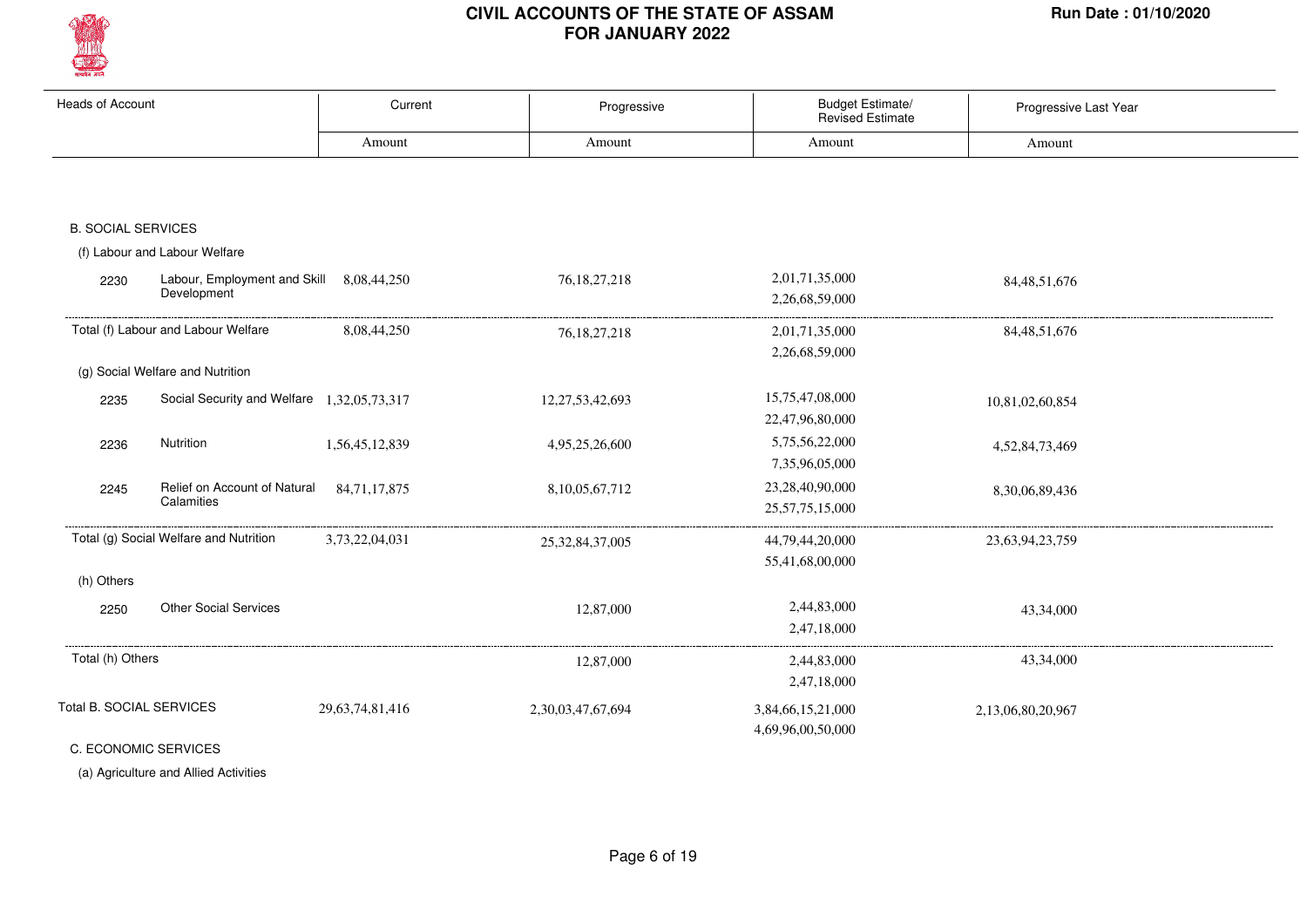# CIVIL ACCOUNTS OF THE STATE OF ASSAM FOR JANUARY 2022

| Heads of Account | | Current | Progressive | Budget Estimate/ Revised Estimate | Progressive Last Year |
|---|---|---|---|---|---|
| | | Amount | Amount | Amount | Amount |
| **B. SOCIAL SERVICES** | | | | | |
| (f) Labour and Labour Welfare | | | | | |
| 2230 | Labour, Employment and Skill Development | 8,08,44,250 | 76,18,27,218 | 2,01,71,35,000<br>2,26,68,59,000 | 84,48,51,676 |
| Total (f) Labour and Labour Welfare | | 8,08,44,250 | 76,18,27,218 | 2,01,71,35,000<br>2,26,68,59,000 | 84,48,51,676 |
| (g) Social Welfare and Nutrition | | | | | |
| 2235 | Social Security and Welfare | 1,32,05,73,317 | 12,27,53,42,693 | 15,75,47,08,000<br>22,47,96,80,000 | 10,81,02,60,854 |
| 2236 | Nutrition | 1,56,45,12,839 | 4,95,25,26,600 | 5,75,56,22,000<br>7,35,96,05,000 | 4,52,84,73,469 |
| 2245 | Relief on Account of Natural Calamities | 84,71,17,875 | 8,10,05,67,712 | 23,28,40,90,000<br>25,57,75,15,000 | 8,30,06,89,436 |
| Total (g) Social Welfare and Nutrition | | 3,73,22,04,031 | 25,32,84,37,005 | 44,79,44,20,000<br>55,41,68,00,000 | 23,63,94,23,759 |
| (h) Others | | | | | |
| 2250 | Other Social Services | | 12,87,000 | 2,44,83,000<br>2,47,18,000 | 43,34,000 |
| Total (h) Others | | | 12,87,000 | 2,44,83,000<br>2,47,18,000 | 43,34,000 |
| Total B. SOCIAL SERVICES | | 29,63,74,81,416 | 2,30,03,47,67,694 | 3,84,66,15,21,000<br>4,69,96,00,50,000 | 2,13,06,80,20,967 |
| **C. ECONOMIC SERVICES** | | | | | |
| (a) Agriculture and Allied Activities | | | | | |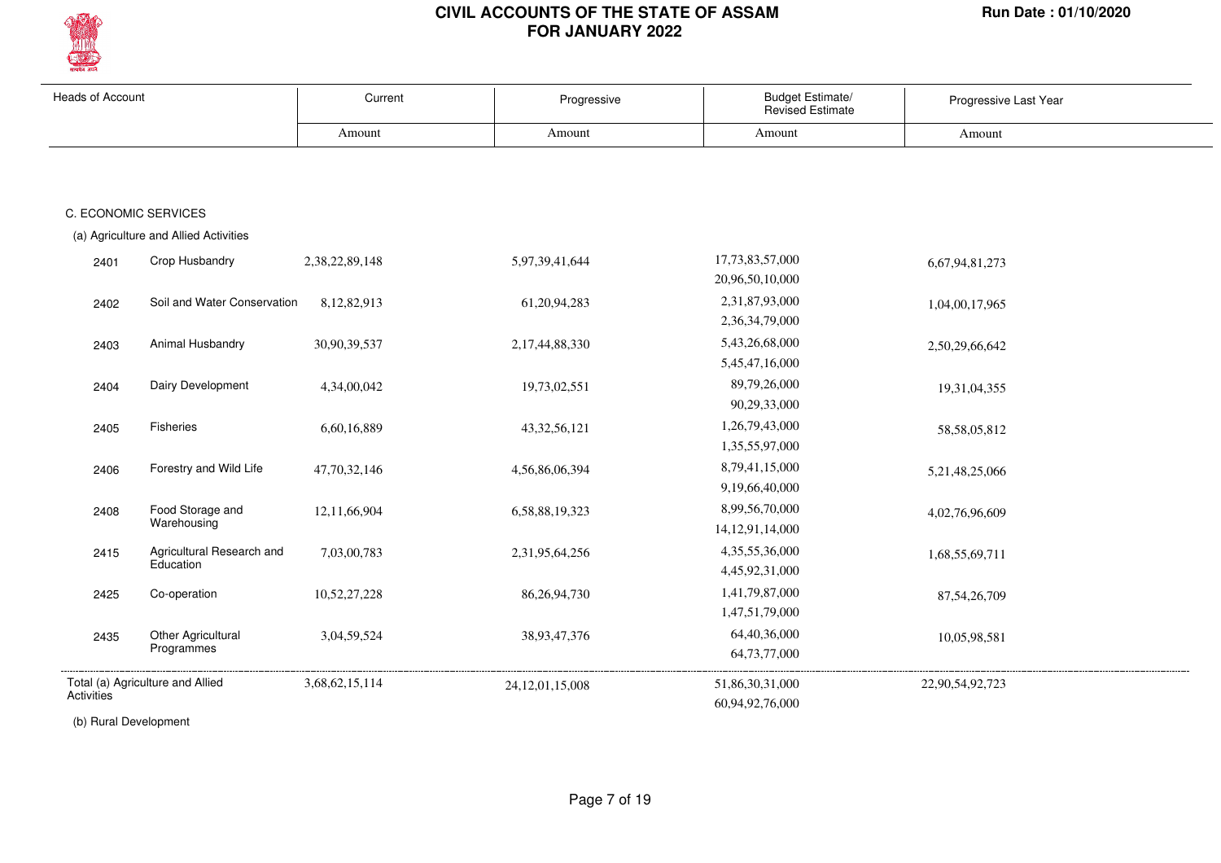# CIVIL ACCOUNTS OF THE STATE OF ASSAM
## FOR JANUARY 2022

Run Date : 01/10/2020

| Heads of Account | | Current | Progressive | Budget Estimate/ Revised Estimate | Progressive Last Year |
|---|---|---|---|---|---|
| | | Amount | Amount | Amount | Amount |
| C. ECONOMIC SERVICES | | | | | |
| (a) Agriculture and Allied Activities | | | | | |
| 2401 | Crop Husbandry | 2,38,22,89,148 | 5,97,39,41,644 | 17,73,83,57,000<br>20,96,50,10,000 | 6,67,94,81,273 |
| 2402 | Soil and Water Conservation | 8,12,82,913 | 61,20,94,283 | 2,31,87,93,000<br>2,36,34,79,000 | 1,04,00,17,965 |
| 2403 | Animal Husbandry | 30,90,39,537 | 2,17,44,88,330 | 5,43,26,68,000<br>5,45,47,16,000 | 2,50,29,66,642 |
| 2404 | Dairy Development | 4,34,00,042 | 19,73,02,551 | 89,79,26,000<br>90,29,33,000 | 19,31,04,355 |
| 2405 | Fisheries | 6,60,16,889 | 43,32,56,121 | 1,26,79,43,000<br>1,35,55,97,000 | 58,58,05,812 |
| 2406 | Forestry and Wild Life | 47,70,32,146 | 4,56,86,06,394 | 8,79,41,15,000<br>9,19,66,40,000 | 5,21,48,25,066 |
| 2408 | Food Storage and Warehousing | 12,11,66,904 | 6,58,88,19,323 | 8,99,56,70,000<br>14,12,91,14,000 | 4,02,76,96,609 |
| 2415 | Agricultural Research and Education | 7,03,00,783 | 2,31,95,64,256 | 4,35,55,36,000<br>4,45,92,31,000 | 1,68,55,69,711 |
| 2425 | Co-operation | 10,52,27,228 | 86,26,94,730 | 1,41,79,87,000<br>1,47,51,79,000 | 87,54,26,709 |
| 2435 | Other Agricultural Programmes | 3,04,59,524 | 38,93,47,376 | 64,40,36,000<br>64,73,77,000 | 10,05,98,581 |
| Total (a) Agriculture and Allied Activities | | 3,68,62,15,114 | 24,12,01,15,008 | 51,86,30,31,000<br>60,94,92,76,000 | 22,90,54,92,723 |
| (b) Rural Development | | | | | |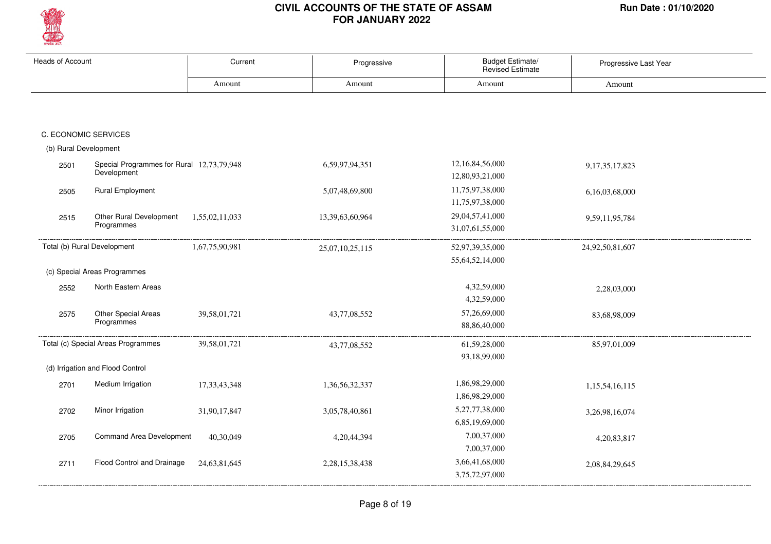# CIVIL ACCOUNTS OF THE STATE OF ASSAM
## FOR JANUARY 2022

Run Date : 01/10/2020

| Heads of Account | | Current | Progressive | Budget Estimate/ Revised Estimate | Progressive Last Year |
|---|---|---|---|---|---|
| | | Amount | Amount | Amount | Amount |
| **C. ECONOMIC SERVICES** | | | | | |
| (b) Rural Development | | | | | |
| 2501 | Special Programmes for Rural Development | 12,73,79,948 | 6,59,97,94,351 | 12,16,84,56,000<br>12,80,93,21,000 | 9,17,35,17,823 |
| 2505 | Rural Employment | | 5,07,48,69,800 | 11,75,97,38,000<br>11,75,97,38,000 | 6,16,03,68,000 |
| 2515 | Other Rural Development Programmes | 1,55,02,11,033 | 13,39,63,60,964 | 29,04,57,41,000<br>31,07,61,55,000 | 9,59,11,95,784 |
| Total (b) Rural Development | | 1,67,75,90,981 | 25,07,10,25,115 | 52,97,39,35,000<br>55,64,52,14,000 | 24,92,50,81,607 |
| (c) Special Areas Programmes | | | | | |
| 2552 | North Eastern Areas | | | 4,32,59,000<br>4,32,59,000 | 2,28,03,000 |
| 2575 | Other Special Areas Programmes | 39,58,01,721 | 43,77,08,552 | 57,26,69,000<br>88,86,40,000 | 83,68,98,009 |
| Total (c) Special Areas Programmes | | 39,58,01,721 | 43,77,08,552 | 61,59,28,000<br>93,18,99,000 | 85,97,01,009 |
| (d) Irrigation and Flood Control | | | | | |
| 2701 | Medium Irrigation | 17,33,43,348 | 1,36,56,32,337 | 1,86,98,29,000<br>1,86,98,29,000 | 1,15,54,16,115 |
| 2702 | Minor Irrigation | 31,90,17,847 | 3,05,78,40,861 | 5,27,77,38,000<br>6,85,19,69,000 | 3,26,98,16,074 |
| 2705 | Command Area Development | 40,30,049 | 4,20,44,394 | 7,00,37,000<br>7,00,37,000 | 4,20,83,817 |
| 2711 | Flood Control and Drainage | 24,63,81,645 | 2,28,15,38,438 | 3,66,41,68,000<br>3,75,72,97,000 | 2,08,84,29,645 |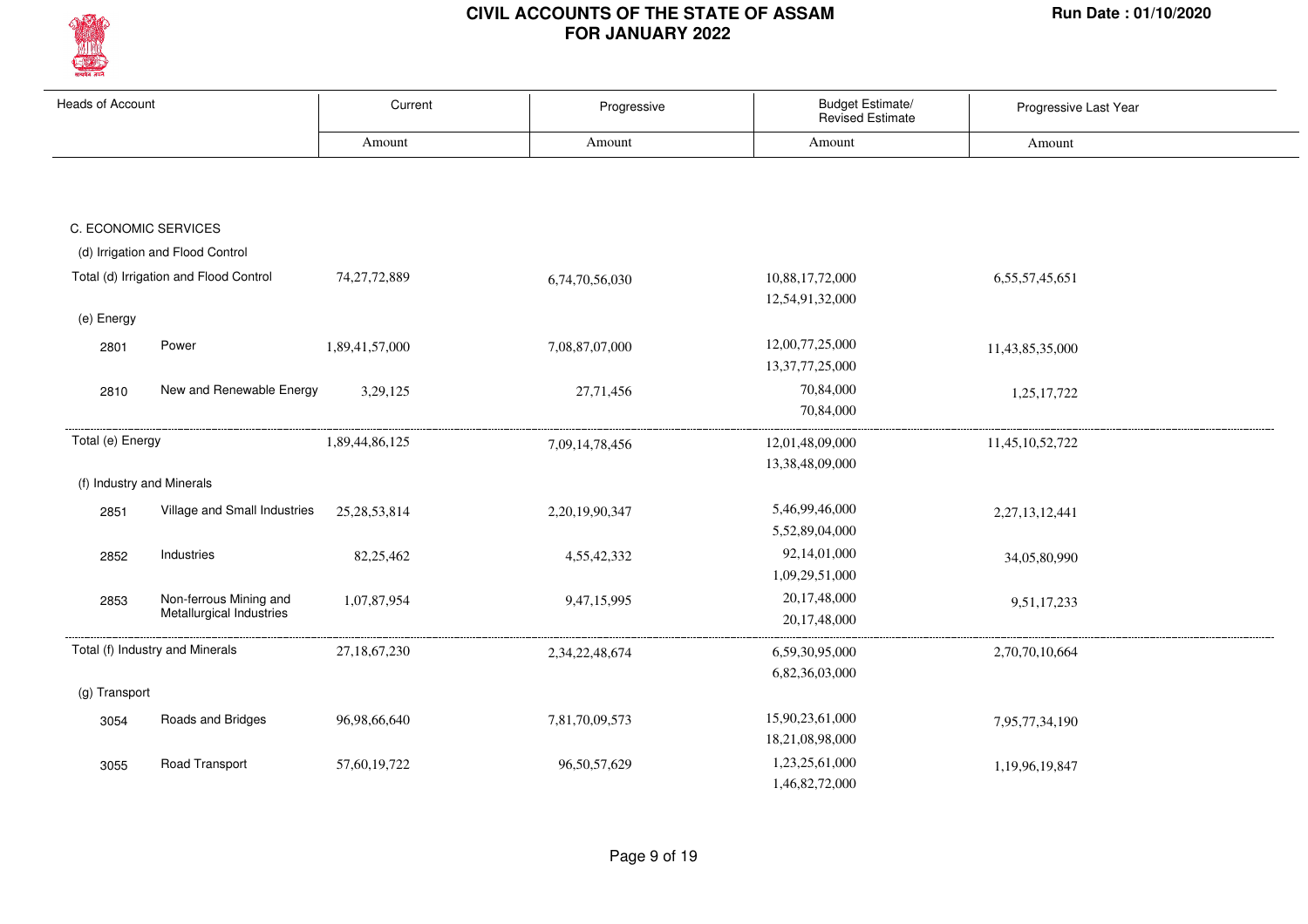| Heads of Account | | Current | Progressive | Budget Estimate/ Revised Estimate | Progressive Last Year |
|---|---|---|---|---|---|
| | | Amount | Amount | Amount | Amount |
| C. ECONOMIC SERVICES | | | | | |
| (d) Irrigation and Flood Control | | | | | |
| Total (d) Irrigation and Flood Control | | 74,27,72,889 | 6,74,70,56,030 | 10,88,17,72,000<br>12,54,91,32,000 | 6,55,57,45,651 |
| (e) Energy | | | | | |
| 2801 | Power | 1,89,41,57,000 | 7,08,87,07,000 | 12,00,77,25,000<br>13,37,77,25,000 | 11,43,85,35,000 |
| 2810 | New and Renewable Energy | 3,29,125 | 27,71,456 | 70,84,000<br>70,84,000 | 1,25,17,722 |
| Total (e) Energy | | 1,89,44,86,125 | 7,09,14,78,456 | 12,01,48,09,000<br>13,38,48,09,000 | 11,45,10,52,722 |
| (f) Industry and Minerals | | | | | |
| 2851 | Village and Small Industries | 25,28,53,814 | 2,20,19,90,347 | 5,46,99,46,000<br>5,52,89,04,000 | 2,27,13,12,441 |
| 2852 | Industries | 82,25,462 | 4,55,42,332 | 92,14,01,000<br>1,09,29,51,000 | 34,05,80,990 |
| 2853 | Non-ferrous Mining and Metallurgical Industries | 1,07,87,954 | 9,47,15,995 | 20,17,48,000<br>20,17,48,000 | 9,51,17,233 |
| Total (f) Industry and Minerals | | 27,18,67,230 | 2,34,22,48,674 | 6,59,30,95,000<br>6,82,36,03,000 | 2,70,70,10,664 |
| (g) Transport | | | | | |
| 3054 | Roads and Bridges | 96,98,66,640 | 7,81,70,09,573 | 15,90,23,61,000<br>18,21,08,98,000 | 7,95,77,34,190 |
| 3055 | Road Transport | 57,60,19,722 | 96,50,57,629 | 1,23,25,61,000<br>1,46,82,72,000 | 1,19,96,19,847 |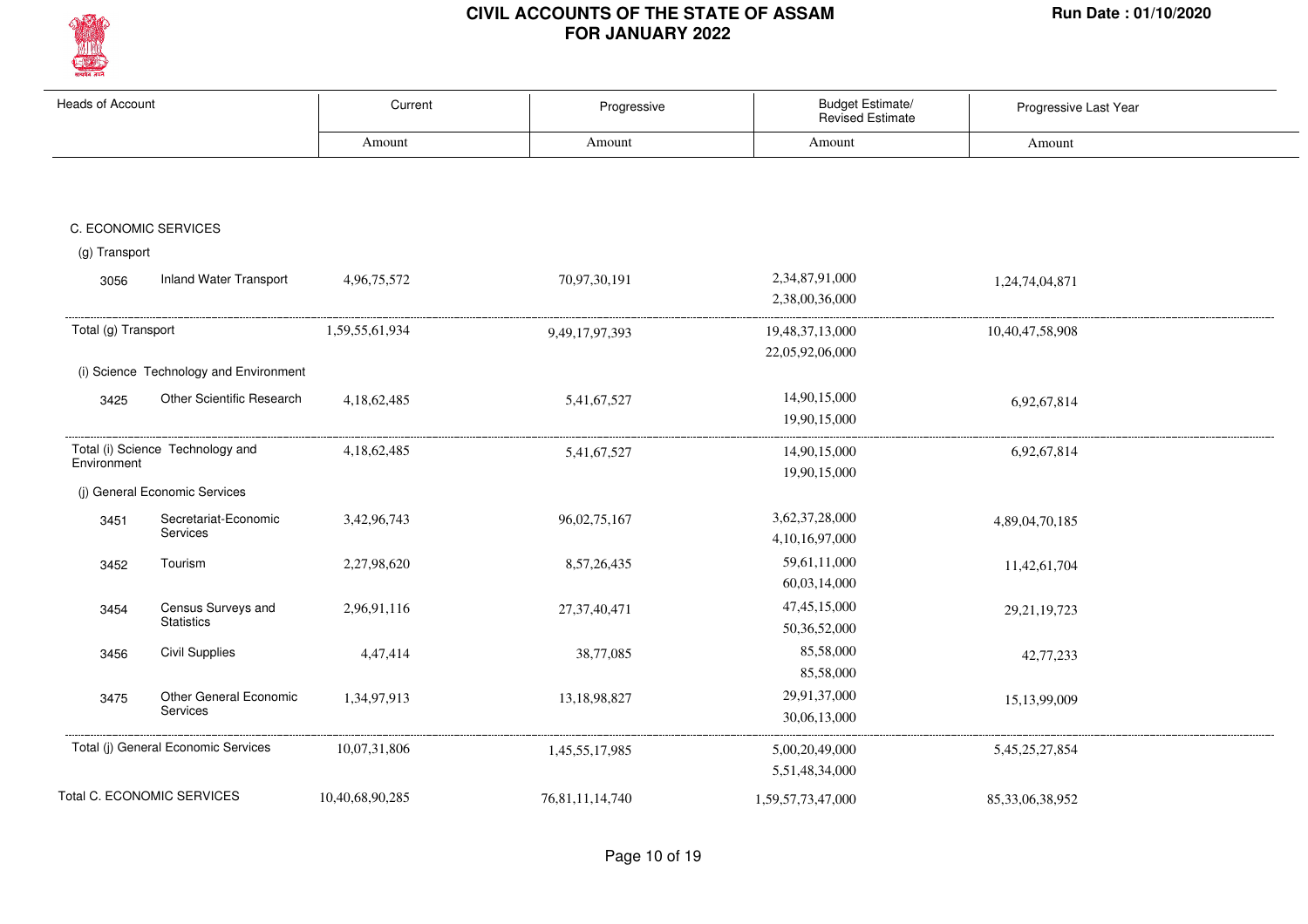| Heads of Account | | Current | Progressive | Budget Estimate/ Revised Estimate | Progressive Last Year |
|---|---|---|---|---|---|
| | | Amount | Amount | Amount | Amount |
| C. ECONOMIC SERVICES | | | | | |
| (g) Transport | | | | | |
| 3056 | Inland Water Transport | 4,96,75,572 | 70,97,30,191 | 2,34,87,91,000<br>2,38,00,36,000 | 1,24,74,04,871 |
| Total (g) Transport | | 1,59,55,61,934 | 9,49,17,97,393 | 19,48,37,13,000<br>22,05,92,06,000 | 10,40,47,58,908 |
| (i) Science Technology and Environment | | | | | |
| 3425 | Other Scientific Research | 4,18,62,485 | 5,41,67,527 | 14,90,15,000<br>19,90,15,000 | 6,92,67,814 |
| Total (i) Science Technology and Environment | | 4,18,62,485 | 5,41,67,527 | 14,90,15,000<br>19,90,15,000 | 6,92,67,814 |
| (j) General Economic Services | | | | | |
| 3451 | Secretariat-Economic Services | 3,42,96,743 | 96,02,75,167 | 3,62,37,28,000<br>4,10,16,97,000 | 4,89,04,70,185 |
| 3452 | Tourism | 2,27,98,620 | 8,57,26,435 | 59,61,11,000<br>60,03,14,000 | 11,42,61,704 |
| 3454 | Census Surveys and Statistics | 2,96,91,116 | 27,37,40,471 | 47,45,15,000<br>50,36,52,000 | 29,21,19,723 |
| 3456 | Civil Supplies | 4,47,414 | 38,77,085 | 85,58,000<br>85,58,000 | 42,77,233 |
| 3475 | Other General Economic Services | 1,34,97,913 | 13,18,98,827 | 29,91,37,000<br>30,06,13,000 | 15,13,99,009 |
| Total (j) General Economic Services | | 10,07,31,806 | 1,45,55,17,985 | 5,00,20,49,000<br>5,51,48,34,000 | 5,45,25,27,854 |
| Total C. ECONOMIC SERVICES | | 10,40,68,90,285 | 76,81,11,14,740 | 1,59,57,73,47,000 | 85,33,06,38,952 |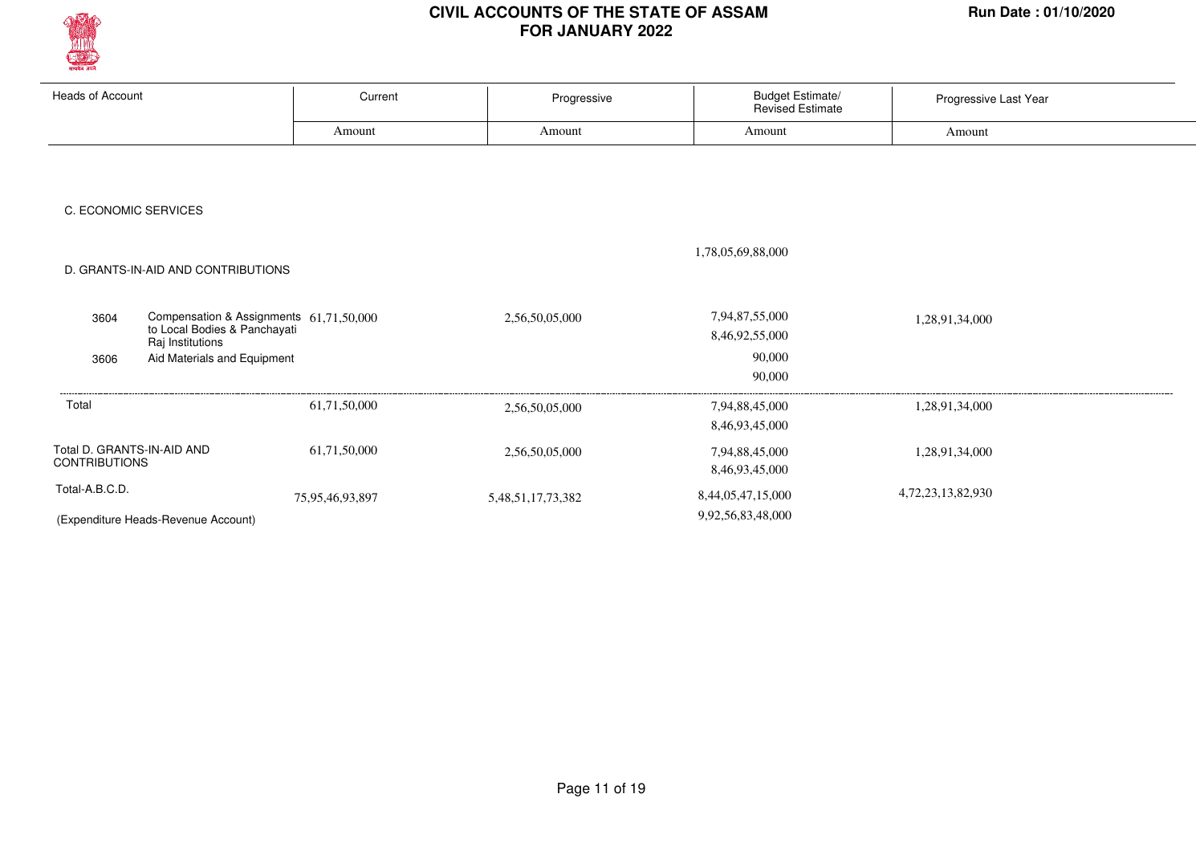# CIVIL ACCOUNTS OF THE STATE OF ASSAM FOR JANUARY 2022

Run Date : 01/10/2020

| Heads of Account | | Current | Progressive | Budget Estimate/ Revised Estimate | Progressive Last Year |
|---|---|---|---|---|---|
| | | Amount | Amount | Amount | Amount |
| C. ECONOMIC SERVICES | | | | | |
| | | | | 1,78,05,69,88,000 | |
| D. GRANTS-IN-AID AND CONTRIBUTIONS | | | | | |
| 3604 | Compensation & Assignments to Local Bodies & Panchayati Raj Institutions | 61,71,50,000 | 2,56,50,05,000 | 7,94,87,55,000<br>8,46,92,55,000 | 1,28,91,34,000 |
| 3606 | Aid Materials and Equipment | | | 90,000<br>90,000 | |
| Total | | 61,71,50,000 | 2,56,50,05,000 | 7,94,88,45,000<br>8,46,93,45,000 | 1,28,91,34,000 |
| Total D. GRANTS-IN-AID AND CONTRIBUTIONS | | 61,71,50,000 | 2,56,50,05,000 | 7,94,88,45,000<br>8,46,93,45,000 | 1,28,91,34,000 |
| Total-A.B.C.D. | | 75,95,46,93,897 | 5,48,51,17,73,382 | 8,44,05,47,15,000<br>9,92,56,83,48,000 | 4,72,23,13,82,930 |
| (Expenditure Heads-Revenue Account) | | | | | |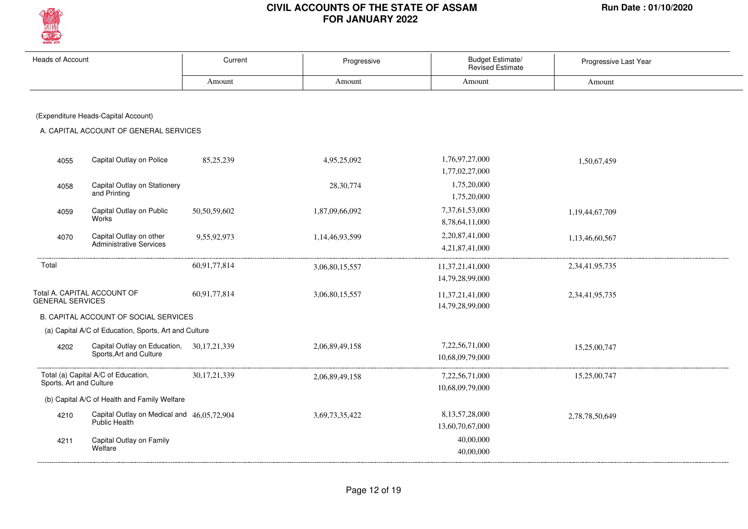# CIVIL ACCOUNTS OF THE STATE OF ASSAM
## FOR JANUARY 2022

| Heads of Account | | Current | Progressive | Budget Estimate/ Revised Estimate | Progressive Last Year |
|---|---|---|---|---|---|
| | | Amount | Amount | Amount | Amount |
| (Expenditure Heads-Capital Account) | | | | | |
| A. CAPITAL ACCOUNT OF GENERAL SERVICES | | | | | |
| 4055 | Capital Outlay on Police | 85,25,239 | 4,95,25,092 | 1,76,97,27,000<br>1,77,02,27,000 | 1,50,67,459 |
| 4058 | Capital Outlay on Stationery and Printing | | 28,30,774 | 1,75,20,000<br>1,75,20,000 | |
| 4059 | Capital Outlay on Public Works | 50,50,59,602 | 1,87,09,66,092 | 7,37,61,53,000<br>8,78,64,11,000 | 1,19,44,67,709 |
| 4070 | Capital Outlay on other Administrative Services | 9,55,92,973 | 1,14,46,93,599 | 2,20,87,41,000<br>4,21,87,41,000 | 1,13,46,60,567 |
| Total | | 60,91,77,814 | 3,06,80,15,557 | 11,37,21,41,000<br>14,79,28,99,000 | 2,34,41,95,735 |
| Total A. CAPITAL ACCOUNT OF GENERAL SERVICES | | 60,91,77,814 | 3,06,80,15,557 | 11,37,21,41,000<br>14,79,28,99,000 | 2,34,41,95,735 |
| B. CAPITAL ACCOUNT OF SOCIAL SERVICES | | | | | |
| (a) Capital A/C of Education, Sports, Art and Culture | | | | | |
| 4202 | Capital Outlay on Education, Sports,Art and Culture | 30,17,21,339 | 2,06,89,49,158 | 7,22,56,71,000<br>10,68,09,79,000 | 15,25,00,747 |
| Total (a) Capital A/C of Education, Sports, Art and Culture | | 30,17,21,339 | 2,06,89,49,158 | 7,22,56,71,000<br>10,68,09,79,000 | 15,25,00,747 |
| (b) Capital A/C of Health and Family Welfare | | | | | |
| 4210 | Capital Outlay on Medical and Public Health | 46,05,72,904 | 3,69,73,35,422 | 8,13,57,28,000<br>13,60,70,67,000 | 2,78,78,50,649 |
| 4211 | Capital Outlay on Family Welfare | | | 40,00,000<br>40,00,000 | |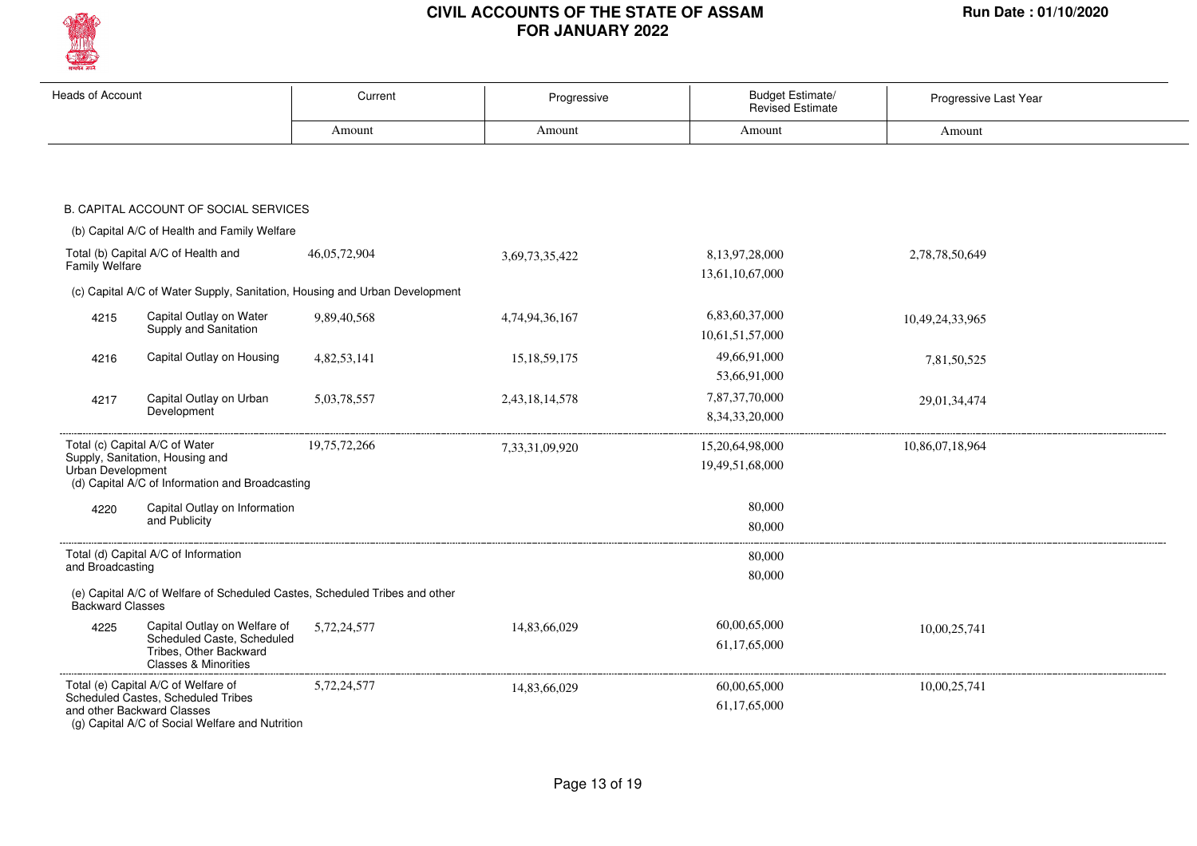# CIVIL ACCOUNTS OF THE STATE OF ASSAM FOR JANUARY 2022

Run Date : 01/10/2020

| Heads of Account | | Current | Progressive | Budget Estimate/ Revised Estimate | Progressive Last Year |
|---|---|---|---|---|---|
| | | Amount | Amount | Amount | Amount |
| **B. CAPITAL ACCOUNT OF SOCIAL SERVICES** | | | | | |
| (b) Capital A/C of Health and Family Welfare | | | | | |
| Total (b) Capital A/C of Health and Family Welfare | | 46,05,72,904 | 3,69,73,35,422 | 8,13,97,28,000<br>13,61,10,67,000 | 2,78,78,50,649 |
| (c) Capital A/C of Water Supply, Sanitation, Housing and Urban Development | | | | | |
| 4215 | Capital Outlay on Water Supply and Sanitation | 9,89,40,568 | 4,74,94,36,167 | 6,83,60,37,000<br>10,61,51,57,000 | 10,49,24,33,965 |
| 4216 | Capital Outlay on Housing | 4,82,53,141 | 15,18,59,175 | 49,66,91,000<br>53,66,91,000 | 7,81,50,525 |
| 4217 | Capital Outlay on Urban Development | 5,03,78,557 | 2,43,18,14,578 | 7,87,37,70,000<br>8,34,33,20,000 | 29,01,34,474 |
| Total (c) Capital A/C of Water Supply, Sanitation, Housing and Urban Development | | 19,75,72,266 | 7,33,31,09,920 | 15,20,64,98,000<br>19,49,51,68,000 | 10,86,07,18,964 |
| (d) Capital A/C of Information and Broadcasting | | | | | |
| 4220 | Capital Outlay on Information and Publicity | | | 80,000<br>80,000 | |
| Total (d) Capital A/C of Information and Broadcasting | | | | 80,000<br>80,000 | |
| (e) Capital A/C of Welfare of Scheduled Castes, Scheduled Tribes and other Backward Classes | | | | | |
| 4225 | Capital Outlay on Welfare of Scheduled Caste, Scheduled Tribes, Other Backward Classes & Minorities | 5,72,24,577 | 14,83,66,029 | 60,00,65,000<br>61,17,65,000 | 10,00,25,741 |
| Total (e) Capital A/C of Welfare of Scheduled Castes, Scheduled Tribes and other Backward Classes | | 5,72,24,577 | 14,83,66,029 | 60,00,65,000<br>61,17,65,000 | 10,00,25,741 |
| (g) Capital A/C of Social Welfare and Nutrition | | | | | |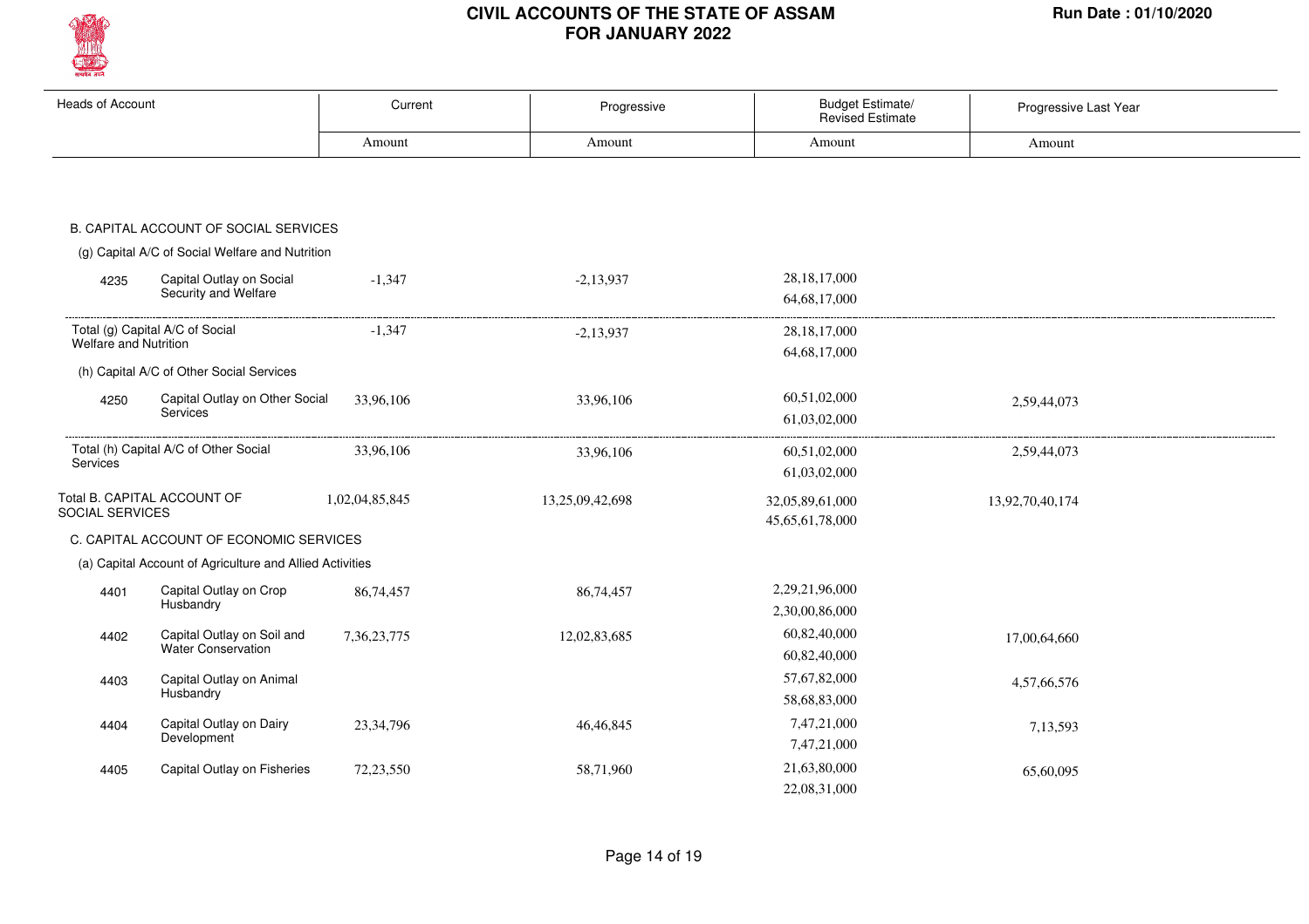# CIVIL ACCOUNTS OF THE STATE OF ASSAM
## FOR JANUARY 2022

Run Date : 01/10/2020

| Heads of Account | | Current | Progressive | Budget Estimate/ Revised Estimate | Progressive Last Year |
|---|---|---|---|---|---|
| | | Amount | Amount | Amount | Amount |
| B. CAPITAL ACCOUNT OF SOCIAL SERVICES | | | | | |
| (g) Capital A/C of Social Welfare and Nutrition | | | | | |
| 4235 | Capital Outlay on Social Security and Welfare | -1,347 | -2,13,937 | 28,18,17,000<br>64,68,17,000 | |
| Total (g) Capital A/C of Social Welfare and Nutrition | | -1,347 | -2,13,937 | 28,18,17,000<br>64,68,17,000 | |
| (h) Capital A/C of Other Social Services | | | | | |
| 4250 | Capital Outlay on Other Social Services | 33,96,106 | 33,96,106 | 60,51,02,000<br>61,03,02,000 | 2,59,44,073 |
| Total (h) Capital A/C of Other Social Services | | 33,96,106 | 33,96,106 | 60,51,02,000<br>61,03,02,000 | 2,59,44,073 |
| Total B. CAPITAL ACCOUNT OF SOCIAL SERVICES | | 1,02,04,85,845 | 13,25,09,42,698 | 32,05,89,61,000<br>45,65,61,78,000 | 13,92,70,40,174 |
| C. CAPITAL ACCOUNT OF ECONOMIC SERVICES | | | | | |
| (a) Capital Account of Agriculture and Allied Activities | | | | | |
| 4401 | Capital Outlay on Crop Husbandry | 86,74,457 | 86,74,457 | 2,29,21,96,000<br>2,30,00,86,000 | |
| 4402 | Capital Outlay on Soil and Water Conservation | 7,36,23,775 | 12,02,83,685 | 60,82,40,000<br>60,82,40,000 | 17,00,64,660 |
| 4403 | Capital Outlay on Animal Husbandry | | | 57,67,82,000<br>58,68,83,000 | 4,57,66,576 |
| 4404 | Capital Outlay on Dairy Development | 23,34,796 | 46,46,845 | 7,47,21,000<br>7,47,21,000 | 7,13,593 |
| 4405 | Capital Outlay on Fisheries | 72,23,550 | 58,71,960 | 21,63,80,000<br>22,08,31,000 | 65,60,095 |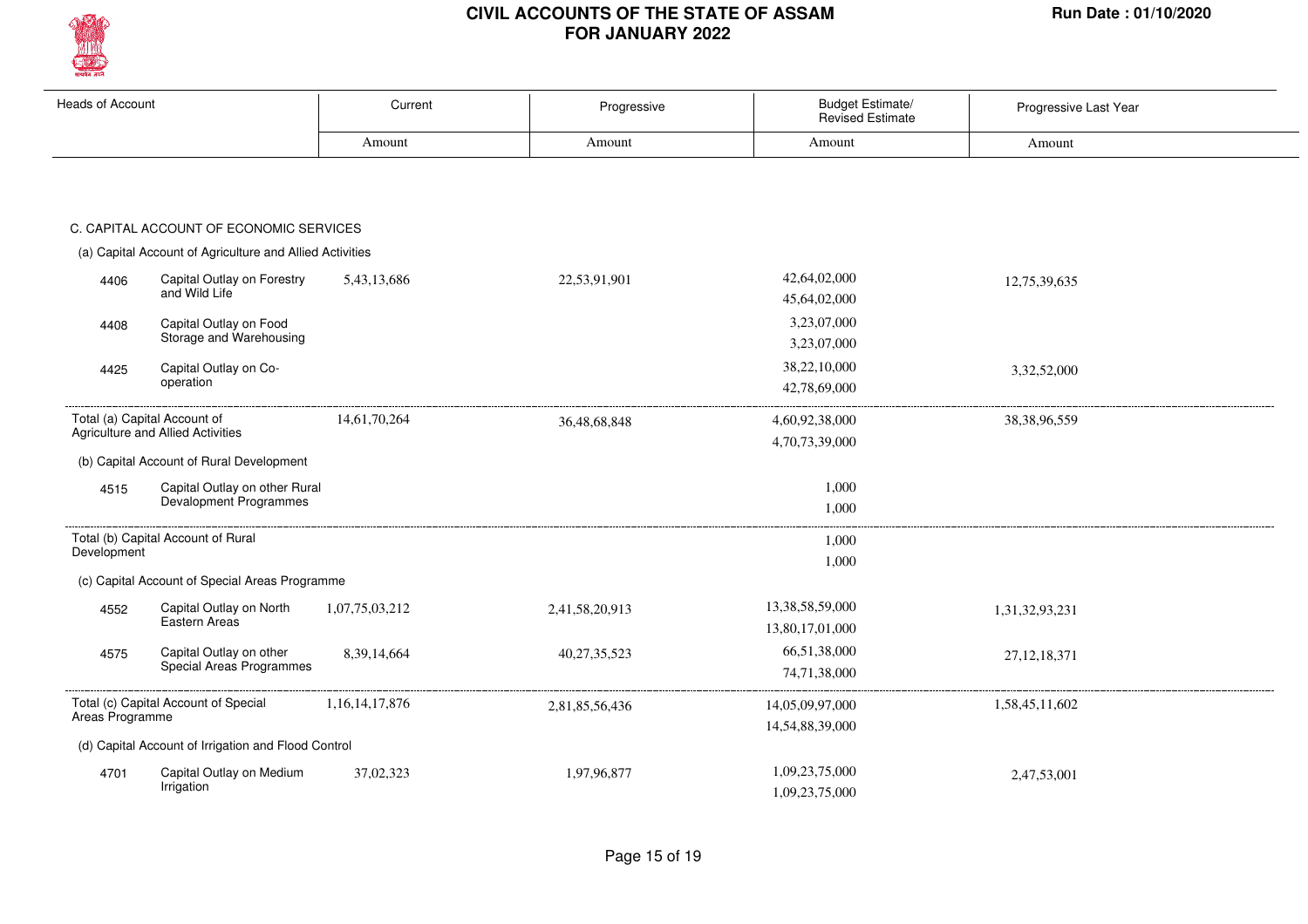# CIVIL ACCOUNTS OF THE STATE OF ASSAM FOR JANUARY 2022

Run Date : 01/10/2020

| Heads of Account | | Current | Progressive | Budget Estimate/ Revised Estimate | Progressive Last Year |
|---|---|---|---|---|---|
| | | Amount | Amount | Amount | Amount |
| **C. CAPITAL ACCOUNT OF ECONOMIC SERVICES** | | | | | |
| (a) Capital Account of Agriculture and Allied Activities | | | | | |
| 4406 | Capital Outlay on Forestry and Wild Life | 5,43,13,686 | 22,53,91,901 | 42,64,02,000<br>45,64,02,000 | 12,75,39,635 |
| 4408 | Capital Outlay on Food Storage and Warehousing | | | 3,23,07,000<br>3,23,07,000 | |
| 4425 | Capital Outlay on Co-operation | | | 38,22,10,000<br>42,78,69,000 | 3,32,52,000 |
| Total (a) Capital Account of Agriculture and Allied Activities | | 14,61,70,264 | 36,48,68,848 | 4,60,92,38,000<br>4,70,73,39,000 | 38,38,96,559 |
| (b) Capital Account of Rural Development | | | | | |
| 4515 | Capital Outlay on other Rural Devalopment Programmes | | | 1,000<br>1,000 | |
| Total (b) Capital Account of Rural Development | | | | 1,000<br>1,000 | |
| (c) Capital Account of Special Areas Programme | | | | | |
| 4552 | Capital Outlay on North Eastern Areas | 1,07,75,03,212 | 2,41,58,20,913 | 13,38,58,59,000<br>13,80,17,01,000 | 1,31,32,93,231 |
| 4575 | Capital Outlay on other Special Areas Programmes | 8,39,14,664 | 40,27,35,523 | 66,51,38,000<br>74,71,38,000 | 27,12,18,371 |
| Total (c) Capital Account of Special Areas Programme | | 1,16,14,17,876 | 2,81,85,56,436 | 14,05,09,97,000<br>14,54,88,39,000 | 1,58,45,11,602 |
| (d) Capital Account of Irrigation and Flood Control | | | | | |
| 4701 | Capital Outlay on Medium Irrigation | 37,02,323 | 1,97,96,877 | 1,09,23,75,000<br>1,09,23,75,000 | 2,47,53,001 |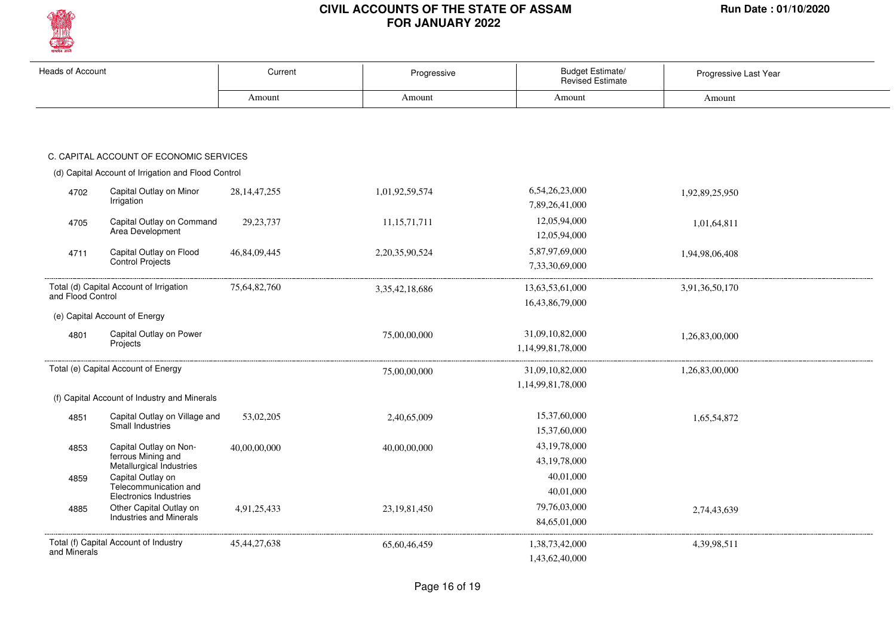| Heads of Account | | Current | Progressive | Budget Estimate/ Revised Estimate | Progressive Last Year |
|---|---|---|---|---|---|
| | | Amount | Amount | Amount | Amount |
| C. CAPITAL ACCOUNT OF ECONOMIC SERVICES | | | | | |
| (d) Capital Account of Irrigation and Flood Control | | | | | |
| 4702 | Capital Outlay on Minor Irrigation | 28,14,47,255 | 1,01,92,59,574 | 6,54,26,23,000<br>7,89,26,41,000 | 1,92,89,25,950 |
| 4705 | Capital Outlay on Command Area Development | 29,23,737 | 11,15,71,711 | 12,05,94,000<br>12,05,94,000 | 1,01,64,811 |
| 4711 | Capital Outlay on Flood Control Projects | 46,84,09,445 | 2,20,35,90,524 | 5,87,97,69,000<br>7,33,30,69,000 | 1,94,98,06,408 |
| Total (d) Capital Account of Irrigation and Flood Control | | 75,64,82,760 | 3,35,42,18,686 | 13,63,53,61,000<br>16,43,86,79,000 | 3,91,36,50,170 |
| (e) Capital Account of Energy | | | | | |
| 4801 | Capital Outlay on Power Projects | | 75,00,00,000 | 31,09,10,82,000<br>1,14,99,81,78,000 | 1,26,83,00,000 |
| Total (e) Capital Account of Energy | | | 75,00,00,000 | 31,09,10,82,000<br>1,14,99,81,78,000 | 1,26,83,00,000 |
| (f) Capital Account of Industry and Minerals | | | | | |
| 4851 | Capital Outlay on Village and Small Industries | 53,02,205 | 2,40,65,009 | 15,37,60,000<br>15,37,60,000 | 1,65,54,872 |
| 4853 | Capital Outlay on Non-ferrous Mining and Metallurgical Industries | 40,00,00,000 | 40,00,00,000 | 43,19,78,000<br>43,19,78,000 | |
| 4859 | Capital Outlay on Telecommunication and Electronics Industries | | | 40,01,000<br>40,01,000 | |
| 4885 | Other Capital Outlay on Industries and Minerals | 4,91,25,433 | 23,19,81,450 | 79,76,03,000<br>84,65,01,000 | 2,74,43,639 |
| Total (f) Capital Account of Industry and Minerals | | 45,44,27,638 | 65,60,46,459 | 1,38,73,42,000<br>1,43,62,40,000 | 4,39,98,511 |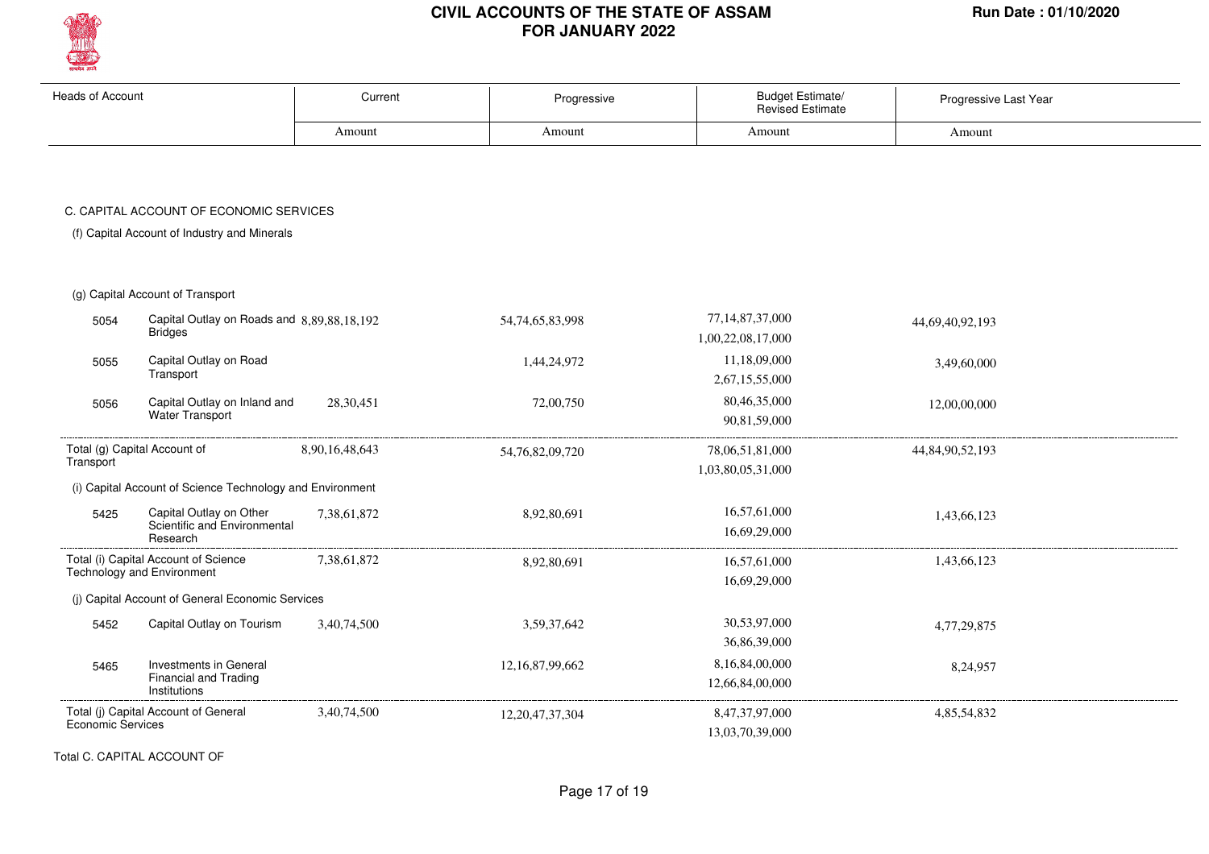# CIVIL ACCOUNTS OF THE STATE OF ASSAM
## FOR JANUARY 2022

Run Date : 01/10/2020

| Heads of Account | | Current | Progressive | Budget Estimate/ Revised Estimate | Progressive Last Year |
|---|---|---|---|---|---|
| | | Amount | Amount | Amount | Amount |
| **C. CAPITAL ACCOUNT OF ECONOMIC SERVICES** | | | | | |
| (f) Capital Account of Industry and Minerals | | | | | |
| (g) Capital Account of Transport | | | | | |
| 5054 | Capital Outlay on Roads and Bridges | 8,89,88,18,192 | 54,74,65,83,998 | 77,14,87,37,000<br>1,00,22,08,17,000 | 44,69,40,92,193 |
| 5055 | Capital Outlay on Road Transport | | 1,44,24,972 | 11,18,09,000<br>2,67,15,55,000 | 3,49,60,000 |
| 5056 | Capital Outlay on Inland and Water Transport | 28,30,451 | 72,00,750 | 80,46,35,000<br>90,81,59,000 | 12,00,00,000 |
| Total (g) Capital Account of Transport | | 8,90,16,48,643 | 54,76,82,09,720 | 78,06,51,81,000<br>1,03,80,05,31,000 | 44,84,90,52,193 |
| (i) Capital Account of Science Technology and Environment | | | | | |
| 5425 | Capital Outlay on Other Scientific and Environmental Research | 7,38,61,872 | 8,92,80,691 | 16,57,61,000<br>16,69,29,000 | 1,43,66,123 |
| Total (i) Capital Account of Science Technology and Environment | | 7,38,61,872 | 8,92,80,691 | 16,57,61,000<br>16,69,29,000 | 1,43,66,123 |
| (j) Capital Account of General Economic Services | | | | | |
| 5452 | Capital Outlay on Tourism | 3,40,74,500 | 3,59,37,642 | 30,53,97,000<br>36,86,39,000 | 4,77,29,875 |
| 5465 | Investments in General Financial and Trading Institutions | | 12,16,87,99,662 | 8,16,84,00,000<br>12,66,84,00,000 | 8,24,957 |
| Total (j) Capital Account of General Economic Services | | 3,40,74,500 | 12,20,47,37,304 | 8,47,37,97,000<br>13,03,70,39,000 | 4,85,54,832 |

Total C. CAPITAL ACCOUNT OF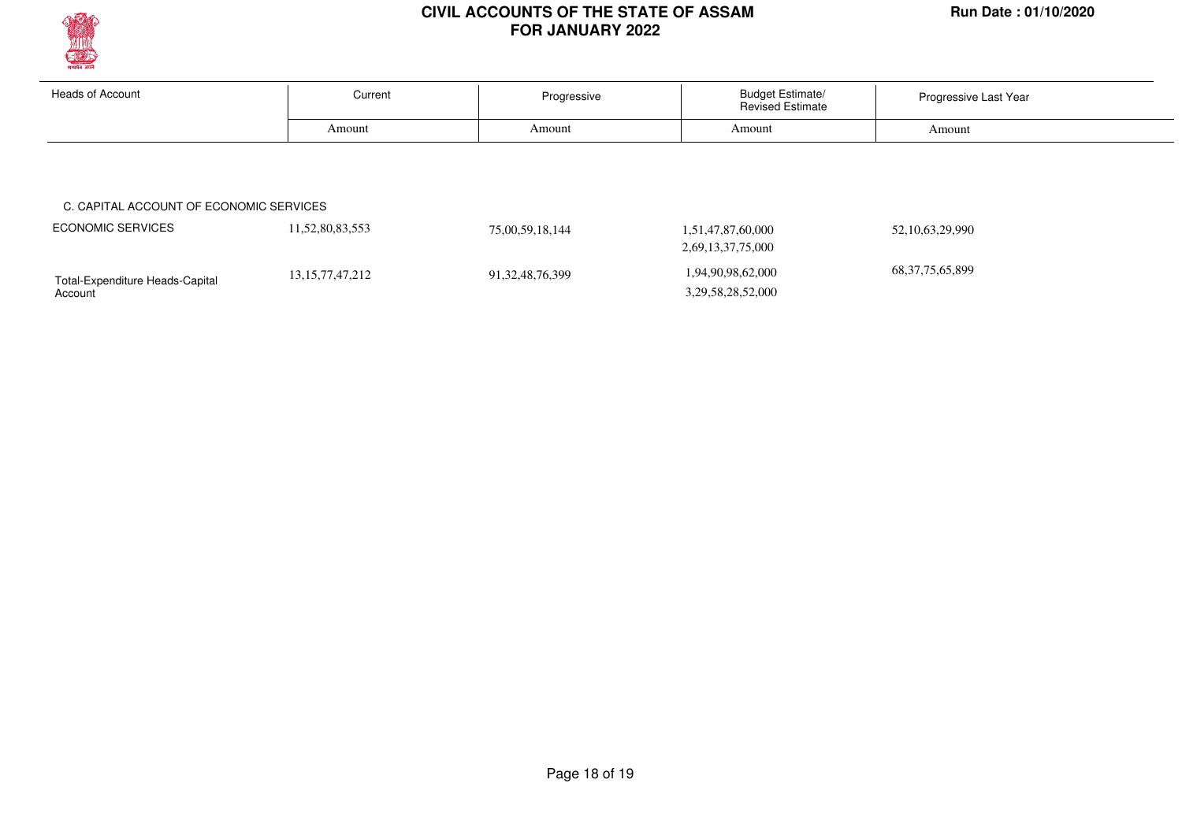| Heads of Account | Current | Progressive | Budget Estimate/ Revised Estimate | Progressive Last Year |
|---|---|---|---|---|
| | Amount | Amount | Amount | Amount |
| C. CAPITAL ACCOUNT OF ECONOMIC SERVICES | | | | |
| ECONOMIC SERVICES | 11,52,80,83,553 | 75,00,59,18,144 | 1,51,47,87,60,000<br>2,69,13,37,75,000 | 52,10,63,29,990 |
| Total-Expenditure Heads-Capital Account | 13,15,77,47,212 | 91,32,48,76,399 | 1,94,90,98,62,000<br>3,29,58,28,52,000 | 68,37,75,65,899 |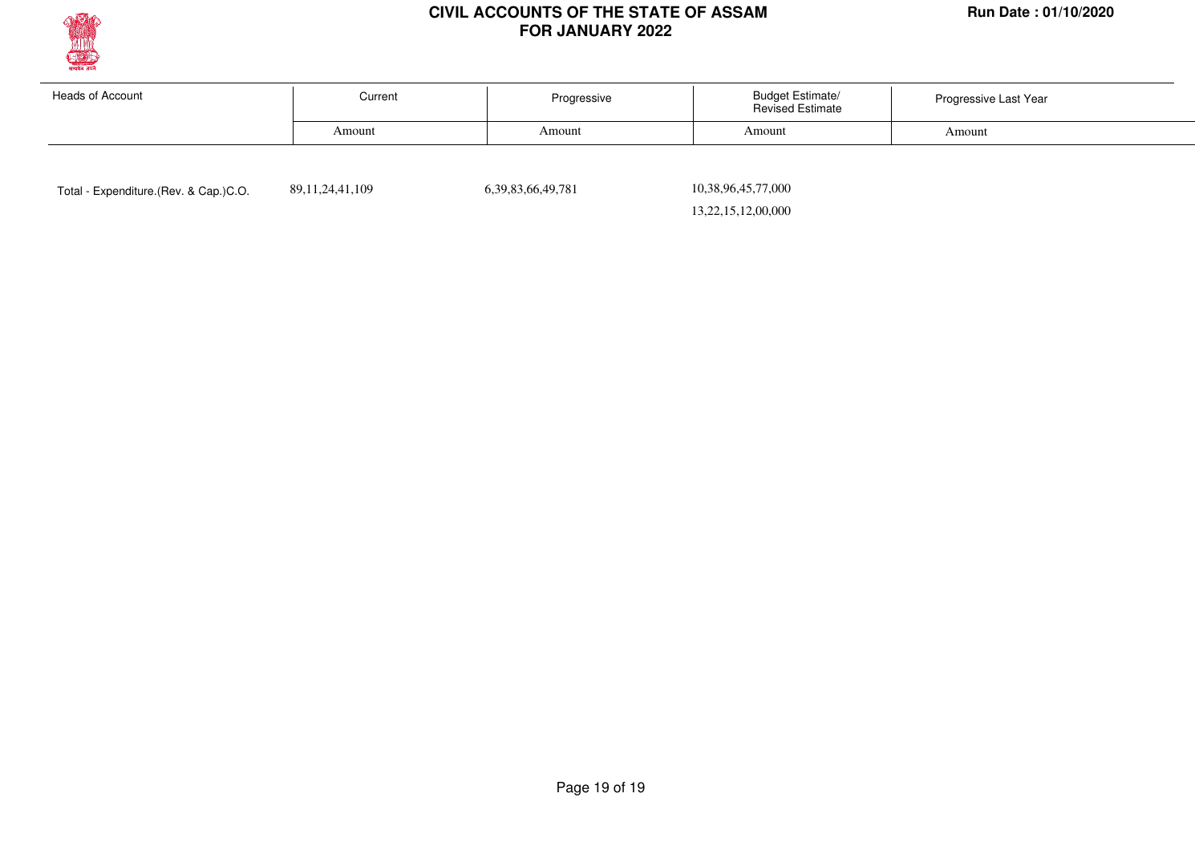| Heads of Account | Current | Progressive | Budget Estimate/ Revised Estimate | Progressive Last Year |
|---|---|---|---|---|
| | Amount | Amount | Amount | Amount |
| Total - Expenditure.(Rev. & Cap.)C.O. | 89,11,24,41,109 | 6,39,83,66,49,781 | 10,38,96,45,77,000 | |
| | | | 13,22,15,12,00,000 | |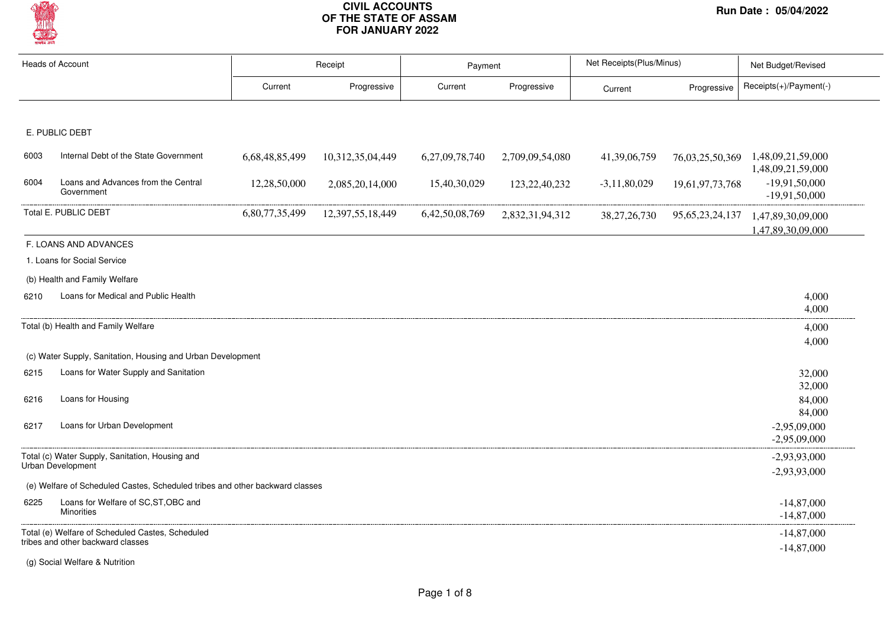# CIVIL ACCOUNTS OF THE STATE OF ASSAM FOR JANUARY 2022

Run Date : 05/04/2022

| Heads of Account | | Receipt | | Payment | | Net Receipts(Plus/Minus) | | Net Budget/Revised |
|---|---|---|---|---|---|---|---|---|
| | | Current | Progressive | Current | Progressive | Current | Progressive | Receipts(+)/Payment(-) |
| E. PUBLIC DEBT | | | | | | | | |
| 6003 | Internal Debt of the State Government | 6,68,48,85,499 | 10,312,35,04,449 | 6,27,09,78,740 | 2,709,09,54,080 | 41,39,06,759 | 76,03,25,50,369 | 1,48,09,21,59,000<br>1,48,09,21,59,000 |
| 6004 | Loans and Advances from the Central Government | 12,28,50,000 | 2,085,20,14,000 | 15,40,30,029 | 123,22,40,232 | -3,11,80,029 | 19,61,97,73,768 | -19,91,50,000<br>-19,91,50,000 |
| Total E. PUBLIC DEBT | | 6,80,77,35,499 | 12,397,55,18,449 | 6,42,50,08,769 | 2,832,31,94,312 | 38,27,26,730 | 95,65,23,24,137 | 1,47,89,30,09,000<br>1,47,89,30,09,000 |
| F. LOANS AND ADVANCES | | | | | | | | |
| 1. Loans for Social Service | | | | | | | | |
| (b) Health and Family Welfare | | | | | | | | |
| 6210 | Loans for Medical and Public Health | | | | | | | 4,000<br>4,000 |
| Total (b) Health and Family Welfare | | | | | | | | 4,000<br>4,000 |
| (c) Water Supply, Sanitation, Housing and Urban Development | | | | | | | | |
| 6215 | Loans for Water Supply and Sanitation | | | | | | | 32,000<br>32,000 |
| 6216 | Loans for Housing | | | | | | | 84,000<br>84,000 |
| 6217 | Loans for Urban Development | | | | | | | -2,95,09,000<br>-2,95,09,000 |
| Total (c) Water Supply, Sanitation, Housing and Urban Development | | | | | | | | -2,93,93,000<br>-2,93,93,000 |
| (e) Welfare of Scheduled Castes, Scheduled tribes and other backward classes | | | | | | | | |
| 6225 | Loans for Welfare of SC,ST,OBC and Minorities | | | | | | | -14,87,000<br>-14,87,000 |
| Total (e) Welfare of Scheduled Castes, Scheduled tribes and other backward classes | | | | | | | | -14,87,000<br>-14,87,000 |
| (g) Social Welfare & Nutrition | | | | | | | | |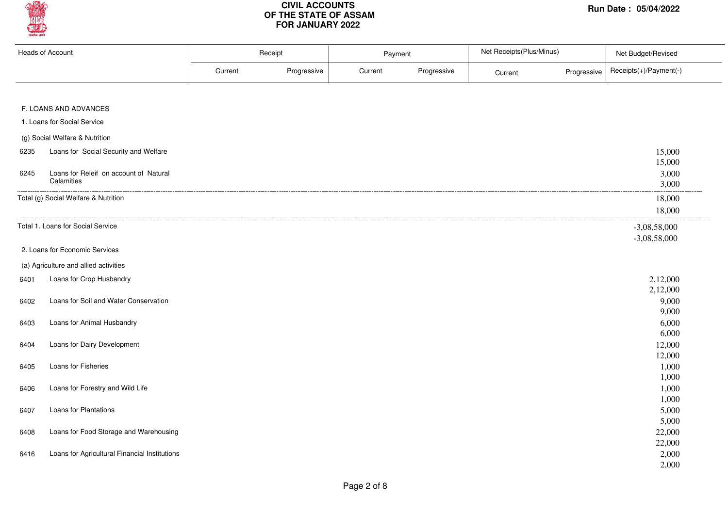# CIVIL ACCOUNTS OF THE STATE OF ASSAM FOR JANUARY 2022

Run Date : 05/04/2022

| Heads of Account | | Receipt | | Payment | | Net Receipts(Plus/Minus) | | Net Budget/Revised |
|---|---|---|---|---|---|---|---|---|
| | | Current | Progressive | Current | Progressive | Current | Progressive | Receipts(+)/Payment(-) |
| F. LOANS AND ADVANCES | | | | | | | | |
| 1. Loans for Social Service | | | | | | | | |
| (g) Social Welfare & Nutrition | | | | | | | | |
| 6235 | Loans for Social Security and Welfare | | | | | | | 15,000<br>15,000 |
| 6245 | Loans for Releif on account of Natural Calamities | | | | | | | 3,000<br>3,000 |
| Total (g) Social Welfare & Nutrition | | | | | | | | 18,000<br>18,000 |
| Total 1. Loans for Social Service | | | | | | | | -3,08,58,000<br>-3,08,58,000 |
| 2. Loans for Economic Services | | | | | | | | |
| (a) Agriculture and allied activities | | | | | | | | |
| 6401 | Loans for Crop Husbandry | | | | | | | 2,12,000<br>2,12,000 |
| 6402 | Loans for Soil and Water Conservation | | | | | | | 9,000<br>9,000 |
| 6403 | Loans for Animal Husbandry | | | | | | | 6,000<br>6,000 |
| 6404 | Loans for Dairy Development | | | | | | | 12,000<br>12,000 |
| 6405 | Loans for Fisheries | | | | | | | 1,000<br>1,000 |
| 6406 | Loans for Forestry and Wild Life | | | | | | | 1,000<br>1,000 |
| 6407 | Loans for Plantations | | | | | | | 5,000<br>5,000 |
| 6408 | Loans for Food Storage and Warehousing | | | | | | | 22,000<br>22,000 |
| 6416 | Loans for Agricultural Financial Institutions | | | | | | | 2,000<br>2,000 |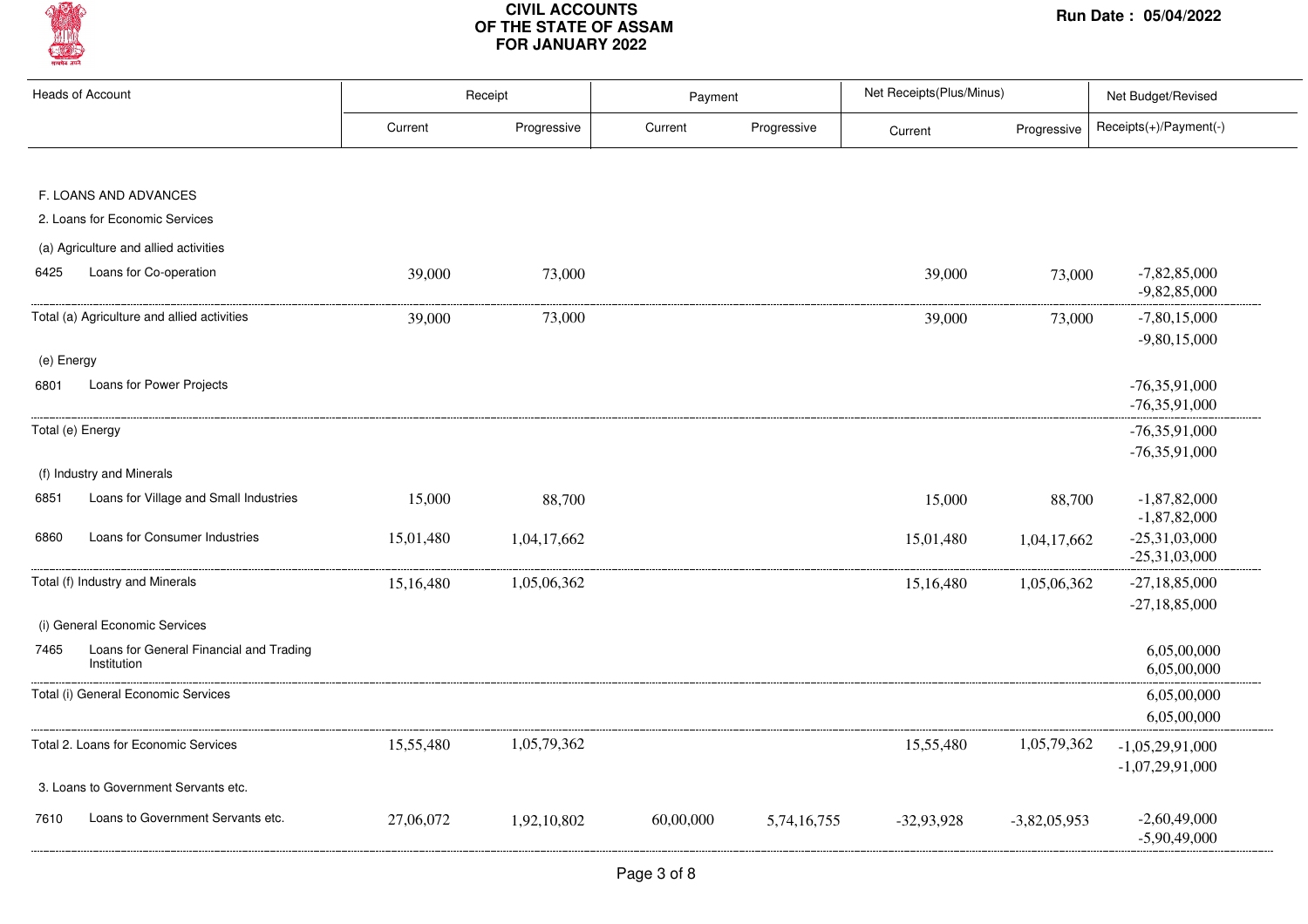# CIVIL ACCOUNTS OF THE STATE OF ASSAM FOR JANUARY 2022

Run Date : 05/04/2022

| Heads of Account | Receipt | | Payment | | Net Receipts(Plus/Minus) | | Net Budget/Revised |
|---|---|---|---|---|---|---|---|
| | Current | Progressive | Current | Progressive | Current | Progressive | Receipts(+)/Payment(-) |
| F. LOANS AND ADVANCES | | | | | | | |
| 2. Loans for Economic Services | | | | | | | |
| (a) Agriculture and allied activities | | | | | | | |
| 6425 Loans for Co-operation | 39,000 | 73,000 | | | 39,000 | 73,000 | -7,82,85,000<br>-9,82,85,000 |
| Total (a) Agriculture and allied activities | 39,000 | 73,000 | | | 39,000 | 73,000 | -7,80,15,000<br>-9,80,15,000 |
| (e) Energy | | | | | | | |
| 6801 Loans for Power Projects | | | | | | | -76,35,91,000<br>-76,35,91,000 |
| Total (e) Energy | | | | | | | -76,35,91,000<br>-76,35,91,000 |
| (f) Industry and Minerals | | | | | | | |
| 6851 Loans for Village and Small Industries | 15,000 | 88,700 | | | 15,000 | 88,700 | -1,87,82,000<br>-1,87,82,000 |
| 6860 Loans for Consumer Industries | 15,01,480 | 1,04,17,662 | | | 15,01,480 | 1,04,17,662 | -25,31,03,000<br>-25,31,03,000 |
| Total (f) Industry and Minerals | 15,16,480 | 1,05,06,362 | | | 15,16,480 | 1,05,06,362 | -27,18,85,000<br>-27,18,85,000 |
| (i) General Economic Services | | | | | | | |
| 7465 Loans for General Financial and Trading Institution | | | | | | | 6,05,00,000<br>6,05,00,000 |
| Total (i) General Economic Services | | | | | | | 6,05,00,000<br>6,05,00,000 |
| Total 2. Loans for Economic Services | 15,55,480 | 1,05,79,362 | | | 15,55,480 | 1,05,79,362 | -1,05,29,91,000<br>-1,07,29,91,000 |
| 3. Loans to Government Servants etc. | | | | | | | |
| 7610 Loans to Government Servants etc. | 27,06,072 | 1,92,10,802 | 60,00,000 | 5,74,16,755 | -32,93,928 | -3,82,05,953 | -2,60,49,000<br>-5,90,49,000 |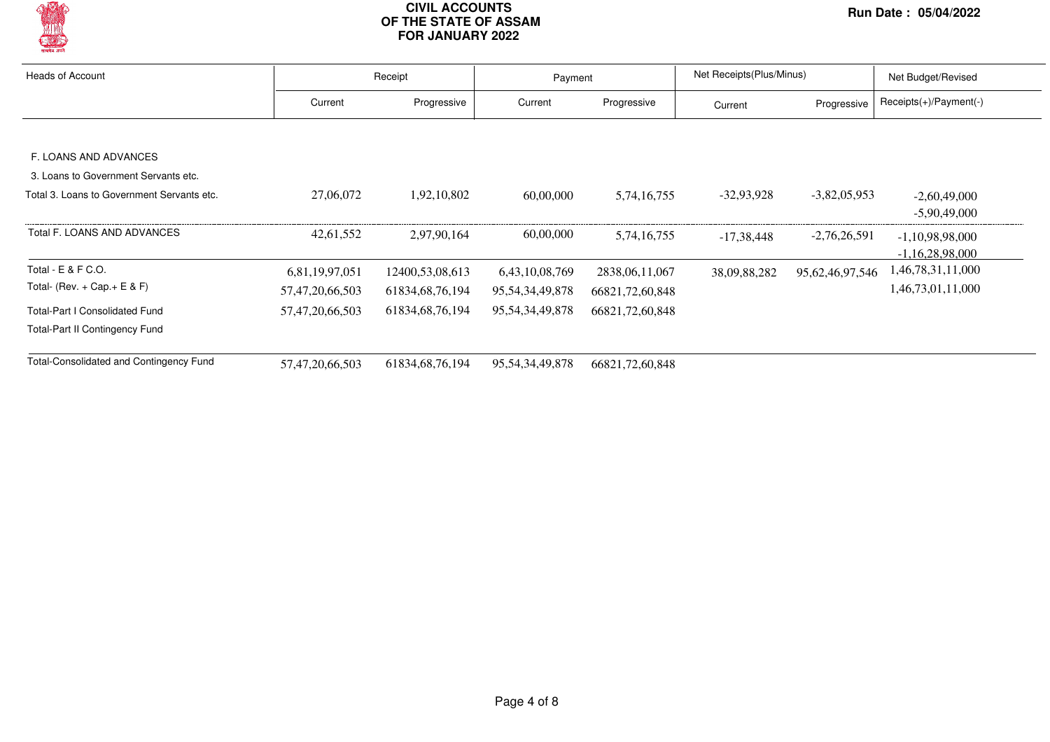# CIVIL ACCOUNTS OF THE STATE OF ASSAM FOR JANUARY 2022

Run Date : 05/04/2022

| Heads of Account | Receipt | | Payment | | Net Receipts(Plus/Minus) | | Net Budget/Revised |
|---|---|---|---|---|---|---|---|
| | Current | Progressive | Current | Progressive | Current | Progressive | Receipts(+)/Payment(-) |
| F. LOANS AND ADVANCES | | | | | | | |
| 3. Loans to Government Servants etc. | | | | | | | |
| Total 3. Loans to Government Servants etc. | 27,06,072 | 1,92,10,802 | 60,00,000 | 5,74,16,755 | -32,93,928 | -3,82,05,953 | -2,60,49,000<br>-5,90,49,000 |
| Total F. LOANS AND ADVANCES | 42,61,552 | 2,97,90,164 | 60,00,000 | 5,74,16,755 | -17,38,448 | -2,76,26,591 | -1,10,98,98,000<br>-1,16,28,98,000 |
| Total - E & F C.O. | 6,81,19,97,051 | 12400,53,08,613 | 6,43,10,08,769 | 2838,06,11,067 | 38,09,88,282 | 95,62,46,97,546 | 1,46,78,31,11,000 |
| Total- (Rev. + Cap.+ E & F) | 57,47,20,66,503 | 61834,68,76,194 | 95,54,34,49,878 | 66821,72,60,848 | | | 1,46,73,01,11,000 |
| Total-Part I Consolidated Fund | 57,47,20,66,503 | 61834,68,76,194 | 95,54,34,49,878 | 66821,72,60,848 | | | |
| Total-Part II Contingency Fund | | | | | | | |
| Total-Consolidated and Contingency Fund | 57,47,20,66,503 | 61834,68,76,194 | 95,54,34,49,878 | 66821,72,60,848 | | | |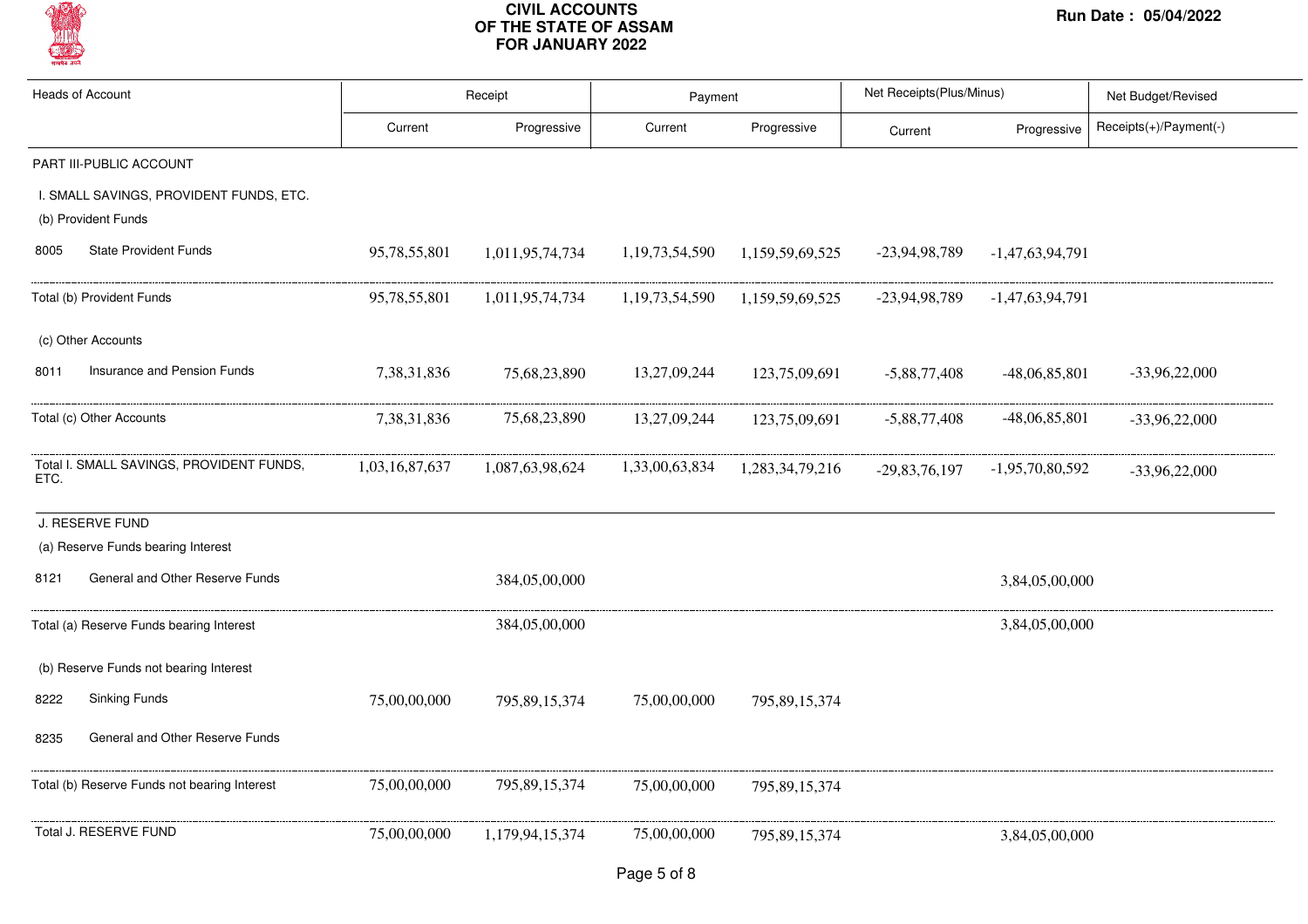# CIVIL ACCOUNTS OF THE STATE OF ASSAM FOR JANUARY 2022

Run Date : 05/04/2022

| Heads of Account | | Receipt | | Payment | | Net Receipts(Plus/Minus) | | Net Budget/Revised |
|---|---|---|---|---|---|---|---|---|
| | | Current | Progressive | Current | Progressive | Current | Progressive | Receipts(+)/Payment(-) |
| PART III-PUBLIC ACCOUNT | | | | | | | | |
| I. SMALL SAVINGS, PROVIDENT FUNDS, ETC. | | | | | | | | |
| (b) Provident Funds | | | | | | | | |
| 8005 | State Provident Funds | 95,78,55,801 | 1,011,95,74,734 | 1,19,73,54,590 | 1,159,59,69,525 | -23,94,98,789 | -1,47,63,94,791 | |
| Total (b) Provident Funds | | 95,78,55,801 | 1,011,95,74,734 | 1,19,73,54,590 | 1,159,59,69,525 | -23,94,98,789 | -1,47,63,94,791 | |
| (c) Other Accounts | | | | | | | | |
| 8011 | Insurance and Pension Funds | 7,38,31,836 | 75,68,23,890 | 13,27,09,244 | 123,75,09,691 | -5,88,77,408 | -48,06,85,801 | -33,96,22,000 |
| Total (c) Other Accounts | | 7,38,31,836 | 75,68,23,890 | 13,27,09,244 | 123,75,09,691 | -5,88,77,408 | -48,06,85,801 | -33,96,22,000 |
| Total I. SMALL SAVINGS, PROVIDENT FUNDS, ETC. | | 1,03,16,87,637 | 1,087,63,98,624 | 1,33,00,63,834 | 1,283,34,79,216 | -29,83,76,197 | -1,95,70,80,592 | -33,96,22,000 |
| J. RESERVE FUND | | | | | | | | |
| (a) Reserve Funds bearing Interest | | | | | | | | |
| 8121 | General and Other Reserve Funds | | 384,05,00,000 | | | | 3,84,05,00,000 | |
| Total (a) Reserve Funds bearing Interest | | | 384,05,00,000 | | | | 3,84,05,00,000 | |
| (b) Reserve Funds not bearing Interest | | | | | | | | |
| 8222 | Sinking Funds | 75,00,00,000 | 795,89,15,374 | 75,00,00,000 | 795,89,15,374 | | | |
| 8235 | General and Other Reserve Funds | | | | | | | |
| Total (b) Reserve Funds not bearing Interest | | 75,00,00,000 | 795,89,15,374 | 75,00,00,000 | 795,89,15,374 | | | |
| Total J. RESERVE FUND | | 75,00,00,000 | 1,179,94,15,374 | 75,00,00,000 | 795,89,15,374 | | 3,84,05,00,000 | |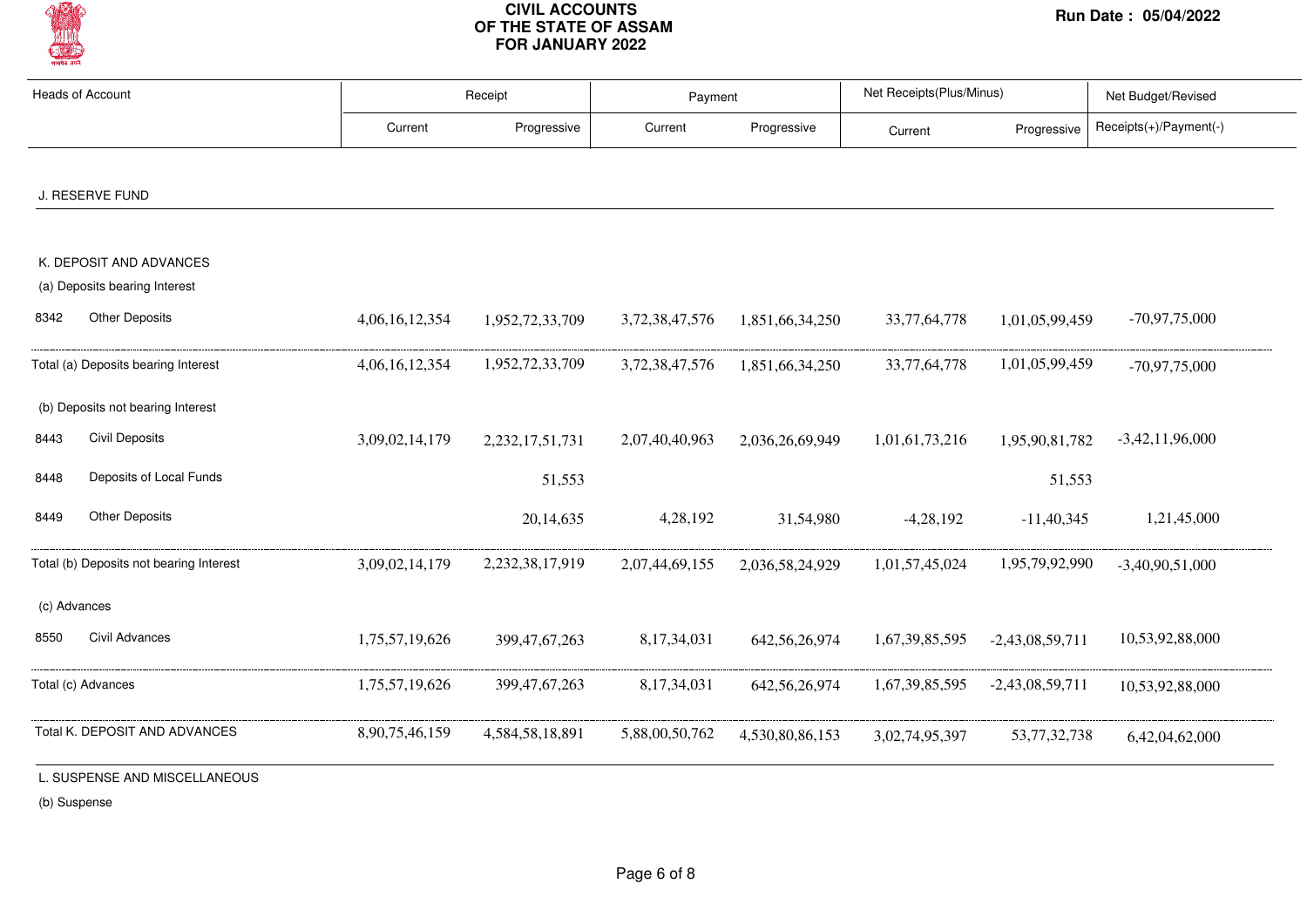# CIVIL ACCOUNTS OF THE STATE OF ASSAM FOR JANUARY 2022

Run Date : 05/04/2022

| Heads of Account | | Receipt | | Payment | | Net Receipts(Plus/Minus) | | Net Budget/Revised |
|---|---|---|---|---|---|---|---|---|
| | | Current | Progressive | Current | Progressive | Current | Progressive | Receipts(+)/Payment(-) |
| J. RESERVE FUND | | | | | | | | |
| K. DEPOSIT AND ADVANCES | | | | | | | | |
| (a) Deposits bearing Interest | | | | | | | | |
| 8342 | Other Deposits | 4,06,16,12,354 | 1,952,72,33,709 | 3,72,38,47,576 | 1,851,66,34,250 | 33,77,64,778 | 1,01,05,99,459 | -70,97,75,000 |
| Total (a) Deposits bearing Interest | | 4,06,16,12,354 | 1,952,72,33,709 | 3,72,38,47,576 | 1,851,66,34,250 | 33,77,64,778 | 1,01,05,99,459 | -70,97,75,000 |
| (b) Deposits not bearing Interest | | | | | | | | |
| 8443 | Civil Deposits | 3,09,02,14,179 | 2,232,17,51,731 | 2,07,40,40,963 | 2,036,26,69,949 | 1,01,61,73,216 | 1,95,90,81,782 | -3,42,11,96,000 |
| 8448 | Deposits of Local Funds | | 51,553 | | | | 51,553 | |
| 8449 | Other Deposits | | 20,14,635 | 4,28,192 | 31,54,980 | -4,28,192 | -11,40,345 | 1,21,45,000 |
| Total (b) Deposits not bearing Interest | | 3,09,02,14,179 | 2,232,38,17,919 | 2,07,44,69,155 | 2,036,58,24,929 | 1,01,57,45,024 | 1,95,79,92,990 | -3,40,90,51,000 |
| (c) Advances | | | | | | | | |
| 8550 | Civil Advances | 1,75,57,19,626 | 399,47,67,263 | 8,17,34,031 | 642,56,26,974 | 1,67,39,85,595 | -2,43,08,59,711 | 10,53,92,88,000 |
| Total (c) Advances | | 1,75,57,19,626 | 399,47,67,263 | 8,17,34,031 | 642,56,26,974 | 1,67,39,85,595 | -2,43,08,59,711 | 10,53,92,88,000 |
| Total K. DEPOSIT AND ADVANCES | | 8,90,75,46,159 | 4,584,58,18,891 | 5,88,00,50,762 | 4,530,80,86,153 | 3,02,74,95,397 | 53,77,32,738 | 6,42,04,62,000 |

L. SUSPENSE AND MISCELLANEOUS

(b) Suspense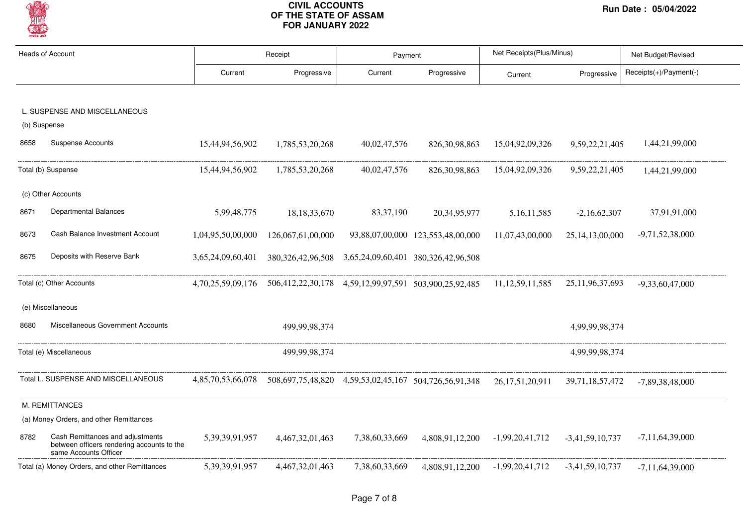# CIVIL ACCOUNTS OF THE STATE OF ASSAM FOR JANUARY 2022

Run Date : 05/04/2022

| Heads of Account | | Receipt | | Payment | | Net Receipts(Plus/Minus) | | Net Budget/Revised |
|---|---|---|---|---|---|---|---|---|
| | | Current | Progressive | Current | Progressive | Current | Progressive | Receipts(+)/Payment(-) |
| L. SUSPENSE AND MISCELLANEOUS | | | | | | | | |
| (b) Suspense | | | | | | | | |
| 8658 | Suspense Accounts | 15,44,94,56,902 | 1,785,53,20,268 | 40,02,47,576 | 826,30,98,863 | 15,04,92,09,326 | 9,59,22,21,405 | 1,44,21,99,000 |
| Total (b) Suspense | | 15,44,94,56,902 | 1,785,53,20,268 | 40,02,47,576 | 826,30,98,863 | 15,04,92,09,326 | 9,59,22,21,405 | 1,44,21,99,000 |
| (c) Other Accounts | | | | | | | | |
| 8671 | Departmental Balances | 5,99,48,775 | 18,18,33,670 | 83,37,190 | 20,34,95,977 | 5,16,11,585 | -2,16,62,307 | 37,91,91,000 |
| 8673 | Cash Balance Investment Account | 1,04,95,50,00,000 | 126,067,61,00,000 | 93,88,07,00,000 | 123,553,48,00,000 | 11,07,43,00,000 | 25,14,13,00,000 | -9,71,52,38,000 |
| 8675 | Deposits with Reserve Bank | 3,65,24,09,60,401 | 380,326,42,96,508 | 3,65,24,09,60,401 | 380,326,42,96,508 | | | |
| Total (c) Other Accounts | | 4,70,25,59,09,176 | 506,412,22,30,178 | 4,59,12,99,97,591 | 503,900,25,92,485 | 11,12,59,11,585 | 25,11,96,37,693 | -9,33,60,47,000 |
| (e) Miscellaneous | | | | | | | | |
| 8680 | Miscellaneous Government Accounts | | 499,99,98,374 | | | | 4,99,99,98,374 | |
| Total (e) Miscellaneous | | | 499,99,98,374 | | | | 4,99,99,98,374 | |
| Total L. SUSPENSE AND MISCELLANEOUS | | 4,85,70,53,66,078 | 508,697,75,48,820 | 4,59,53,02,45,167 | 504,726,56,91,348 | 26,17,51,20,911 | 39,71,18,57,472 | -7,89,38,48,000 |
| M. REMITTANCES | | | | | | | | |
| (a) Money Orders, and other Remittances | | | | | | | | |
| 8782 | Cash Remittances and adjustments between officers rendering accounts to the same Accounts Officer | 5,39,39,91,957 | 4,467,32,01,463 | 7,38,60,33,669 | 4,808,91,12,200 | -1,99,20,41,712 | -3,41,59,10,737 | -7,11,64,39,000 |
| Total (a) Money Orders, and other Remittances | | 5,39,39,91,957 | 4,467,32,01,463 | 7,38,60,33,669 | 4,808,91,12,200 | -1,99,20,41,712 | -3,41,59,10,737 | -7,11,64,39,000 |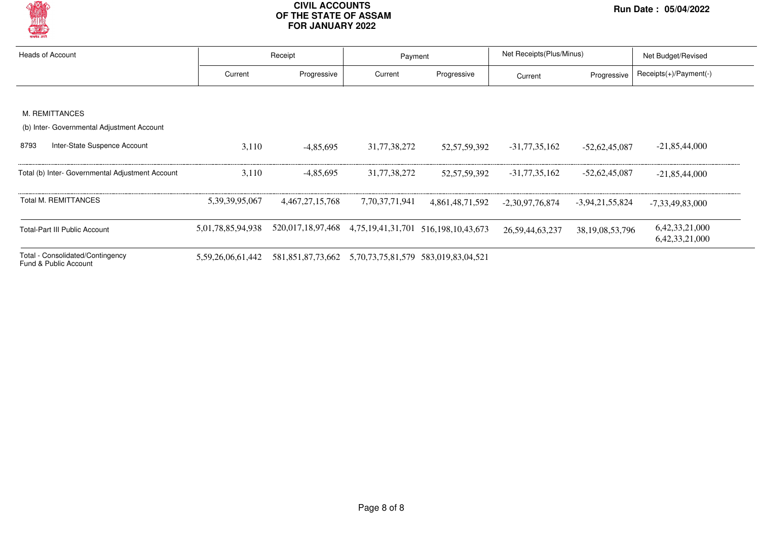# CIVIL ACCOUNTS OF THE STATE OF ASSAM FOR JANUARY 2022

Run Date : 05/04/2022

| Heads of Account | Receipt | | Payment | | Net Receipts(Plus/Minus) | | Net Budget/Revised |
|---|---|---|---|---|---|---|---|
| | Current | Progressive | Current | Progressive | Current | Progressive | Receipts(+)/Payment(-) |
| M. REMITTANCES | | | | | | | |
| (b) Inter- Governmental Adjustment Account | | | | | | | |
| 8793 Inter-State Suspence Account | 3,110 | -4,85,695 | 31,77,38,272 | 52,57,59,392 | -31,77,35,162 | -52,62,45,087 | -21,85,44,000 |
| Total (b) Inter- Governmental Adjustment Account | 3,110 | -4,85,695 | 31,77,38,272 | 52,57,59,392 | -31,77,35,162 | -52,62,45,087 | -21,85,44,000 |
| Total M. REMITTANCES | 5,39,39,95,067 | 4,467,27,15,768 | 7,70,37,71,941 | 4,861,48,71,592 | -2,30,97,76,874 | -3,94,21,55,824 | -7,33,49,83,000 |
| Total-Part III Public Account | 5,01,78,85,94,938 | 520,017,18,97,468 | 4,75,19,41,31,701 | 516,198,10,43,673 | 26,59,44,63,237 | 38,19,08,53,796 | 6,42,33,21,000<br>6,42,33,21,000 |
| Total - Consolidated/Contingency Fund & Public Account | 5,59,26,06,61,442 | 581,851,87,73,662 | 5,70,73,75,81,579 | 583,019,83,04,521 | | | |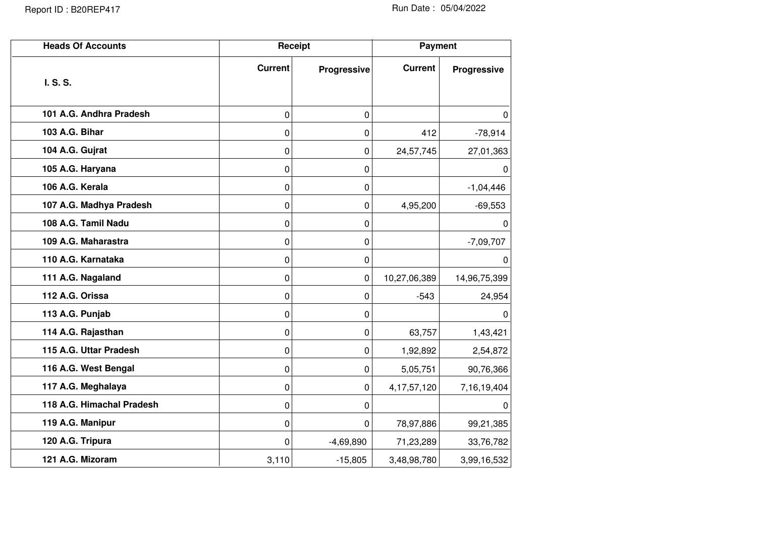| Heads Of Accounts | Receipt | | Payment | |
|---|---|---|---|---|
| I. S. S. | Current | Progressive | Current | Progressive |
| 101 A.G. Andhra Pradesh | 0 | 0 | | 0 |
| 103 A.G. Bihar | 0 | 0 | 412 | -78,914 |
| 104 A.G. Gujrat | 0 | 0 | 24,57,745 | 27,01,363 |
| 105 A.G. Haryana | 0 | 0 | | 0 |
| 106 A.G. Kerala | 0 | 0 | | -1,04,446 |
| 107 A.G. Madhya Pradesh | 0 | 0 | 4,95,200 | -69,553 |
| 108 A.G. Tamil Nadu | 0 | 0 | | 0 |
| 109 A.G. Maharastra | 0 | 0 | | -7,09,707 |
| 110 A.G. Karnataka | 0 | 0 | | 0 |
| 111 A.G. Nagaland | 0 | 0 | 10,27,06,389 | 14,96,75,399 |
| 112 A.G. Orissa | 0 | 0 | -543 | 24,954 |
| 113 A.G. Punjab | 0 | 0 | | 0 |
| 114 A.G. Rajasthan | 0 | 0 | 63,757 | 1,43,421 |
| 115 A.G. Uttar Pradesh | 0 | 0 | 1,92,892 | 2,54,872 |
| 116 A.G. West Bengal | 0 | 0 | 5,05,751 | 90,76,366 |
| 117 A.G. Meghalaya | 0 | 0 | 4,17,57,120 | 7,16,19,404 |
| 118 A.G. Himachal Pradesh | 0 | 0 | | 0 |
| 119 A.G. Manipur | 0 | 0 | 78,97,886 | 99,21,385 |
| 120 A.G. Tripura | 0 | -4,69,890 | 71,23,289 | 33,76,782 |
| 121 A.G. Mizoram | 3,110 | -15,805 | 3,48,98,780 | 3,99,16,532 |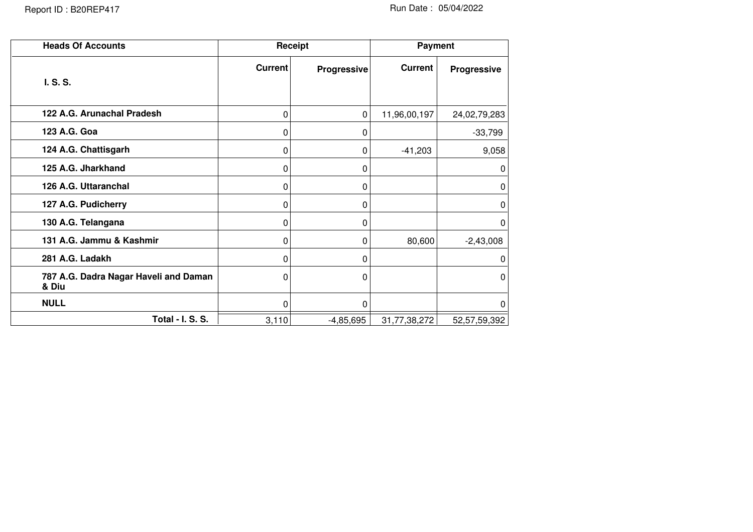| Heads Of Accounts | Receipt | | Payment | |
|---|---|---|---|---|
| **I. S. S.** | **Current** | **Progressive** | **Current** | **Progressive** |
| **122 A.G. Arunachal Pradesh** | 0 | 0 | 11,96,00,197 | 24,02,79,283 |
| **123 A.G. Goa** | 0 | 0 | | -33,799 |
| **124 A.G. Chattisgarh** | 0 | 0 | -41,203 | 9,058 |
| **125 A.G. Jharkhand** | 0 | 0 | | 0 |
| **126 A.G. Uttaranchal** | 0 | 0 | | 0 |
| **127 A.G. Pudicherry** | 0 | 0 | | 0 |
| **130 A.G. Telangana** | 0 | 0 | | 0 |
| **131 A.G. Jammu & Kashmir** | 0 | 0 | 80,600 | -2,43,008 |
| **281 A.G. Ladakh** | 0 | 0 | | 0 |
| **787 A.G. Dadra Nagar Haveli and Daman & Diu** | 0 | 0 | | 0 |
| **NULL** | 0 | 0 | | 0 |
| **Total - I. S. S.** | 3,110 | -4,85,695 | 31,77,38,272 | 52,57,59,392 |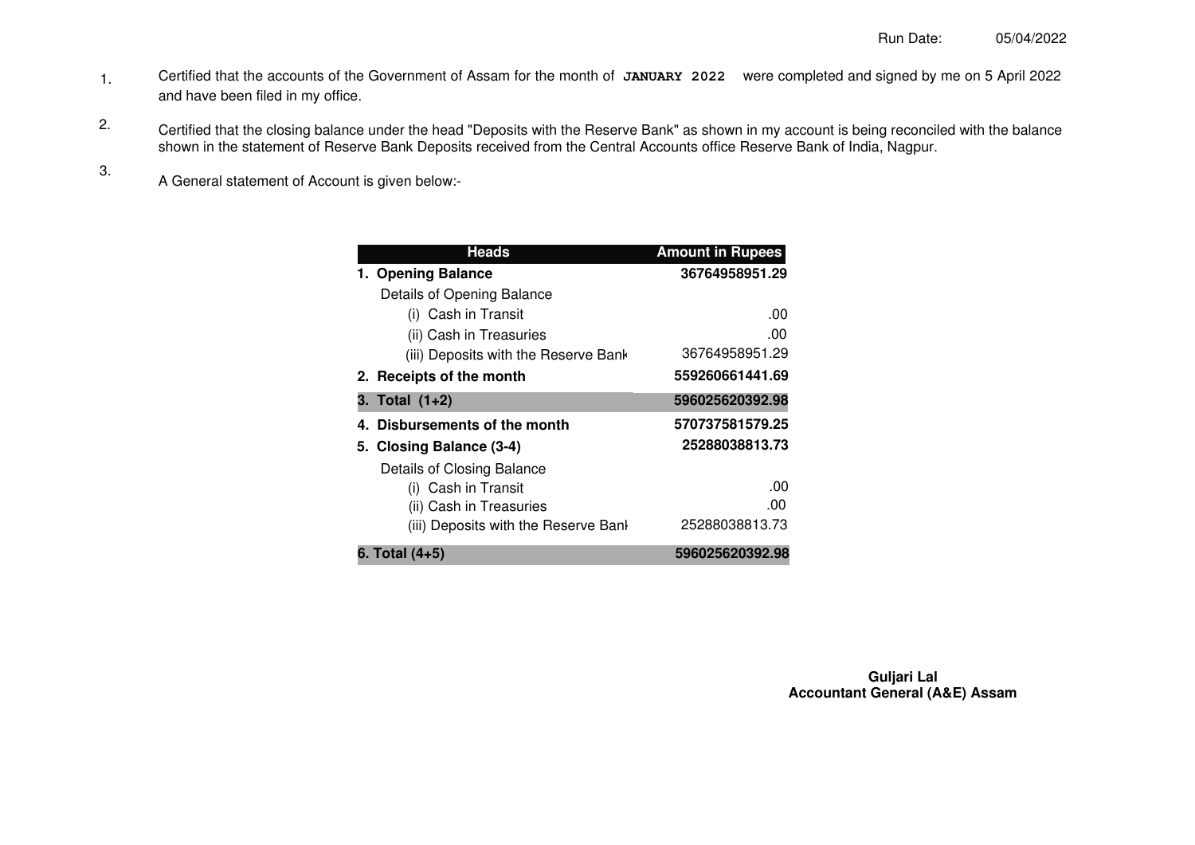Run Date: 05/04/2022

1. Certified that the accounts of the Government of Assam for the month of **JANUARY 2022** were completed and signed by me on 5 April 2022 and have been filed in my office.

2. Certified that the closing balance under the head "Deposits with the Reserve Bank" as shown in my account is being reconciled with the balance shown in the statement of Reserve Bank Deposits received from the Central Accounts office Reserve Bank of India, Nagpur.

3. A General statement of Account is given below:-

| Heads | Amount in Rupees |
|---|---|
| **1. Opening Balance** | **36764958951.29** |
| Details of Opening Balance | |
| (i) Cash in Transit | .00 |
| (ii) Cash in Treasuries | .00 |
| (iii) Deposits with the Reserve Bank | 36764958951.29 |
| **2. Receipts of the month** | **559260661441.69** |
| **3. Total (1+2)** | **596025620392.98** |
| **4. Disbursements of the month** | **570737581579.25** |
| **5. Closing Balance (3-4)** | **25288038813.73** |
| Details of Closing Balance | |
| (i) Cash in Transit | .00 |
| (ii) Cash in Treasuries | .00 |
| (iii) Deposits with the Reserve Bank | 25288038813.73 |
| **6. Total (4+5)** | **596025620392.98** |

**Guljari Lal**
**Accountant General (A&E) Assam**